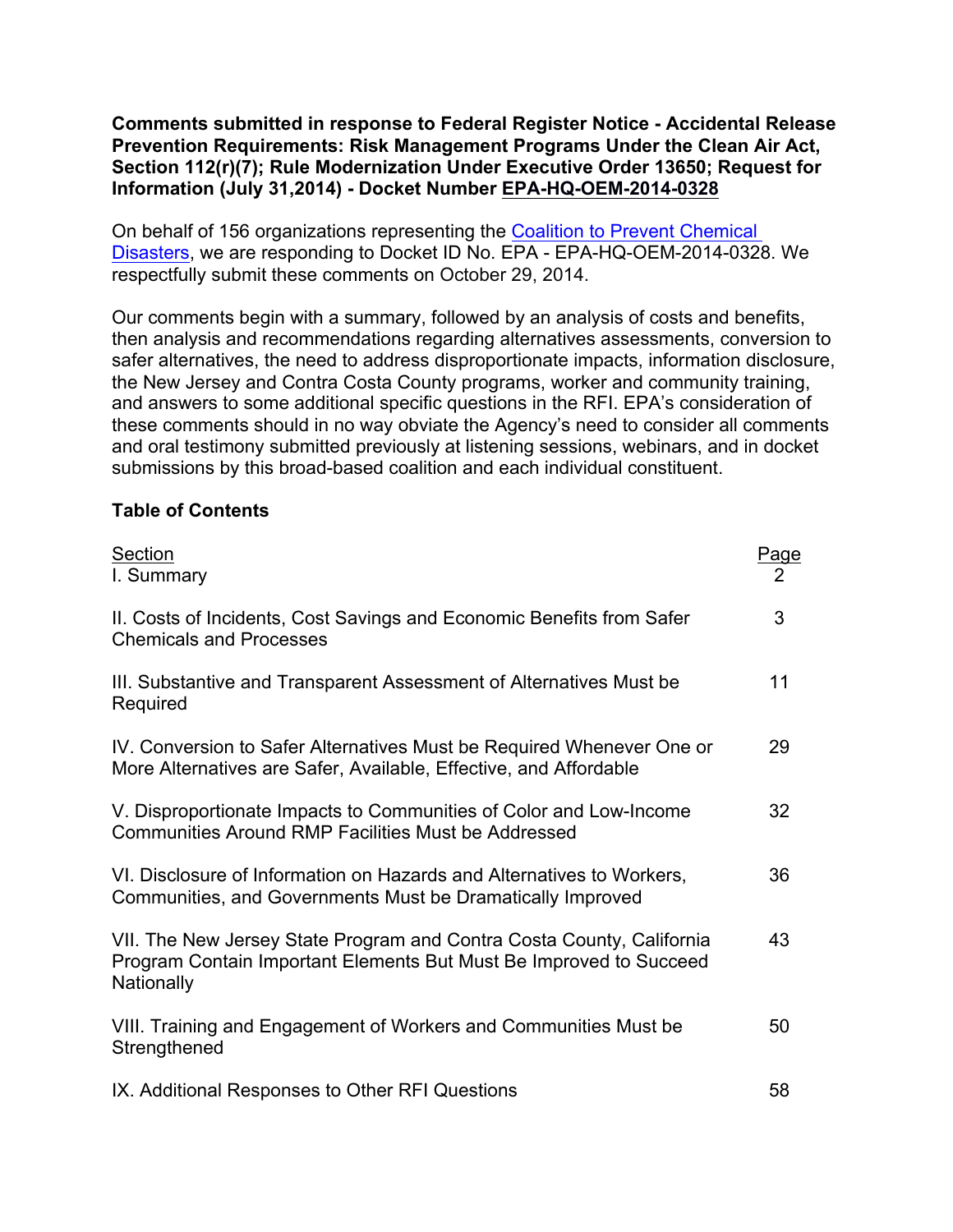**Comments submitted in response to Federal Register Notice - Accidental Release Prevention Requirements: Risk Management Programs Under the Clean Air Act, Section 112(r)(7); Rule Modernization Under Executive Order 13650; Request for Information (July 31,2014) - Docket Number EPA-HQ-OEM-2014-0328**

On behalf of 156 organizations representing the Coalition to Prevent Chemical Disasters, we are responding to Docket ID No. EPA - EPA-HQ-OEM-2014-0328. We respectfully submit these comments on October 29, 2014.

Our comments begin with a summary, followed by an analysis of costs and benefits, then analysis and recommendations regarding alternatives assessments, conversion to safer alternatives, the need to address disproportionate impacts, information disclosure, the New Jersey and Contra Costa County programs, worker and community training, and answers to some additional specific questions in the RFI. EPA's consideration of these comments should in no way obviate the Agency's need to consider all comments and oral testimony submitted previously at listening sessions, webinars, and in docket submissions by this broad-based coalition and each individual constituent.

**Table of Contents**

| Section | Page |
|---|---|
| I. Summary | 2 |
| II. Costs of Incidents, Cost Savings and Economic Benefits from Safer Chemicals and Processes | 3 |
| III. Substantive and Transparent Assessment of Alternatives Must be Required | 11 |
| IV. Conversion to Safer Alternatives Must be Required Whenever One or More Alternatives are Safer, Available, Effective, and Affordable | 29 |
| V. Disproportionate Impacts to Communities of Color and Low-Income Communities Around RMP Facilities Must be Addressed | 32 |
| VI. Disclosure of Information on Hazards and Alternatives to Workers, Communities, and Governments Must be Dramatically Improved | 36 |
| VII. The New Jersey State Program and Contra Costa County, California Program Contain Important Elements But Must Be Improved to Succeed Nationally | 43 |
| VIII. Training and Engagement of Workers and Communities Must be Strengthened | 50 |
| IX. Additional Responses to Other RFI Questions | 58 |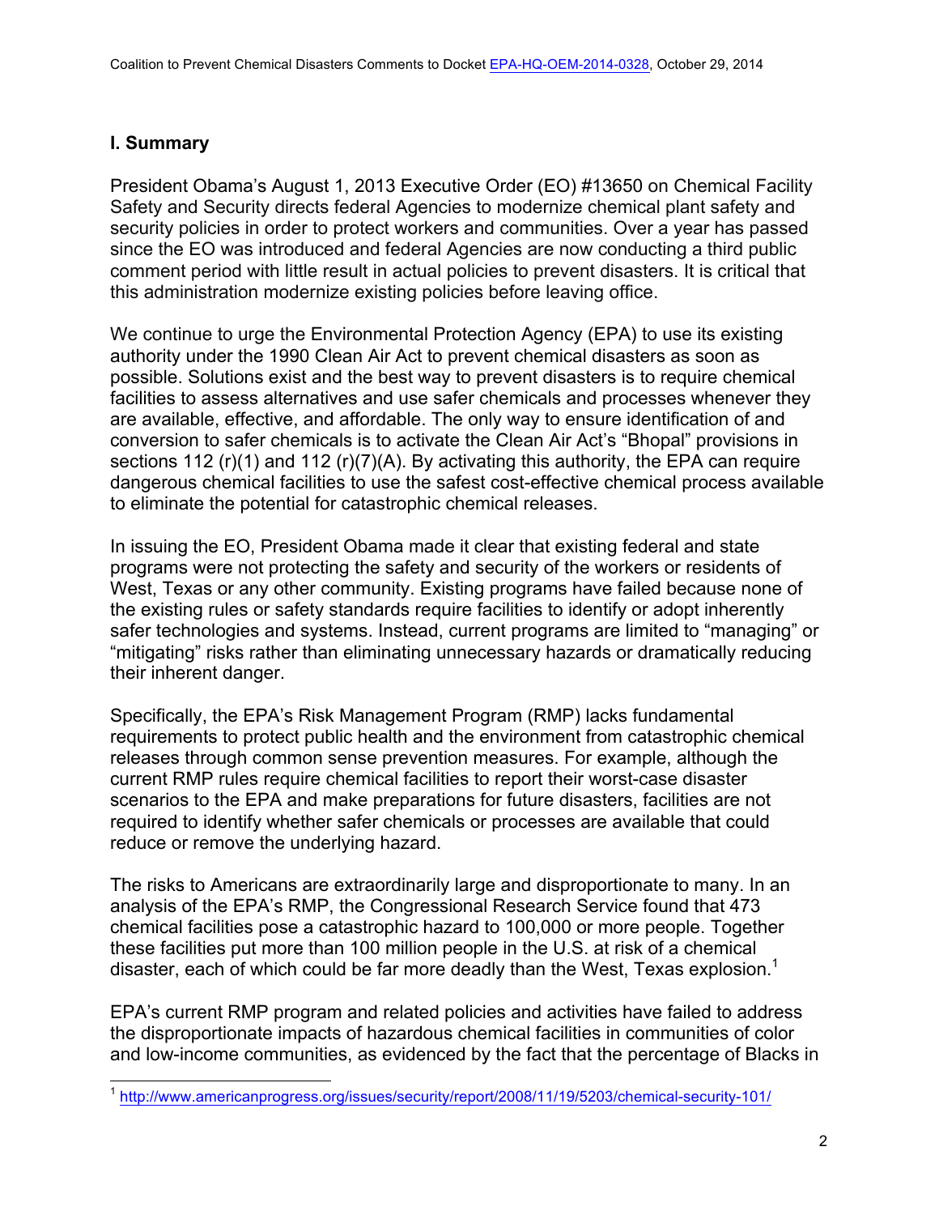## I. Summary

President Obama's August 1, 2013 Executive Order (EO) #13650 on Chemical Facility Safety and Security directs federal Agencies to modernize chemical plant safety and security policies in order to protect workers and communities. Over a year has passed since the EO was introduced and federal Agencies are now conducting a third public comment period with little result in actual policies to prevent disasters. It is critical that this administration modernize existing policies before leaving office.

We continue to urge the Environmental Protection Agency (EPA) to use its existing authority under the 1990 Clean Air Act to prevent chemical disasters as soon as possible. Solutions exist and the best way to prevent disasters is to require chemical facilities to assess alternatives and use safer chemicals and processes whenever they are available, effective, and affordable. The only way to ensure identification of and conversion to safer chemicals is to activate the Clean Air Act's "Bhopal" provisions in sections 112 (r)(1) and 112 (r)(7)(A). By activating this authority, the EPA can require dangerous chemical facilities to use the safest cost-effective chemical process available to eliminate the potential for catastrophic chemical releases.

In issuing the EO, President Obama made it clear that existing federal and state programs were not protecting the safety and security of the workers or residents of West, Texas or any other community. Existing programs have failed because none of the existing rules or safety standards require facilities to identify or adopt inherently safer technologies and systems. Instead, current programs are limited to "managing" or "mitigating" risks rather than eliminating unnecessary hazards or dramatically reducing their inherent danger.

Specifically, the EPA's Risk Management Program (RMP) lacks fundamental requirements to protect public health and the environment from catastrophic chemical releases through common sense prevention measures. For example, although the current RMP rules require chemical facilities to report their worst-case disaster scenarios to the EPA and make preparations for future disasters, facilities are not required to identify whether safer chemicals or processes are available that could reduce or remove the underlying hazard.

The risks to Americans are extraordinarily large and disproportionate to many. In an analysis of the EPA's RMP, the Congressional Research Service found that 473 chemical facilities pose a catastrophic hazard to 100,000 or more people. Together these facilities put more than 100 million people in the U.S. at risk of a chemical disaster, each of which could be far more deadly than the West, Texas explosion.[1]

EPA's current RMP program and related policies and activities have failed to address the disproportionate impacts of hazardous chemical facilities in communities of color and low-income communities, as evidenced by the fact that the percentage of Blacks in

[1] http://www.americanprogress.org/issues/security/report/2008/11/19/5203/chemical-security-101/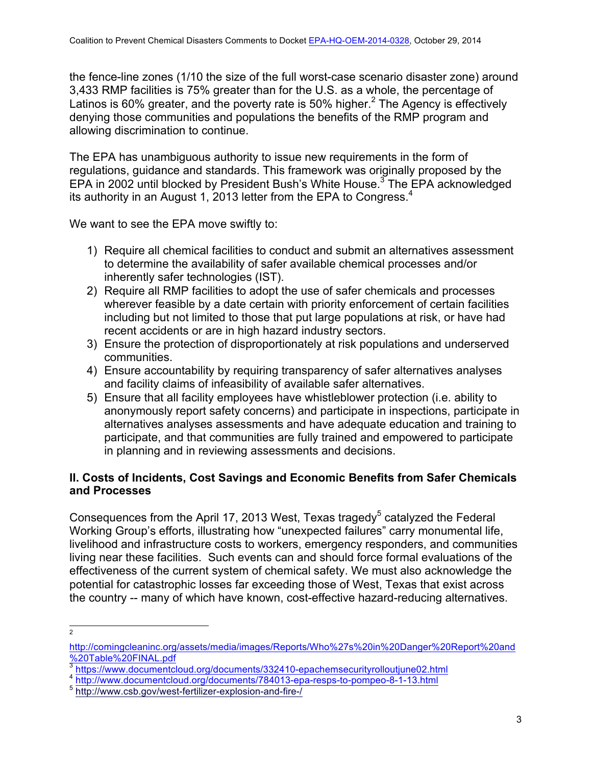the fence-line zones (1/10 the size of the full worst-case scenario disaster zone) around 3,433 RMP facilities is 75% greater than for the U.S. as a whole, the percentage of Latinos is 60% greater, and the poverty rate is 50% higher.[2] The Agency is effectively denying those communities and populations the benefits of the RMP program and allowing discrimination to continue.

The EPA has unambiguous authority to issue new requirements in the form of regulations, guidance and standards. This framework was originally proposed by the EPA in 2002 until blocked by President Bush's White House.[3] The EPA acknowledged its authority in an August 1, 2013 letter from the EPA to Congress.[4]

We want to see the EPA move swiftly to:

1) Require all chemical facilities to conduct and submit an alternatives assessment to determine the availability of safer available chemical processes and/or inherently safer technologies (IST).
2) Require all RMP facilities to adopt the use of safer chemicals and processes wherever feasible by a date certain with priority enforcement of certain facilities including but not limited to those that put large populations at risk, or have had recent accidents or are in high hazard industry sectors.
3) Ensure the protection of disproportionately at risk populations and underserved communities.
4) Ensure accountability by requiring transparency of safer alternatives analyses and facility claims of infeasibility of available safer alternatives.
5) Ensure that all facility employees have whistleblower protection (i.e. ability to anonymously report safety concerns) and participate in inspections, participate in alternatives analyses assessments and have adequate education and training to participate, and that communities are fully trained and empowered to participate in planning and in reviewing assessments and decisions.

## II. Costs of Incidents, Cost Savings and Economic Benefits from Safer Chemicals and Processes

Consequences from the April 17, 2013 West, Texas tragedy[5] catalyzed the Federal Working Group's efforts, illustrating how "unexpected failures" carry monumental life, livelihood and infrastructure costs to workers, emergency responders, and communities living near these facilities. Such events can and should force formal evaluations of the effectiveness of the current system of chemical safety. We must also acknowledge the potential for catastrophic losses far exceeding those of West, Texas that exist across the country -- many of which have known, cost-effective hazard-reducing alternatives.

---

[2] http://comingcleaninc.org/assets/media/images/Reports/Who%27s%20in%20Danger%20Report%20and%20Table%20FINAL.pdf

[3] https://www.documentcloud.org/documents/332410-epachemsecurityrolloutjune02.html

[4] http://www.documentcloud.org/documents/784013-epa-resps-to-pompeo-8-1-13.html

[5] http://www.csb.gov/west-fertilizer-explosion-and-fire-/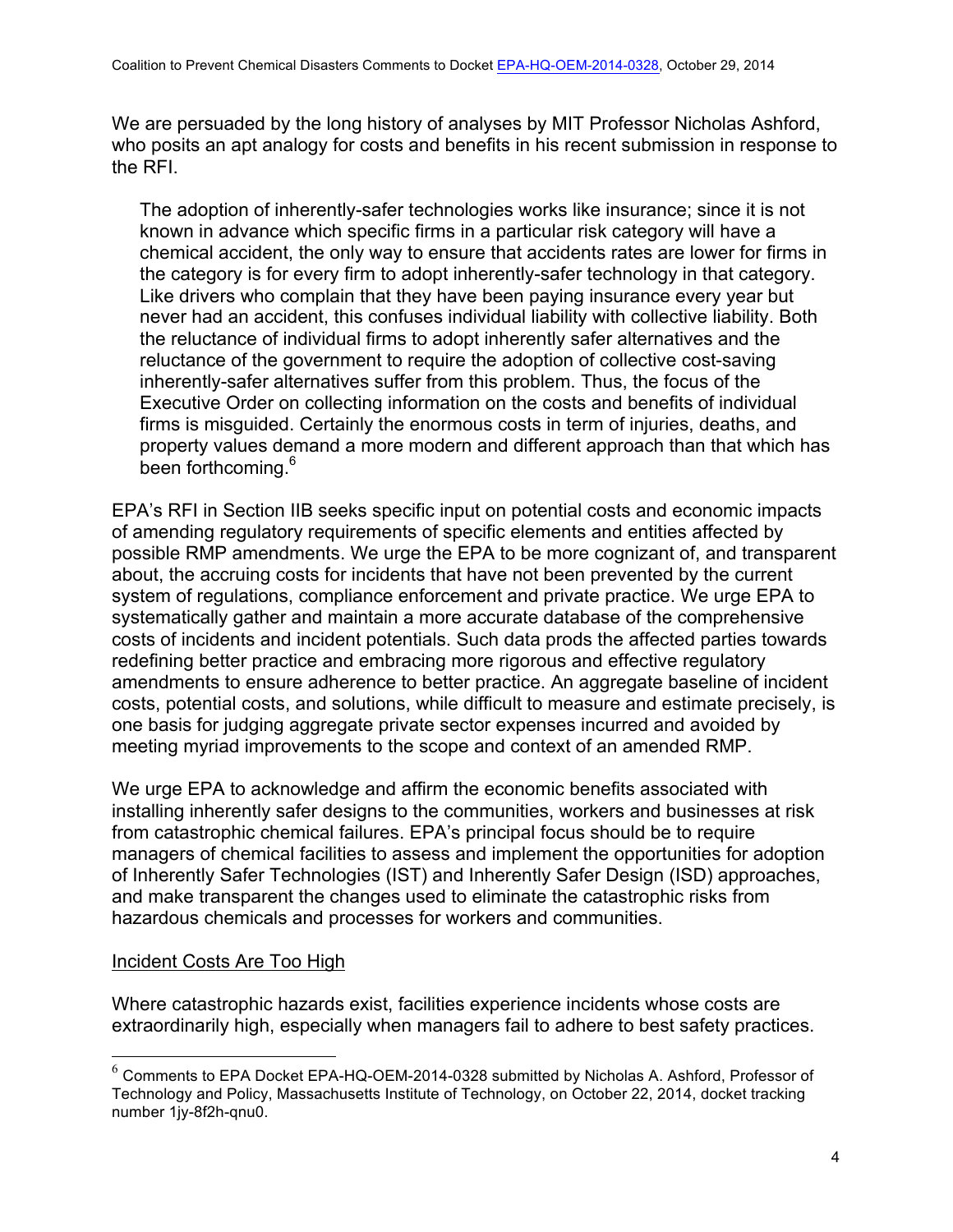We are persuaded by the long history of analyses by MIT Professor Nicholas Ashford, who posits an apt analogy for costs and benefits in his recent submission in response to the RFI.

> The adoption of inherently-safer technologies works like insurance; since it is not known in advance which specific firms in a particular risk category will have a chemical accident, the only way to ensure that accidents rates are lower for firms in the category is for every firm to adopt inherently-safer technology in that category. Like drivers who complain that they have been paying insurance every year but never had an accident, this confuses individual liability with collective liability. Both the reluctance of individual firms to adopt inherently safer alternatives and the reluctance of the government to require the adoption of collective cost-saving inherently-safer alternatives suffer from this problem. Thus, the focus of the Executive Order on collecting information on the costs and benefits of individual firms is misguided. Certainly the enormous costs in term of injuries, deaths, and property values demand a more modern and different approach than that which has been forthcoming.[6]

EPA's RFI in Section IIB seeks specific input on potential costs and economic impacts of amending regulatory requirements of specific elements and entities affected by possible RMP amendments. We urge the EPA to be more cognizant of, and transparent about, the accruing costs for incidents that have not been prevented by the current system of regulations, compliance enforcement and private practice. We urge EPA to systematically gather and maintain a more accurate database of the comprehensive costs of incidents and incident potentials. Such data prods the affected parties towards redefining better practice and embracing more rigorous and effective regulatory amendments to ensure adherence to better practice. An aggregate baseline of incident costs, potential costs, and solutions, while difficult to measure and estimate precisely, is one basis for judging aggregate private sector expenses incurred and avoided by meeting myriad improvements to the scope and context of an amended RMP.

We urge EPA to acknowledge and affirm the economic benefits associated with installing inherently safer designs to the communities, workers and businesses at risk from catastrophic chemical failures. EPA's principal focus should be to require managers of chemical facilities to assess and implement the opportunities for adoption of Inherently Safer Technologies (IST) and Inherently Safer Design (ISD) approaches, and make transparent the changes used to eliminate the catastrophic risks from hazardous chemicals and processes for workers and communities.

<u>Incident Costs Are Too High</u>

Where catastrophic hazards exist, facilities experience incidents whose costs are extraordinarily high, especially when managers fail to adhere to best safety practices.

---

[6] Comments to EPA Docket EPA-HQ-OEM-2014-0328 submitted by Nicholas A. Ashford, Professor of Technology and Policy, Massachusetts Institute of Technology, on October 22, 2014, docket tracking number 1jy-8f2h-qnu0.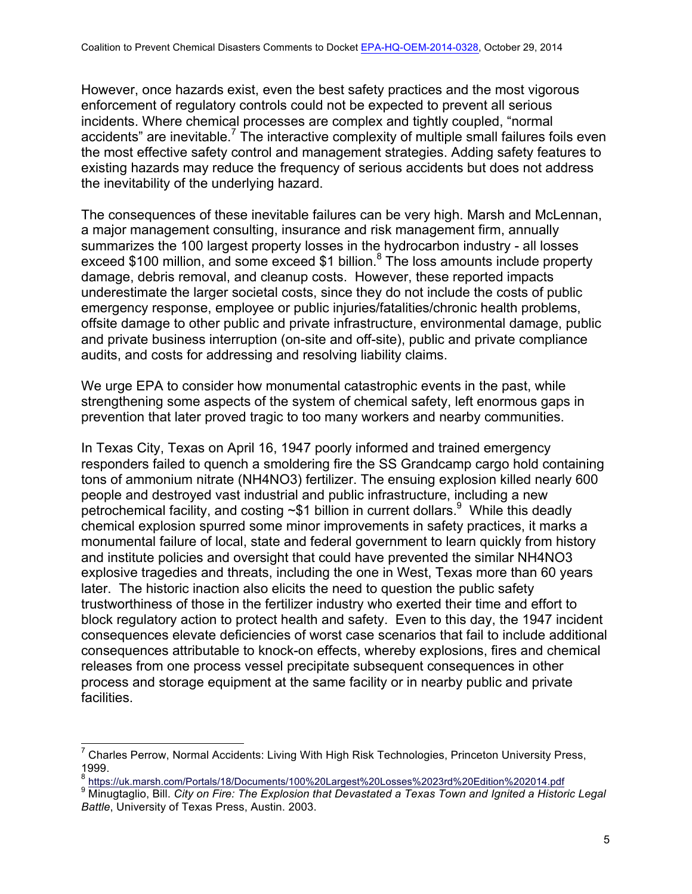However, once hazards exist, even the best safety practices and the most vigorous enforcement of regulatory controls could not be expected to prevent all serious incidents. Where chemical processes are complex and tightly coupled, "normal accidents" are inevitable.[7] The interactive complexity of multiple small failures foils even the most effective safety control and management strategies. Adding safety features to existing hazards may reduce the frequency of serious accidents but does not address the inevitability of the underlying hazard.

The consequences of these inevitable failures can be very high. Marsh and McLennan, a major management consulting, insurance and risk management firm, annually summarizes the 100 largest property losses in the hydrocarbon industry - all losses exceed \$100 million, and some exceed \$1 billion.[8] The loss amounts include property damage, debris removal, and cleanup costs. However, these reported impacts underestimate the larger societal costs, since they do not include the costs of public emergency response, employee or public injuries/fatalities/chronic health problems, offsite damage to other public and private infrastructure, environmental damage, public and private business interruption (on-site and off-site), public and private compliance audits, and costs for addressing and resolving liability claims.

We urge EPA to consider how monumental catastrophic events in the past, while strengthening some aspects of the system of chemical safety, left enormous gaps in prevention that later proved tragic to too many workers and nearby communities.

In Texas City, Texas on April 16, 1947 poorly informed and trained emergency responders failed to quench a smoldering fire the SS Grandcamp cargo hold containing tons of ammonium nitrate ($NH_4NO_3$) fertilizer. The ensuing explosion killed nearly 600 people and destroyed vast industrial and public infrastructure, including a new petrochemical facility, and costing ~\$1 billion in current dollars.[9] While this deadly chemical explosion spurred some minor improvements in safety practices, it marks a monumental failure of local, state and federal government to learn quickly from history and institute policies and oversight that could have prevented the similar $NH_4NO_3$ explosive tragedies and threats, including the one in West, Texas more than 60 years later. The historic inaction also elicits the need to question the public safety trustworthiness of those in the fertilizer industry who exerted their time and effort to block regulatory action to protect health and safety. Even to this day, the 1947 incident consequences elevate deficiencies of worst case scenarios that fail to include additional consequences attributable to knock-on effects, whereby explosions, fires and chemical releases from one process vessel precipitate subsequent consequences in other process and storage equipment at the same facility or in nearby public and private facilities.

---

[7] Charles Perrow, Normal Accidents: Living With High Risk Technologies, Princeton University Press, 1999.

[8] https://uk.marsh.com/Portals/18/Documents/100%20Largest%20Losses%2023rd%20Edition%202014.pdf

[9] Minugtaglio, Bill. *City on Fire: The Explosion that Devastated a Texas Town and Ignited a Historic Legal Battle*, University of Texas Press, Austin. 2003.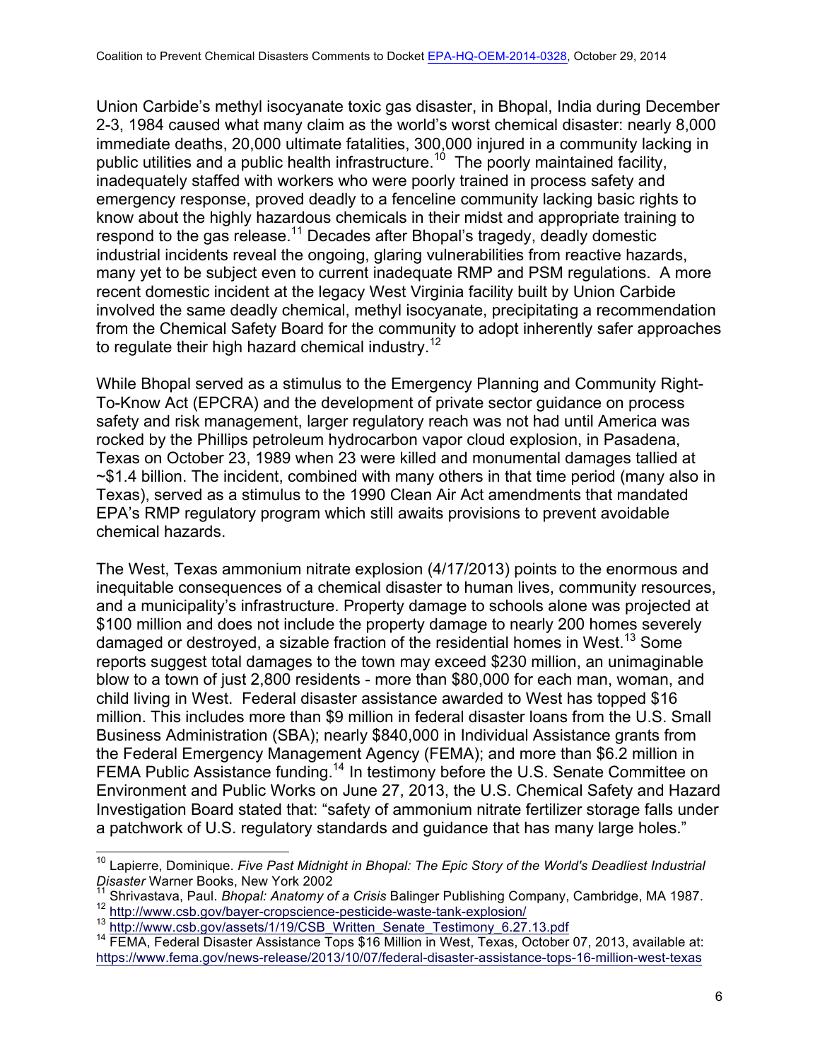Union Carbide's methyl isocyanate toxic gas disaster, in Bhopal, India during December 2-3, 1984 caused what many claim as the world's worst chemical disaster: nearly 8,000 immediate deaths, 20,000 ultimate fatalities, 300,000 injured in a community lacking in public utilities and a public health infrastructure.[10] The poorly maintained facility, inadequately staffed with workers who were poorly trained in process safety and emergency response, proved deadly to a fenceline community lacking basic rights to know about the highly hazardous chemicals in their midst and appropriate training to respond to the gas release.[11] Decades after Bhopal's tragedy, deadly domestic industrial incidents reveal the ongoing, glaring vulnerabilities from reactive hazards, many yet to be subject even to current inadequate RMP and PSM regulations. A more recent domestic incident at the legacy West Virginia facility built by Union Carbide involved the same deadly chemical, methyl isocyanate, precipitating a recommendation from the Chemical Safety Board for the community to adopt inherently safer approaches to regulate their high hazard chemical industry.[12]

While Bhopal served as a stimulus to the Emergency Planning and Community Right-To-Know Act (EPCRA) and the development of private sector guidance on process safety and risk management, larger regulatory reach was not had until America was rocked by the Phillips petroleum hydrocarbon vapor cloud explosion, in Pasadena, Texas on October 23, 1989 when 23 were killed and monumental damages tallied at ~$1.4 billion. The incident, combined with many others in that time period (many also in Texas), served as a stimulus to the 1990 Clean Air Act amendments that mandated EPA's RMP regulatory program which still awaits provisions to prevent avoidable chemical hazards.

The West, Texas ammonium nitrate explosion (4/17/2013) points to the enormous and inequitable consequences of a chemical disaster to human lives, community resources, and a municipality's infrastructure. Property damage to schools alone was projected at $100 million and does not include the property damage to nearly 200 homes severely damaged or destroyed, a sizable fraction of the residential homes in West.[13] Some reports suggest total damages to the town may exceed $230 million, an unimaginable blow to a town of just 2,800 residents - more than $80,000 for each man, woman, and child living in West. Federal disaster assistance awarded to West has topped $16 million. This includes more than $9 million in federal disaster loans from the U.S. Small Business Administration (SBA); nearly $840,000 in Individual Assistance grants from the Federal Emergency Management Agency (FEMA); and more than $6.2 million in FEMA Public Assistance funding.[14] In testimony before the U.S. Senate Committee on Environment and Public Works on June 27, 2013, the U.S. Chemical Safety and Hazard Investigation Board stated that: "safety of ammonium nitrate fertilizer storage falls under a patchwork of U.S. regulatory standards and guidance that has many large holes."

---

[10] Lapierre, Dominique. *Five Past Midnight in Bhopal: The Epic Story of the World's Deadliest Industrial Disaster* Warner Books, New York 2002

[11] Shrivastava, Paul. *Bhopal: Anatomy of a Crisis* Balinger Publishing Company, Cambridge, MA 1987.

[12] http://www.csb.gov/bayer-cropscience-pesticide-waste-tank-explosion/

[13] http://www.csb.gov/assets/1/19/CSB_Written_Senate_Testimony_6.27.13.pdf

[14] FEMA, Federal Disaster Assistance Tops $16 Million in West, Texas, October 07, 2013, available at: https://www.fema.gov/news-release/2013/10/07/federal-disaster-assistance-tops-16-million-west-texas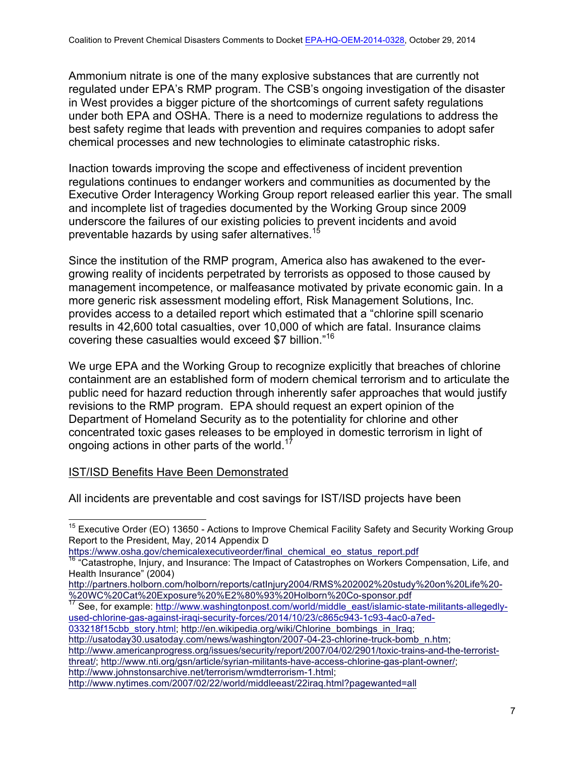Ammonium nitrate is one of the many explosive substances that are currently not regulated under EPA's RMP program. The CSB's ongoing investigation of the disaster in West provides a bigger picture of the shortcomings of current safety regulations under both EPA and OSHA. There is a need to modernize regulations to address the best safety regime that leads with prevention and requires companies to adopt safer chemical processes and new technologies to eliminate catastrophic risks.

Inaction towards improving the scope and effectiveness of incident prevention regulations continues to endanger workers and communities as documented by the Executive Order Interagency Working Group report released earlier this year. The small and incomplete list of tragedies documented by the Working Group since 2009 underscore the failures of our existing policies to prevent incidents and avoid preventable hazards by using safer alternatives.[15]

Since the institution of the RMP program, America also has awakened to the ever-growing reality of incidents perpetrated by terrorists as opposed to those caused by management incompetence, or malfeasance motivated by private economic gain. In a more generic risk assessment modeling effort, Risk Management Solutions, Inc. provides access to a detailed report which estimated that a "chlorine spill scenario results in 42,600 total casualties, over 10,000 of which are fatal. Insurance claims covering these casualties would exceed $7 billion."[16]

We urge EPA and the Working Group to recognize explicitly that breaches of chlorine containment are an established form of modern chemical terrorism and to articulate the public need for hazard reduction through inherently safer approaches that would justify revisions to the RMP program. EPA should request an expert opinion of the Department of Homeland Security as to the potentiality for chlorine and other concentrated toxic gases releases to be employed in domestic terrorism in light of ongoing actions in other parts of the world.[17]

## IST/ISD Benefits Have Been Demonstrated

All incidents are preventable and cost savings for IST/ISD projects have been

---

[15] Executive Order (EO) 13650 - Actions to Improve Chemical Facility Safety and Security Working Group Report to the President, May, 2014 Appendix D https://www.osha.gov/chemicalexecutiveorder/final_chemical_eo_status_report.pdf

[16] "Catastrophe, Injury, and Insurance: The Impact of Catastrophes on Workers Compensation, Life, and Health Insurance" (2004) http://partners.holborn.com/holborn/reports/catInjury2004/RMS%202002%20study%20on%20Life%20-%20WC%20Cat%20Exposure%20%E2%80%93%20Holborn%20Co-sponsor.pdf

[17] See, for example: http://www.washingtonpost.com/world/middle_east/islamic-state-militants-allegedly-used-chlorine-gas-against-iraqi-security-forces/2014/10/23/c865c943-1c93-4ac0-a7ed-033218f15cbb_story.html; http://en.wikipedia.org/wiki/Chlorine_bombings_in_Iraq; http://usatoday30.usatoday.com/news/washington/2007-04-23-chlorine-truck-bomb_n.htm; http://www.americanprogress.org/issues/security/report/2007/04/02/2901/toxic-trains-and-the-terrorist-threat/; http://www.nti.org/gsn/article/syrian-militants-have-access-chlorine-gas-plant-owner/; http://www.johnstonsarchive.net/terrorism/wmdterrorism-1.html; http://www.nytimes.com/2007/02/22/world/middleeast/22iraq.html?pagewanted=all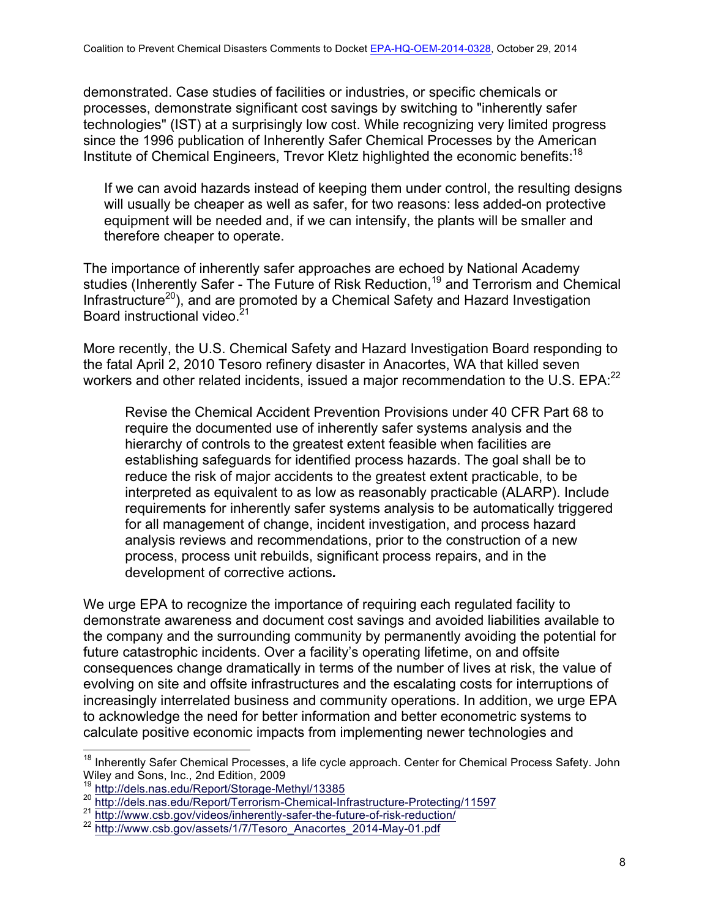demonstrated. Case studies of facilities or industries, or specific chemicals or processes, demonstrate significant cost savings by switching to "inherently safer technologies" (IST) at a surprisingly low cost. While recognizing very limited progress since the 1996 publication of Inherently Safer Chemical Processes by the American Institute of Chemical Engineers, Trevor Kletz highlighted the economic benefits:[18]

> If we can avoid hazards instead of keeping them under control, the resulting designs will usually be cheaper as well as safer, for two reasons: less added-on protective equipment will be needed and, if we can intensify, the plants will be smaller and therefore cheaper to operate.

The importance of inherently safer approaches are echoed by National Academy studies (Inherently Safer - The Future of Risk Reduction,[19] and Terrorism and Chemical Infrastructure[20]), and are promoted by a Chemical Safety and Hazard Investigation Board instructional video.[21]

More recently, the U.S. Chemical Safety and Hazard Investigation Board responding to the fatal April 2, 2010 Tesoro refinery disaster in Anacortes, WA that killed seven workers and other related incidents, issued a major recommendation to the U.S. EPA:[22]

> Revise the Chemical Accident Prevention Provisions under 40 CFR Part 68 to require the documented use of inherently safer systems analysis and the hierarchy of controls to the greatest extent feasible when facilities are establishing safeguards for identified process hazards. The goal shall be to reduce the risk of major accidents to the greatest extent practicable, to be interpreted as equivalent to as low as reasonably practicable (ALARP). Include requirements for inherently safer systems analysis to be automatically triggered for all management of change, incident investigation, and process hazard analysis reviews and recommendations, prior to the construction of a new process, process unit rebuilds, significant process repairs, and in the development of corrective actions*.*

We urge EPA to recognize the importance of requiring each regulated facility to demonstrate awareness and document cost savings and avoided liabilities available to the company and the surrounding community by permanently avoiding the potential for future catastrophic incidents. Over a facility's operating lifetime, on and offsite consequences change dramatically in terms of the number of lives at risk, the value of evolving on site and offsite infrastructures and the escalating costs for interruptions of increasingly interrelated business and community operations. In addition, we urge EPA to acknowledge the need for better information and better econometric systems to calculate positive economic impacts from implementing newer technologies and

---

[18] Inherently Safer Chemical Processes, a life cycle approach. Center for Chemical Process Safety. John Wiley and Sons, Inc., 2nd Edition, 2009

[19] http://dels.nas.edu/Report/Storage-Methyl/13385

[20] http://dels.nas.edu/Report/Terrorism-Chemical-Infrastructure-Protecting/11597

[21] http://www.csb.gov/videos/inherently-safer-the-future-of-risk-reduction/

[22] http://www.csb.gov/assets/1/7/Tesoro_Anacortes_2014-May-01.pdf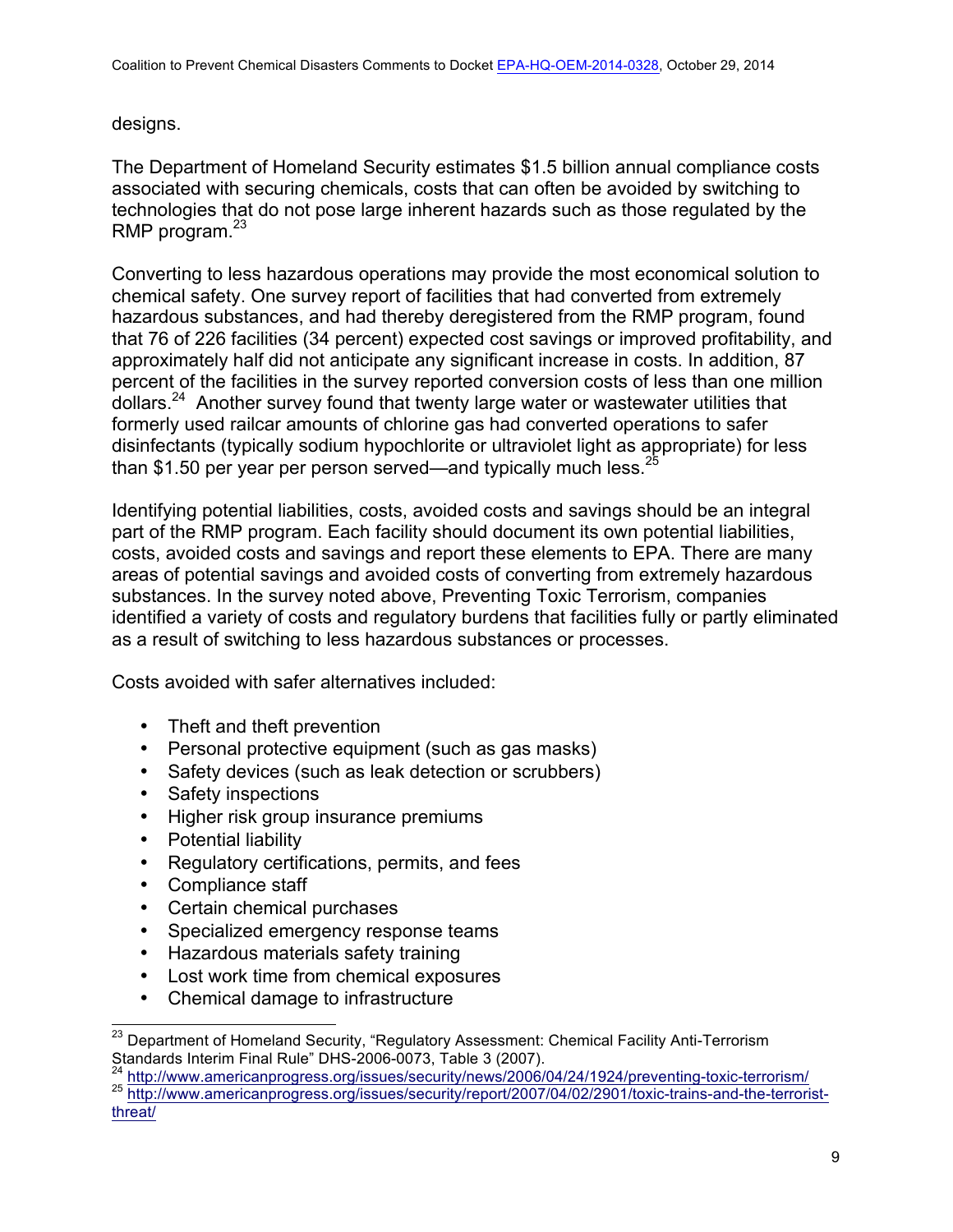designs.

The Department of Homeland Security estimates $1.5 billion annual compliance costs associated with securing chemicals, costs that can often be avoided by switching to technologies that do not pose large inherent hazards such as those regulated by the RMP program.[23]

Converting to less hazardous operations may provide the most economical solution to chemical safety. One survey report of facilities that had converted from extremely hazardous substances, and had thereby deregistered from the RMP program, found that 76 of 226 facilities (34 percent) expected cost savings or improved profitability, and approximately half did not anticipate any significant increase in costs. In addition, 87 percent of the facilities in the survey reported conversion costs of less than one million dollars.[24] Another survey found that twenty large water or wastewater utilities that formerly used railcar amounts of chlorine gas had converted operations to safer disinfectants (typically sodium hypochlorite or ultraviolet light as appropriate) for less than $1.50 per year per person served—and typically much less.[25]

Identifying potential liabilities, costs, avoided costs and savings should be an integral part of the RMP program. Each facility should document its own potential liabilities, costs, avoided costs and savings and report these elements to EPA. There are many areas of potential savings and avoided costs of converting from extremely hazardous substances. In the survey noted above, Preventing Toxic Terrorism, companies identified a variety of costs and regulatory burdens that facilities fully or partly eliminated as a result of switching to less hazardous substances or processes.

Costs avoided with safer alternatives included:

- Theft and theft prevention
- Personal protective equipment (such as gas masks)
- Safety devices (such as leak detection or scrubbers)
- Safety inspections
- Higher risk group insurance premiums
- Potential liability
- Regulatory certifications, permits, and fees
- Compliance staff
- Certain chemical purchases
- Specialized emergency response teams
- Hazardous materials safety training
- Lost work time from chemical exposures
- Chemical damage to infrastructure

---

[23] Department of Homeland Security, "Regulatory Assessment: Chemical Facility Anti-Terrorism Standards Interim Final Rule" DHS-2006-0073, Table 3 (2007).

[24] http://www.americanprogress.org/issues/security/news/2006/04/24/1924/preventing-toxic-terrorism/

[25] http://www.americanprogress.org/issues/security/report/2007/04/02/2901/toxic-trains-and-the-terrorist-threat/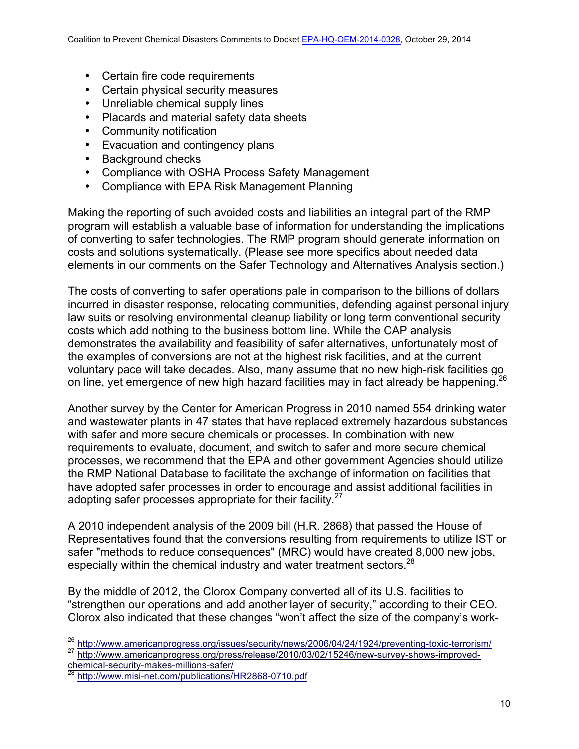- Certain fire code requirements
- Certain physical security measures
- Unreliable chemical supply lines
- Placards and material safety data sheets
- Community notification
- Evacuation and contingency plans
- Background checks
- Compliance with OSHA Process Safety Management
- Compliance with EPA Risk Management Planning

Making the reporting of such avoided costs and liabilities an integral part of the RMP program will establish a valuable base of information for understanding the implications of converting to safer technologies. The RMP program should generate information on costs and solutions systematically. (Please see more specifics about needed data elements in our comments on the Safer Technology and Alternatives Analysis section.)

The costs of converting to safer operations pale in comparison to the billions of dollars incurred in disaster response, relocating communities, defending against personal injury law suits or resolving environmental cleanup liability or long term conventional security costs which add nothing to the business bottom line. While the CAP analysis demonstrates the availability and feasibility of safer alternatives, unfortunately most of the examples of conversions are not at the highest risk facilities, and at the current voluntary pace will take decades. Also, many assume that no new high-risk facilities go on line, yet emergence of new high hazard facilities may in fact already be happening.[26]

Another survey by the Center for American Progress in 2010 named 554 drinking water and wastewater plants in 47 states that have replaced extremely hazardous substances with safer and more secure chemicals or processes. In combination with new requirements to evaluate, document, and switch to safer and more secure chemical processes, we recommend that the EPA and other government Agencies should utilize the RMP National Database to facilitate the exchange of information on facilities that have adopted safer processes in order to encourage and assist additional facilities in adopting safer processes appropriate for their facility.[27]

A 2010 independent analysis of the 2009 bill (H.R. 2868) that passed the House of Representatives found that the conversions resulting from requirements to utilize IST or safer "methods to reduce consequences" (MRC) would have created 8,000 new jobs, especially within the chemical industry and water treatment sectors.[28]

By the middle of 2012, the Clorox Company converted all of its U.S. facilities to "strengthen our operations and add another layer of security," according to their CEO. Clorox also indicated that these changes "won't affect the size of the company's work-

---

[26] http://www.americanprogress.org/issues/security/news/2006/04/24/1924/preventing-toxic-terrorism/

[27] http://www.americanprogress.org/press/release/2010/03/02/15246/new-survey-shows-improved-chemical-security-makes-millions-safer/

[28] http://www.misi-net.com/publications/HR2868-0710.pdf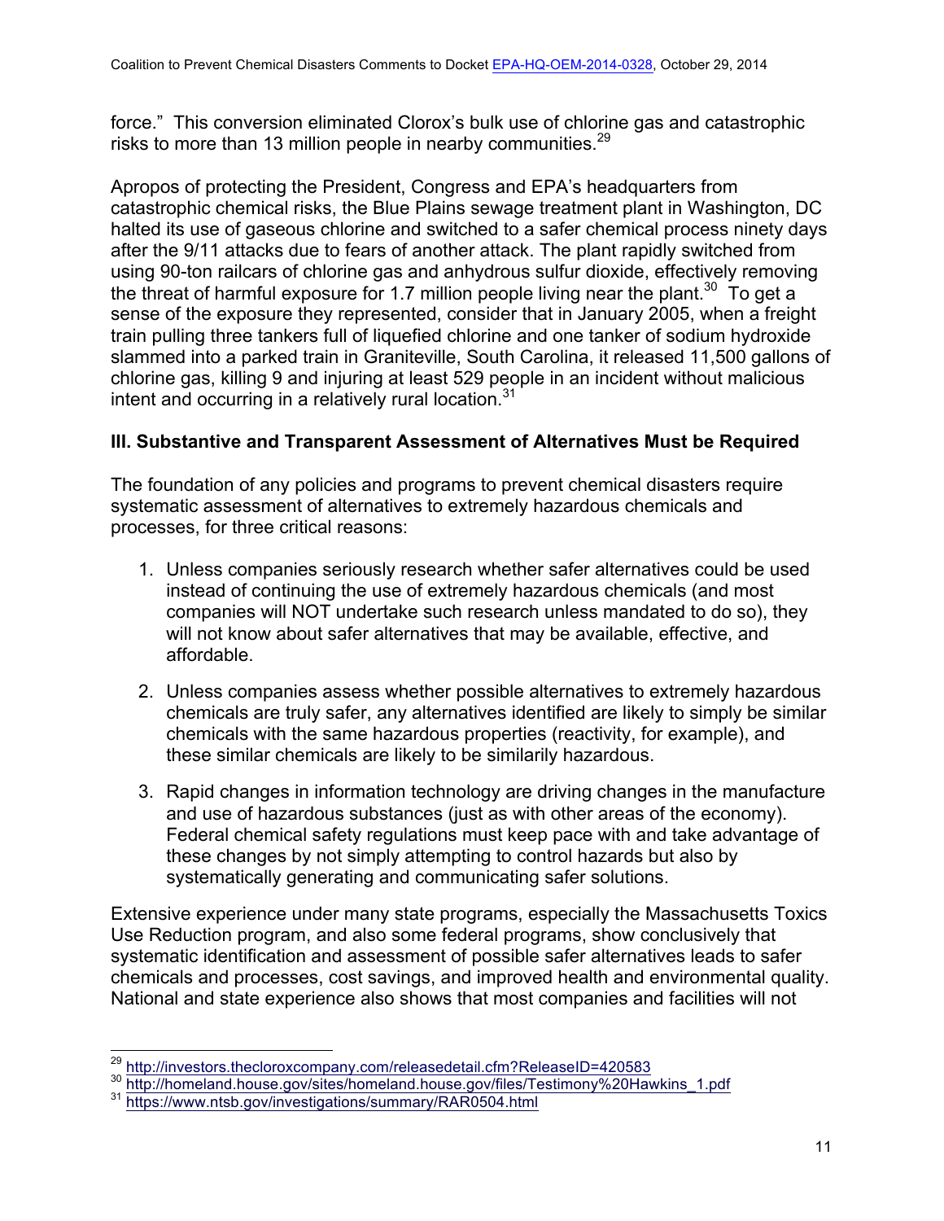force." This conversion eliminated Clorox's bulk use of chlorine gas and catastrophic risks to more than 13 million people in nearby communities.[29]

Apropos of protecting the President, Congress and EPA's headquarters from catastrophic chemical risks, the Blue Plains sewage treatment plant in Washington, DC halted its use of gaseous chlorine and switched to a safer chemical process ninety days after the 9/11 attacks due to fears of another attack. The plant rapidly switched from using 90-ton railcars of chlorine gas and anhydrous sulfur dioxide, effectively removing the threat of harmful exposure for 1.7 million people living near the plant.[30] To get a sense of the exposure they represented, consider that in January 2005, when a freight train pulling three tankers full of liquefied chlorine and one tanker of sodium hydroxide slammed into a parked train in Graniteville, South Carolina, it released 11,500 gallons of chlorine gas, killing 9 and injuring at least 529 people in an incident without malicious intent and occurring in a relatively rural location.[31]

### III. Substantive and Transparent Assessment of Alternatives Must be Required

The foundation of any policies and programs to prevent chemical disasters require systematic assessment of alternatives to extremely hazardous chemicals and processes, for three critical reasons:

1. Unless companies seriously research whether safer alternatives could be used instead of continuing the use of extremely hazardous chemicals (and most companies will NOT undertake such research unless mandated to do so), they will not know about safer alternatives that may be available, effective, and affordable.

2. Unless companies assess whether possible alternatives to extremely hazardous chemicals are truly safer, any alternatives identified are likely to simply be similar chemicals with the same hazardous properties (reactivity, for example), and these similar chemicals are likely to be similarily hazardous.

3. Rapid changes in information technology are driving changes in the manufacture and use of hazardous substances (just as with other areas of the economy). Federal chemical safety regulations must keep pace with and take advantage of these changes by not simply attempting to control hazards but also by systematically generating and communicating safer solutions.

Extensive experience under many state programs, especially the Massachusetts Toxics Use Reduction program, and also some federal programs, show conclusively that systematic identification and assessment of possible safer alternatives leads to safer chemicals and processes, cost savings, and improved health and environmental quality. National and state experience also shows that most companies and facilities will not

---

[29] http://investors.thecloroxcompany.com/releasedetail.cfm?ReleaseID=420583

[30] http://homeland.house.gov/sites/homeland.house.gov/files/Testimony%20Hawkins_1.pdf

[31] https://www.ntsb.gov/investigations/summary/RAR0504.html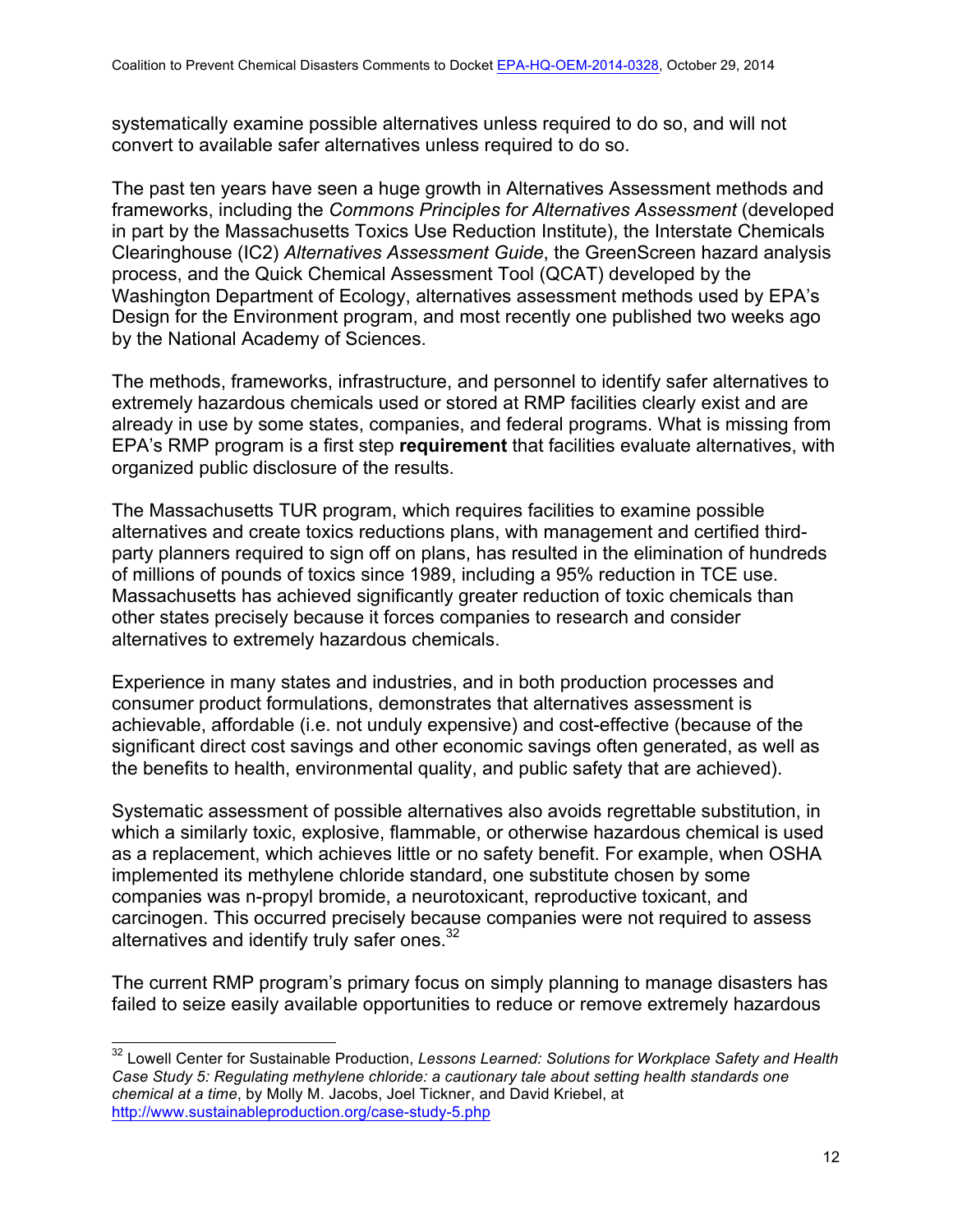systematically examine possible alternatives unless required to do so, and will not convert to available safer alternatives unless required to do so.

The past ten years have seen a huge growth in Alternatives Assessment methods and frameworks, including the *Commons Principles for Alternatives Assessment* (developed in part by the Massachusetts Toxics Use Reduction Institute), the Interstate Chemicals Clearinghouse (IC2) *Alternatives Assessment Guide*, the GreenScreen hazard analysis process, and the Quick Chemical Assessment Tool (QCAT) developed by the Washington Department of Ecology, alternatives assessment methods used by EPA's Design for the Environment program, and most recently one published two weeks ago by the National Academy of Sciences.

The methods, frameworks, infrastructure, and personnel to identify safer alternatives to extremely hazardous chemicals used or stored at RMP facilities clearly exist and are already in use by some states, companies, and federal programs. What is missing from EPA's RMP program is a first step **requirement** that facilities evaluate alternatives, with organized public disclosure of the results.

The Massachusetts TUR program, which requires facilities to examine possible alternatives and create toxics reductions plans, with management and certified third-party planners required to sign off on plans, has resulted in the elimination of hundreds of millions of pounds of toxics since 1989, including a 95% reduction in TCE use. Massachusetts has achieved significantly greater reduction of toxic chemicals than other states precisely because it forces companies to research and consider alternatives to extremely hazardous chemicals.

Experience in many states and industries, and in both production processes and consumer product formulations, demonstrates that alternatives assessment is achievable, affordable (i.e. not unduly expensive) and cost-effective (because of the significant direct cost savings and other economic savings often generated, as well as the benefits to health, environmental quality, and public safety that are achieved).

Systematic assessment of possible alternatives also avoids regrettable substitution, in which a similarly toxic, explosive, flammable, or otherwise hazardous chemical is used as a replacement, which achieves little or no safety benefit. For example, when OSHA implemented its methylene chloride standard, one substitute chosen by some companies was n-propyl bromide, a neurotoxicant, reproductive toxicant, and carcinogen. This occurred precisely because companies were not required to assess alternatives and identify truly safer ones.[32]

The current RMP program's primary focus on simply planning to manage disasters has failed to seize easily available opportunities to reduce or remove extremely hazardous

---

[32] Lowell Center for Sustainable Production, *Lessons Learned: Solutions for Workplace Safety and Health Case Study 5: Regulating methylene chloride: a cautionary tale about setting health standards one chemical at a time*, by Molly M. Jacobs, Joel Tickner, and David Kriebel, at http://www.sustainableproduction.org/case-study-5.php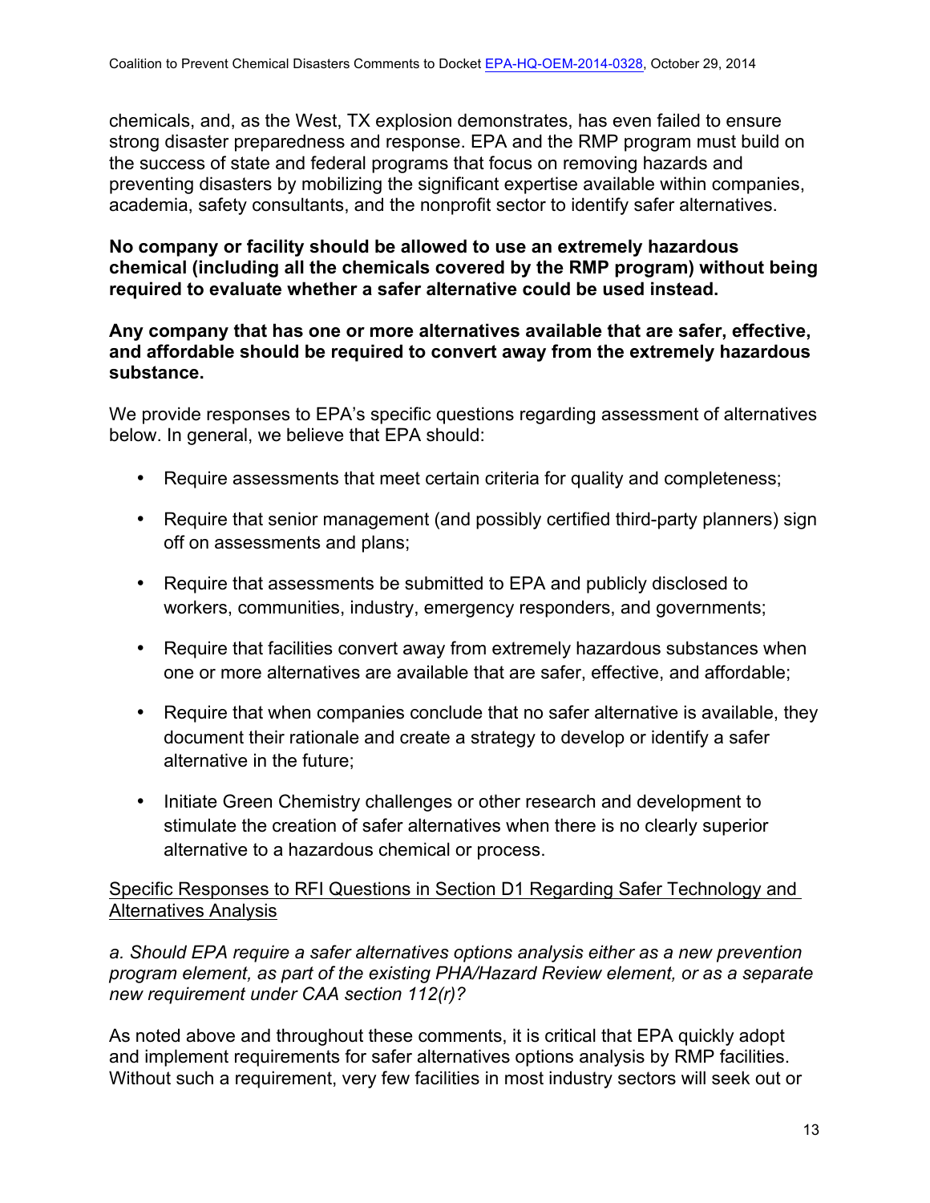chemicals, and, as the West, TX explosion demonstrates, has even failed to ensure strong disaster preparedness and response. EPA and the RMP program must build on the success of state and federal programs that focus on removing hazards and preventing disasters by mobilizing the significant expertise available within companies, academia, safety consultants, and the nonprofit sector to identify safer alternatives.

**No company or facility should be allowed to use an extremely hazardous chemical (including all the chemicals covered by the RMP program) without being required to evaluate whether a safer alternative could be used instead.**

**Any company that has one or more alternatives available that are safer, effective, and affordable should be required to convert away from the extremely hazardous substance.**

We provide responses to EPA's specific questions regarding assessment of alternatives below. In general, we believe that EPA should:

- Require assessments that meet certain criteria for quality and completeness;
- Require that senior management (and possibly certified third-party planners) sign off on assessments and plans;
- Require that assessments be submitted to EPA and publicly disclosed to workers, communities, industry, emergency responders, and governments;
- Require that facilities convert away from extremely hazardous substances when one or more alternatives are available that are safer, effective, and affordable;
- Require that when companies conclude that no safer alternative is available, they document their rationale and create a strategy to develop or identify a safer alternative in the future;
- Initiate Green Chemistry challenges or other research and development to stimulate the creation of safer alternatives when there is no clearly superior alternative to a hazardous chemical or process.

<u>Specific Responses to RFI Questions in Section D1 Regarding Safer Technology and Alternatives Analysis</u>

*a. Should EPA require a safer alternatives options analysis either as a new prevention program element, as part of the existing PHA/Hazard Review element, or as a separate new requirement under CAA section 112(r)?*

As noted above and throughout these comments, it is critical that EPA quickly adopt and implement requirements for safer alternatives options analysis by RMP facilities. Without such a requirement, very few facilities in most industry sectors will seek out or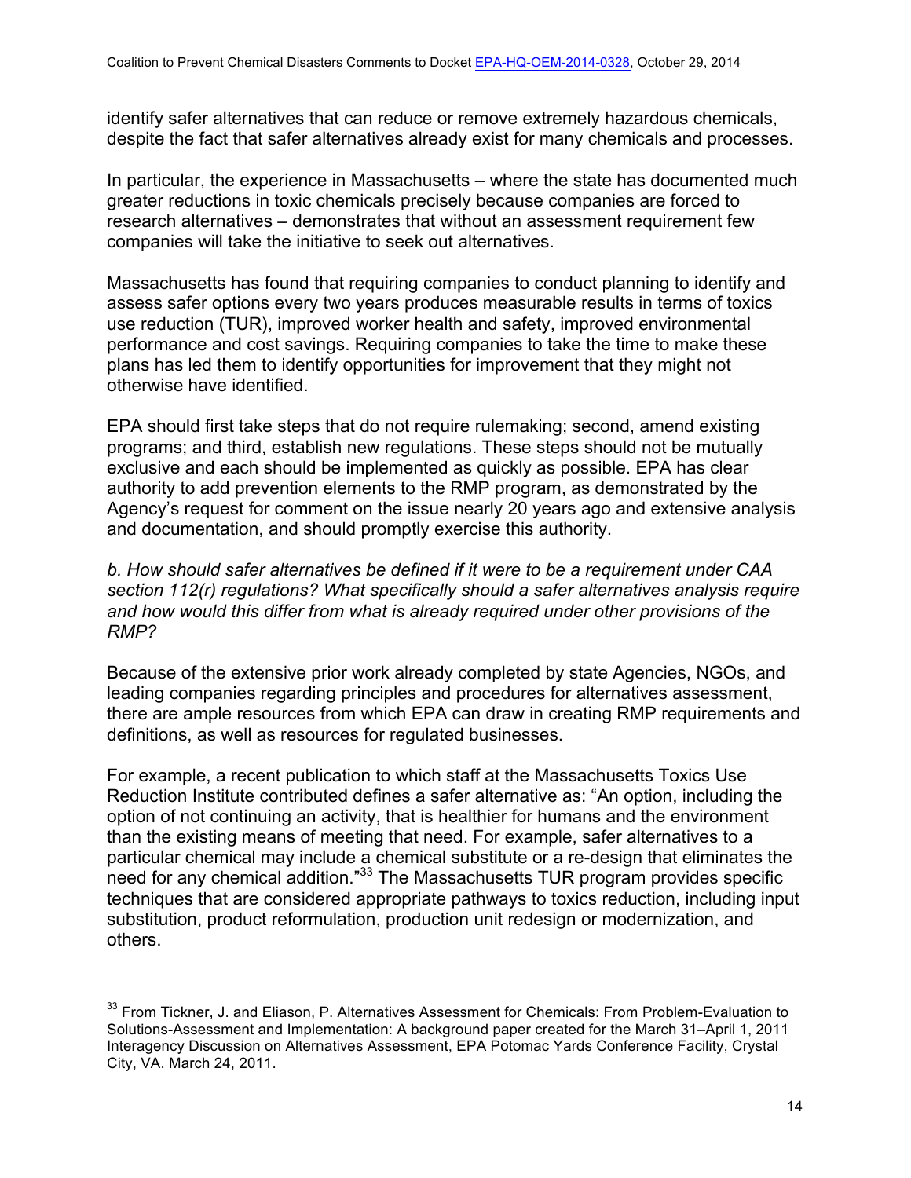identify safer alternatives that can reduce or remove extremely hazardous chemicals, despite the fact that safer alternatives already exist for many chemicals and processes.

In particular, the experience in Massachusetts – where the state has documented much greater reductions in toxic chemicals precisely because companies are forced to research alternatives – demonstrates that without an assessment requirement few companies will take the initiative to seek out alternatives.

Massachusetts has found that requiring companies to conduct planning to identify and assess safer options every two years produces measurable results in terms of toxics use reduction (TUR), improved worker health and safety, improved environmental performance and cost savings. Requiring companies to take the time to make these plans has led them to identify opportunities for improvement that they might not otherwise have identified.

EPA should first take steps that do not require rulemaking; second, amend existing programs; and third, establish new regulations. These steps should not be mutually exclusive and each should be implemented as quickly as possible. EPA has clear authority to add prevention elements to the RMP program, as demonstrated by the Agency's request for comment on the issue nearly 20 years ago and extensive analysis and documentation, and should promptly exercise this authority.

*b. How should safer alternatives be defined if it were to be a requirement under CAA section 112(r) regulations? What specifically should a safer alternatives analysis require and how would this differ from what is already required under other provisions of the RMP?*

Because of the extensive prior work already completed by state Agencies, NGOs, and leading companies regarding principles and procedures for alternatives assessment, there are ample resources from which EPA can draw in creating RMP requirements and definitions, as well as resources for regulated businesses.

For example, a recent publication to which staff at the Massachusetts Toxics Use Reduction Institute contributed defines a safer alternative as: "An option, including the option of not continuing an activity, that is healthier for humans and the environment than the existing means of meeting that need. For example, safer alternatives to a particular chemical may include a chemical substitute or a re-design that eliminates the need for any chemical addition."[33] The Massachusetts TUR program provides specific techniques that are considered appropriate pathways to toxics reduction, including input substitution, product reformulation, production unit redesign or modernization, and others.

---

[33] From Tickner, J. and Eliason, P. Alternatives Assessment for Chemicals: From Problem-Evaluation to Solutions-Assessment and Implementation: A background paper created for the March 31–April 1, 2011 Interagency Discussion on Alternatives Assessment, EPA Potomac Yards Conference Facility, Crystal City, VA. March 24, 2011.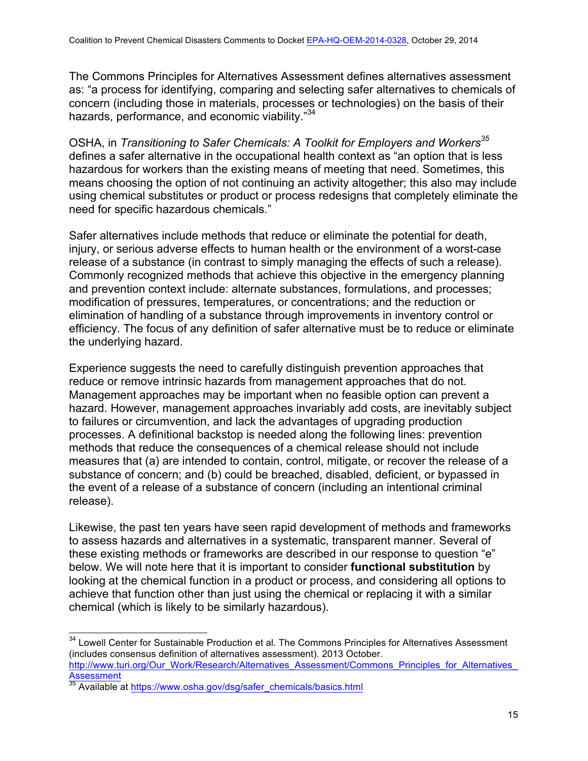The Commons Principles for Alternatives Assessment defines alternatives assessment as: "a process for identifying, comparing and selecting safer alternatives to chemicals of concern (including those in materials, processes or technologies) on the basis of their hazards, performance, and economic viability."[34]

OSHA, in *Transitioning to Safer Chemicals: A Toolkit for Employers and Workers*[35] defines a safer alternative in the occupational health context as "an option that is less hazardous for workers than the existing means of meeting that need. Sometimes, this means choosing the option of not continuing an activity altogether; this also may include using chemical substitutes or product or process redesigns that completely eliminate the need for specific hazardous chemicals."

Safer alternatives include methods that reduce or eliminate the potential for death, injury, or serious adverse effects to human health or the environment of a worst-case release of a substance (in contrast to simply managing the effects of such a release). Commonly recognized methods that achieve this objective in the emergency planning and prevention context include: alternate substances, formulations, and processes; modification of pressures, temperatures, or concentrations; and the reduction or elimination of handling of a substance through improvements in inventory control or efficiency. The focus of any definition of safer alternative must be to reduce or eliminate the underlying hazard.

Experience suggests the need to carefully distinguish prevention approaches that reduce or remove intrinsic hazards from management approaches that do not. Management approaches may be important when no feasible option can prevent a hazard. However, management approaches invariably add costs, are inevitably subject to failures or circumvention, and lack the advantages of upgrading production processes. A definitional backstop is needed along the following lines: prevention methods that reduce the consequences of a chemical release should not include measures that (a) are intended to contain, control, mitigate, or recover the release of a substance of concern; and (b) could be breached, disabled, deficient, or bypassed in the event of a release of a substance of concern (including an intentional criminal release).

Likewise, the past ten years have seen rapid development of methods and frameworks to assess hazards and alternatives in a systematic, transparent manner. Several of these existing methods or frameworks are described in our response to question "e" below. We will note here that it is important to consider **functional substitution** by looking at the chemical function in a product or process, and considering all options to achieve that function other than just using the chemical or replacing it with a similar chemical (which is likely to be similarly hazardous).

---

[34] Lowell Center for Sustainable Production et al. The Commons Principles for Alternatives Assessment (includes consensus definition of alternatives assessment). 2013 October. http://www.turi.org/Our_Work/Research/Alternatives_Assessment/Commons_Principles_for_Alternatives_Assessment

[35] Available at https://www.osha.gov/dsg/safer_chemicals/basics.html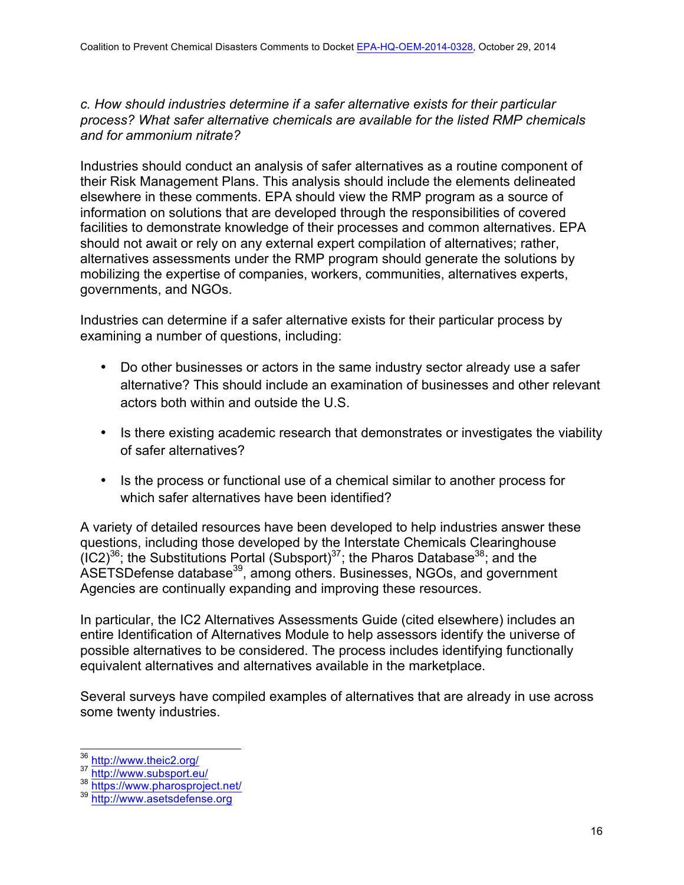*c. How should industries determine if a safer alternative exists for their particular process? What safer alternative chemicals are available for the listed RMP chemicals and for ammonium nitrate?*

Industries should conduct an analysis of safer alternatives as a routine component of their Risk Management Plans. This analysis should include the elements delineated elsewhere in these comments. EPA should view the RMP program as a source of information on solutions that are developed through the responsibilities of covered facilities to demonstrate knowledge of their processes and common alternatives. EPA should not await or rely on any external expert compilation of alternatives; rather, alternatives assessments under the RMP program should generate the solutions by mobilizing the expertise of companies, workers, communities, alternatives experts, governments, and NGOs.

Industries can determine if a safer alternative exists for their particular process by examining a number of questions, including:

- Do other businesses or actors in the same industry sector already use a safer alternative? This should include an examination of businesses and other relevant actors both within and outside the U.S.
- Is there existing academic research that demonstrates or investigates the viability of safer alternatives?
- Is the process or functional use of a chemical similar to another process for which safer alternatives have been identified?

A variety of detailed resources have been developed to help industries answer these questions, including those developed by the Interstate Chemicals Clearinghouse (IC2)[36]; the Substitutions Portal (Subsport)[37]; the Pharos Database[38]; and the ASETSDefense database[39], among others. Businesses, NGOs, and government Agencies are continually expanding and improving these resources.

In particular, the IC2 Alternatives Assessments Guide (cited elsewhere) includes an entire Identification of Alternatives Module to help assessors identify the universe of possible alternatives to be considered. The process includes identifying functionally equivalent alternatives and alternatives available in the marketplace.

Several surveys have compiled examples of alternatives that are already in use across some twenty industries.

---

[36] http://www.theic2.org/
[37] http://www.subsport.eu/
[38] https://www.pharosproject.net/
[39] http://www.asetsdefense.org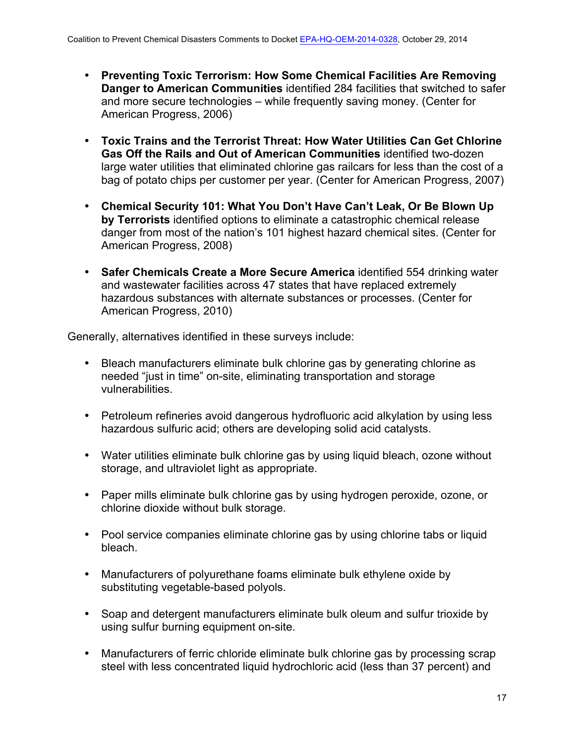- **Preventing Toxic Terrorism: How Some Chemical Facilities Are Removing Danger to American Communities** identified 284 facilities that switched to safer and more secure technologies – while frequently saving money. (Center for American Progress, 2006)

- **Toxic Trains and the Terrorist Threat: How Water Utilities Can Get Chlorine Gas Off the Rails and Out of American Communities** identified two-dozen large water utilities that eliminated chlorine gas railcars for less than the cost of a bag of potato chips per customer per year. (Center for American Progress, 2007)

- **Chemical Security 101: What You Don't Have Can't Leak, Or Be Blown Up by Terrorists** identified options to eliminate a catastrophic chemical release danger from most of the nation's 101 highest hazard chemical sites. (Center for American Progress, 2008)

- **Safer Chemicals Create a More Secure America** identified 554 drinking water and wastewater facilities across 47 states that have replaced extremely hazardous substances with alternate substances or processes. (Center for American Progress, 2010)

Generally, alternatives identified in these surveys include:

- Bleach manufacturers eliminate bulk chlorine gas by generating chlorine as needed "just in time" on-site, eliminating transportation and storage vulnerabilities.

- Petroleum refineries avoid dangerous hydrofluoric acid alkylation by using less hazardous sulfuric acid; others are developing solid acid catalysts.

- Water utilities eliminate bulk chlorine gas by using liquid bleach, ozone without storage, and ultraviolet light as appropriate.

- Paper mills eliminate bulk chlorine gas by using hydrogen peroxide, ozone, or chlorine dioxide without bulk storage.

- Pool service companies eliminate chlorine gas by using chlorine tabs or liquid bleach.

- Manufacturers of polyurethane foams eliminate bulk ethylene oxide by substituting vegetable-based polyols.

- Soap and detergent manufacturers eliminate bulk oleum and sulfur trioxide by using sulfur burning equipment on-site.

- Manufacturers of ferric chloride eliminate bulk chlorine gas by processing scrap steel with less concentrated liquid hydrochloric acid (less than 37 percent) and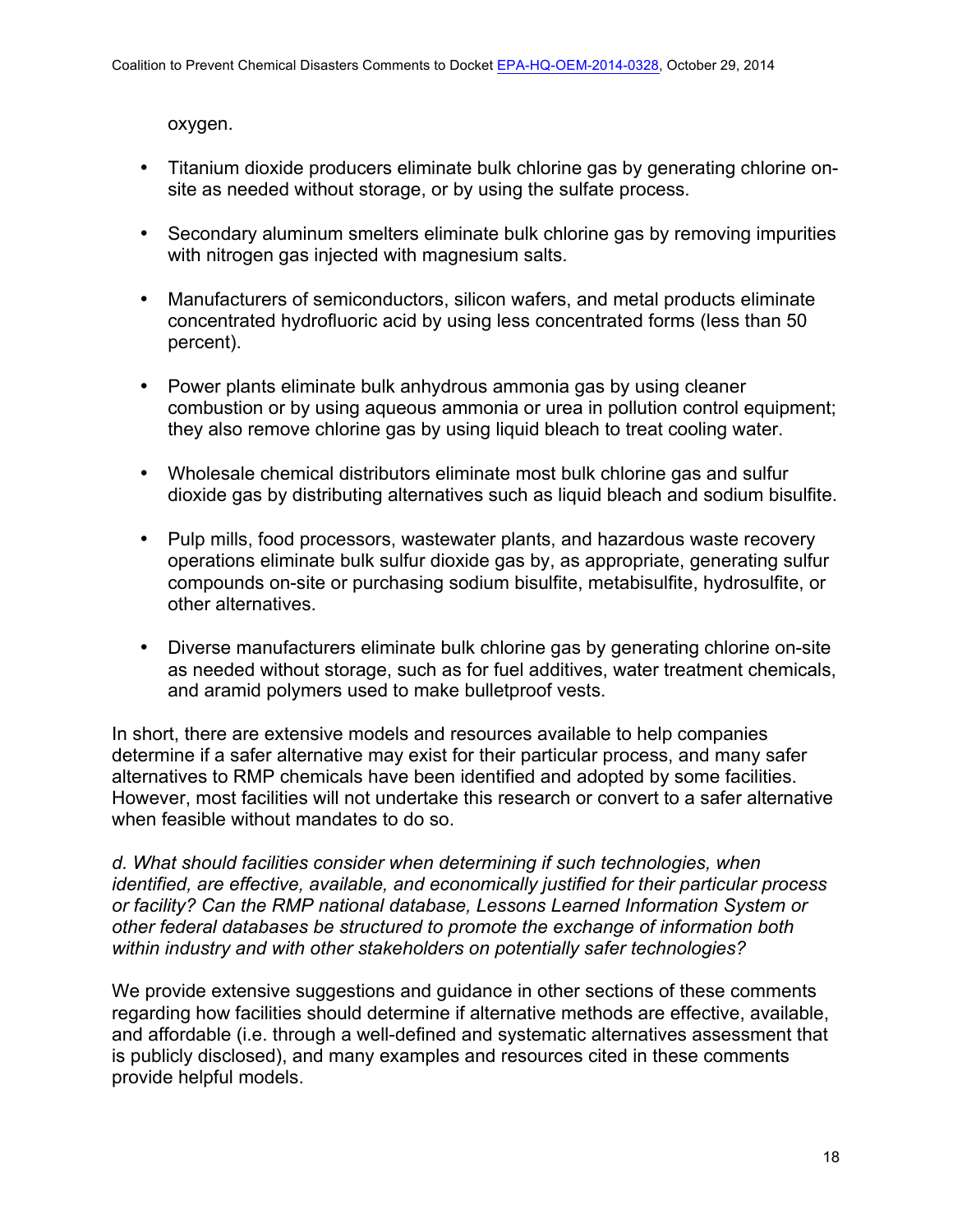oxygen.

- Titanium dioxide producers eliminate bulk chlorine gas by generating chlorine on-site as needed without storage, or by using the sulfate process.

- Secondary aluminum smelters eliminate bulk chlorine gas by removing impurities with nitrogen gas injected with magnesium salts.

- Manufacturers of semiconductors, silicon wafers, and metal products eliminate concentrated hydrofluoric acid by using less concentrated forms (less than 50 percent).

- Power plants eliminate bulk anhydrous ammonia gas by using cleaner combustion or by using aqueous ammonia or urea in pollution control equipment; they also remove chlorine gas by using liquid bleach to treat cooling water.

- Wholesale chemical distributors eliminate most bulk chlorine gas and sulfur dioxide gas by distributing alternatives such as liquid bleach and sodium bisulfite.

- Pulp mills, food processors, wastewater plants, and hazardous waste recovery operations eliminate bulk sulfur dioxide gas by, as appropriate, generating sulfur compounds on-site or purchasing sodium bisulfite, metabisulfite, hydrosulfite, or other alternatives.

- Diverse manufacturers eliminate bulk chlorine gas by generating chlorine on-site as needed without storage, such as for fuel additives, water treatment chemicals, and aramid polymers used to make bulletproof vests.

In short, there are extensive models and resources available to help companies determine if a safer alternative may exist for their particular process, and many safer alternatives to RMP chemicals have been identified and adopted by some facilities. However, most facilities will not undertake this research or convert to a safer alternative when feasible without mandates to do so.

*d. What should facilities consider when determining if such technologies, when identified, are effective, available, and economically justified for their particular process or facility? Can the RMP national database, Lessons Learned Information System or other federal databases be structured to promote the exchange of information both within industry and with other stakeholders on potentially safer technologies?*

We provide extensive suggestions and guidance in other sections of these comments regarding how facilities should determine if alternative methods are effective, available, and affordable (i.e. through a well-defined and systematic alternatives assessment that is publicly disclosed), and many examples and resources cited in these comments provide helpful models.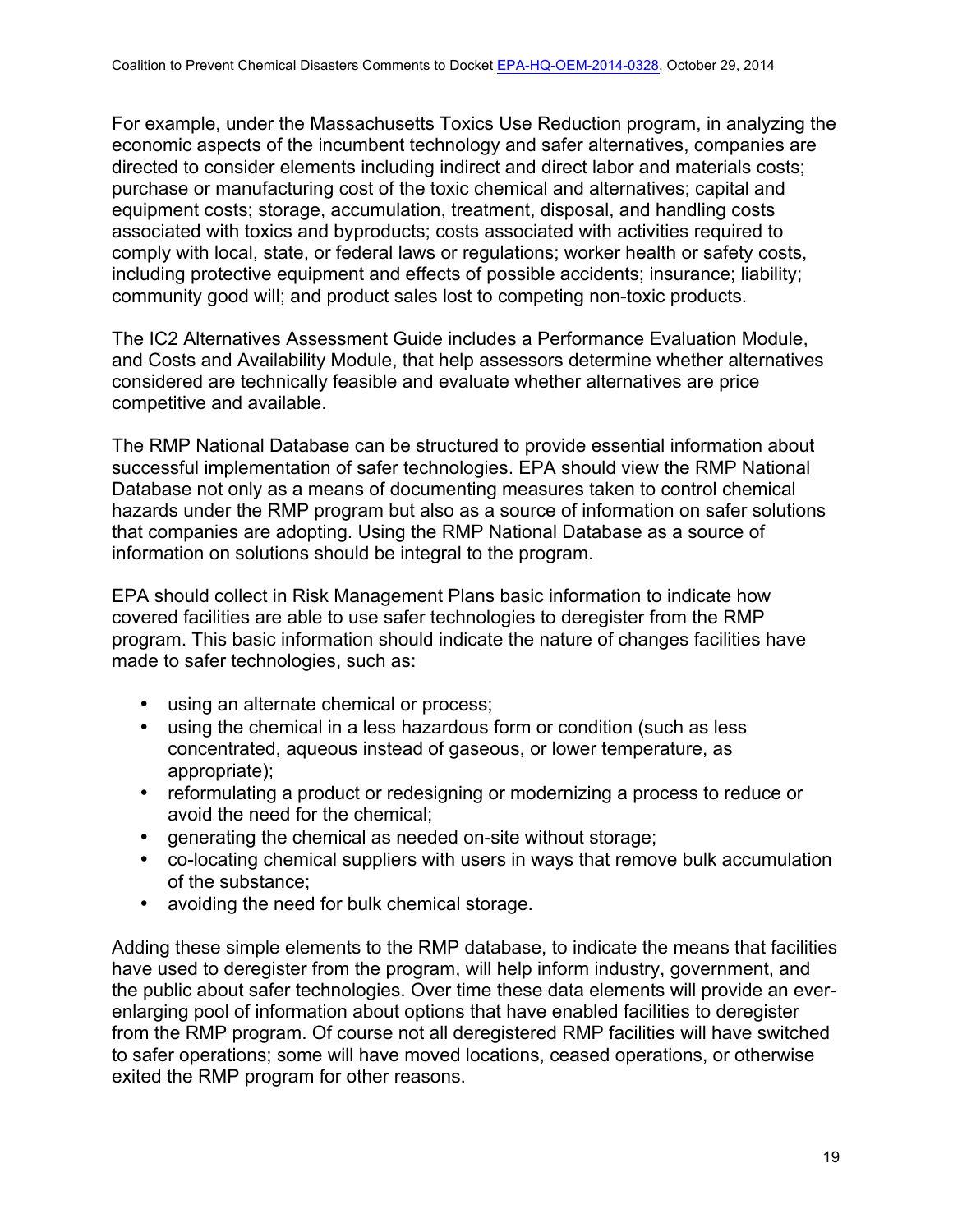For example, under the Massachusetts Toxics Use Reduction program, in analyzing the economic aspects of the incumbent technology and safer alternatives, companies are directed to consider elements including indirect and direct labor and materials costs; purchase or manufacturing cost of the toxic chemical and alternatives; capital and equipment costs; storage, accumulation, treatment, disposal, and handling costs associated with toxics and byproducts; costs associated with activities required to comply with local, state, or federal laws or regulations; worker health or safety costs, including protective equipment and effects of possible accidents; insurance; liability; community good will; and product sales lost to competing non-toxic products.

The IC2 Alternatives Assessment Guide includes a Performance Evaluation Module, and Costs and Availability Module, that help assessors determine whether alternatives considered are technically feasible and evaluate whether alternatives are price competitive and available.

The RMP National Database can be structured to provide essential information about successful implementation of safer technologies. EPA should view the RMP National Database not only as a means of documenting measures taken to control chemical hazards under the RMP program but also as a source of information on safer solutions that companies are adopting. Using the RMP National Database as a source of information on solutions should be integral to the program.

EPA should collect in Risk Management Plans basic information to indicate how covered facilities are able to use safer technologies to deregister from the RMP program. This basic information should indicate the nature of changes facilities have made to safer technologies, such as:

- using an alternate chemical or process;
- using the chemical in a less hazardous form or condition (such as less concentrated, aqueous instead of gaseous, or lower temperature, as appropriate);
- reformulating a product or redesigning or modernizing a process to reduce or avoid the need for the chemical;
- generating the chemical as needed on-site without storage;
- co-locating chemical suppliers with users in ways that remove bulk accumulation of the substance;
- avoiding the need for bulk chemical storage.

Adding these simple elements to the RMP database, to indicate the means that facilities have used to deregister from the program, will help inform industry, government, and the public about safer technologies. Over time these data elements will provide an ever-enlarging pool of information about options that have enabled facilities to deregister from the RMP program. Of course not all deregistered RMP facilities will have switched to safer operations; some will have moved locations, ceased operations, or otherwise exited the RMP program for other reasons.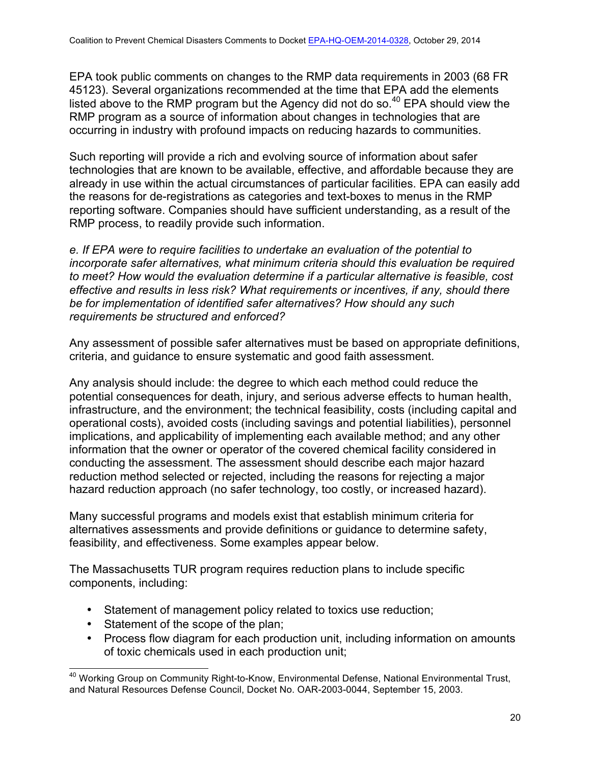EPA took public comments on changes to the RMP data requirements in 2003 (68 FR 45123). Several organizations recommended at the time that EPA add the elements listed above to the RMP program but the Agency did not do so.[40] EPA should view the RMP program as a source of information about changes in technologies that are occurring in industry with profound impacts on reducing hazards to communities.

Such reporting will provide a rich and evolving source of information about safer technologies that are known to be available, effective, and affordable because they are already in use within the actual circumstances of particular facilities. EPA can easily add the reasons for de-registrations as categories and text-boxes to menus in the RMP reporting software. Companies should have sufficient understanding, as a result of the RMP process, to readily provide such information.

*e. If EPA were to require facilities to undertake an evaluation of the potential to incorporate safer alternatives, what minimum criteria should this evaluation be required to meet? How would the evaluation determine if a particular alternative is feasible, cost effective and results in less risk? What requirements or incentives, if any, should there be for implementation of identified safer alternatives? How should any such requirements be structured and enforced?*

Any assessment of possible safer alternatives must be based on appropriate definitions, criteria, and guidance to ensure systematic and good faith assessment.

Any analysis should include: the degree to which each method could reduce the potential consequences for death, injury, and serious adverse effects to human health, infrastructure, and the environment; the technical feasibility, costs (including capital and operational costs), avoided costs (including savings and potential liabilities), personnel implications, and applicability of implementing each available method; and any other information that the owner or operator of the covered chemical facility considered in conducting the assessment. The assessment should describe each major hazard reduction method selected or rejected, including the reasons for rejecting a major hazard reduction approach (no safer technology, too costly, or increased hazard).

Many successful programs and models exist that establish minimum criteria for alternatives assessments and provide definitions or guidance to determine safety, feasibility, and effectiveness. Some examples appear below.

The Massachusetts TUR program requires reduction plans to include specific components, including:

- Statement of management policy related to toxics use reduction;
- Statement of the scope of the plan;
- Process flow diagram for each production unit, including information on amounts of toxic chemicals used in each production unit;

---

[40] Working Group on Community Right-to-Know, Environmental Defense, National Environmental Trust, and Natural Resources Defense Council, Docket No. OAR-2003-0044, September 15, 2003.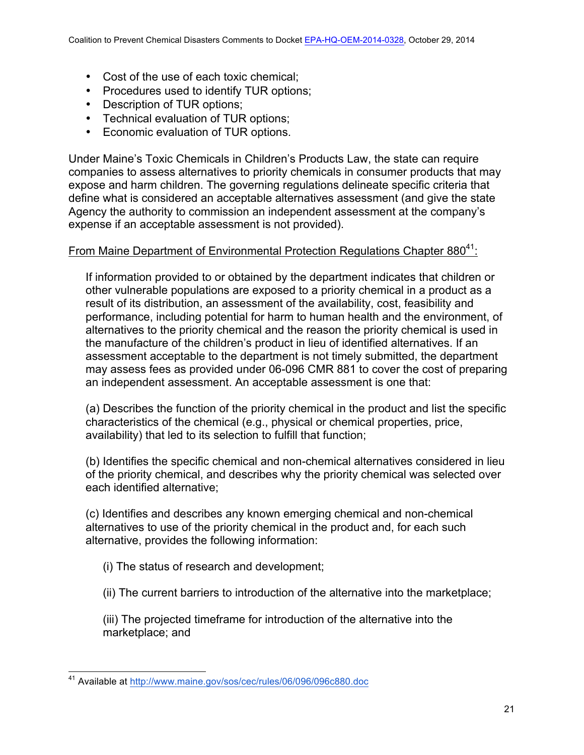- Cost of the use of each toxic chemical;
- Procedures used to identify TUR options;
- Description of TUR options;
- Technical evaluation of TUR options;
- Economic evaluation of TUR options.

Under Maine's Toxic Chemicals in Children's Products Law, the state can require companies to assess alternatives to priority chemicals in consumer products that may expose and harm children. The governing regulations delineate specific criteria that define what is considered an acceptable alternatives assessment (and give the state Agency the authority to commission an independent assessment at the company's expense if an acceptable assessment is not provided).

<u>From Maine Department of Environmental Protection Regulations Chapter 880[41]:</u>

> If information provided to or obtained by the department indicates that children or other vulnerable populations are exposed to a priority chemical in a product as a result of its distribution, an assessment of the availability, cost, feasibility and performance, including potential for harm to human health and the environment, of alternatives to the priority chemical and the reason the priority chemical is used in the manufacture of the children's product in lieu of identified alternatives. If an assessment acceptable to the department is not timely submitted, the department may assess fees as provided under 06-096 CMR 881 to cover the cost of preparing an independent assessment. An acceptable assessment is one that:
>
> (a) Describes the function of the priority chemical in the product and list the specific characteristics of the chemical (e.g., physical or chemical properties, price, availability) that led to its selection to fulfill that function;
>
> (b) Identifies the specific chemical and non-chemical alternatives considered in lieu of the priority chemical, and describes why the priority chemical was selected over each identified alternative;
>
> (c) Identifies and describes any known emerging chemical and non-chemical alternatives to use of the priority chemical in the product and, for each such alternative, provides the following information:
>
> > (i) The status of research and development;
> >
> > (ii) The current barriers to introduction of the alternative into the marketplace;
> >
> > (iii) The projected timeframe for introduction of the alternative into the marketplace; and

---

[41] Available at http://www.maine.gov/sos/cec/rules/06/096/096c880.doc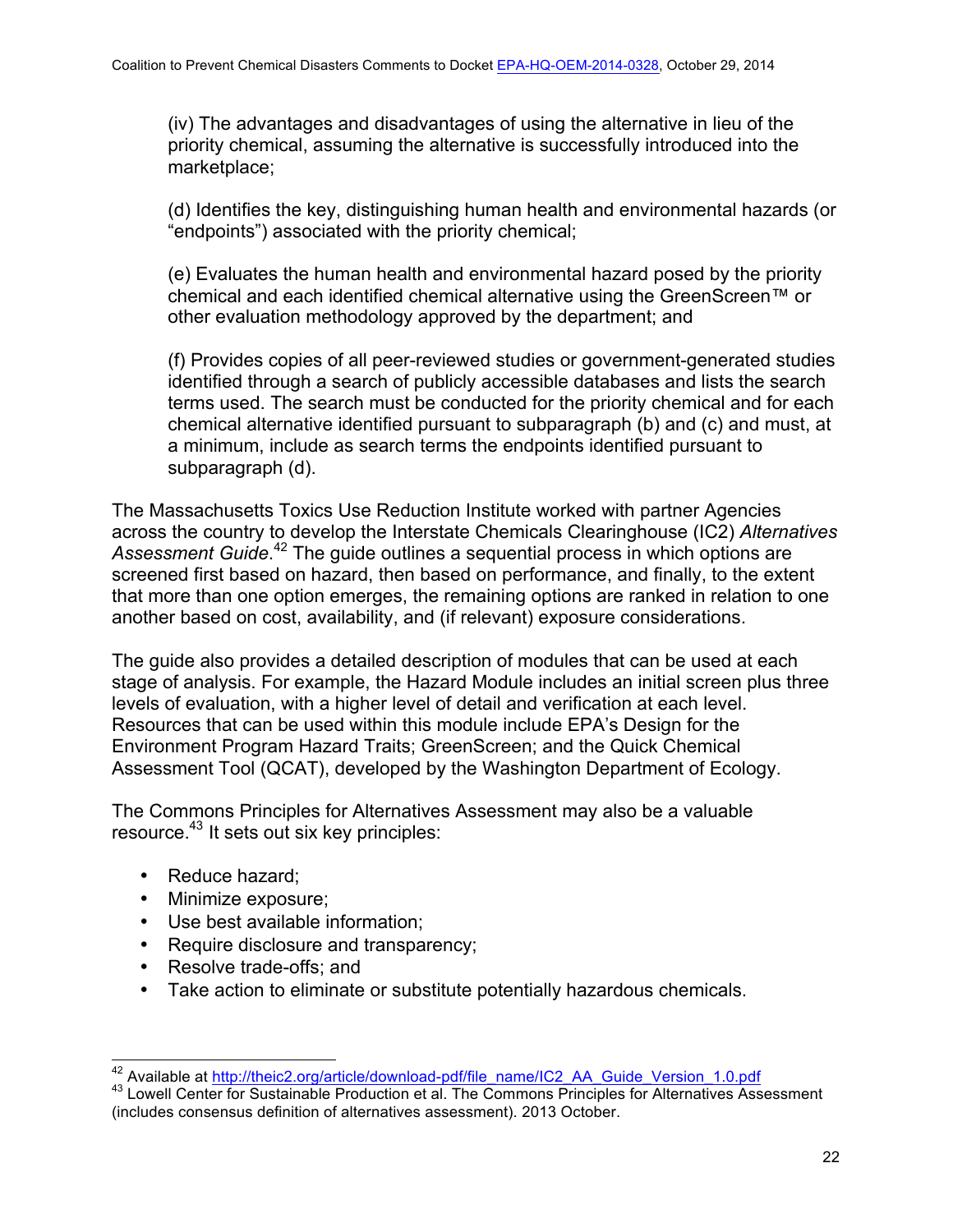(iv) The advantages and disadvantages of using the alternative in lieu of the priority chemical, assuming the alternative is successfully introduced into the marketplace;

(d) Identifies the key, distinguishing human health and environmental hazards (or "endpoints") associated with the priority chemical;

(e) Evaluates the human health and environmental hazard posed by the priority chemical and each identified chemical alternative using the GreenScreen™ or other evaluation methodology approved by the department; and

(f) Provides copies of all peer-reviewed studies or government-generated studies identified through a search of publicly accessible databases and lists the search terms used. The search must be conducted for the priority chemical and for each chemical alternative identified pursuant to subparagraph (b) and (c) and must, at a minimum, include as search terms the endpoints identified pursuant to subparagraph (d).

The Massachusetts Toxics Use Reduction Institute worked with partner Agencies across the country to develop the Interstate Chemicals Clearinghouse (IC2) *Alternatives Assessment Guide*.[42] The guide outlines a sequential process in which options are screened first based on hazard, then based on performance, and finally, to the extent that more than one option emerges, the remaining options are ranked in relation to one another based on cost, availability, and (if relevant) exposure considerations.

The guide also provides a detailed description of modules that can be used at each stage of analysis. For example, the Hazard Module includes an initial screen plus three levels of evaluation, with a higher level of detail and verification at each level. Resources that can be used within this module include EPA's Design for the Environment Program Hazard Traits; GreenScreen; and the Quick Chemical Assessment Tool (QCAT), developed by the Washington Department of Ecology.

The Commons Principles for Alternatives Assessment may also be a valuable resource.[43] It sets out six key principles:

- Reduce hazard;
- Minimize exposure;
- Use best available information;
- Require disclosure and transparency;
- Resolve trade-offs; and
- Take action to eliminate or substitute potentially hazardous chemicals.

---

[42] Available at http://theic2.org/article/download-pdf/file_name/IC2_AA_Guide_Version_1.0.pdf

[43] Lowell Center for Sustainable Production et al. The Commons Principles for Alternatives Assessment (includes consensus definition of alternatives assessment). 2013 October.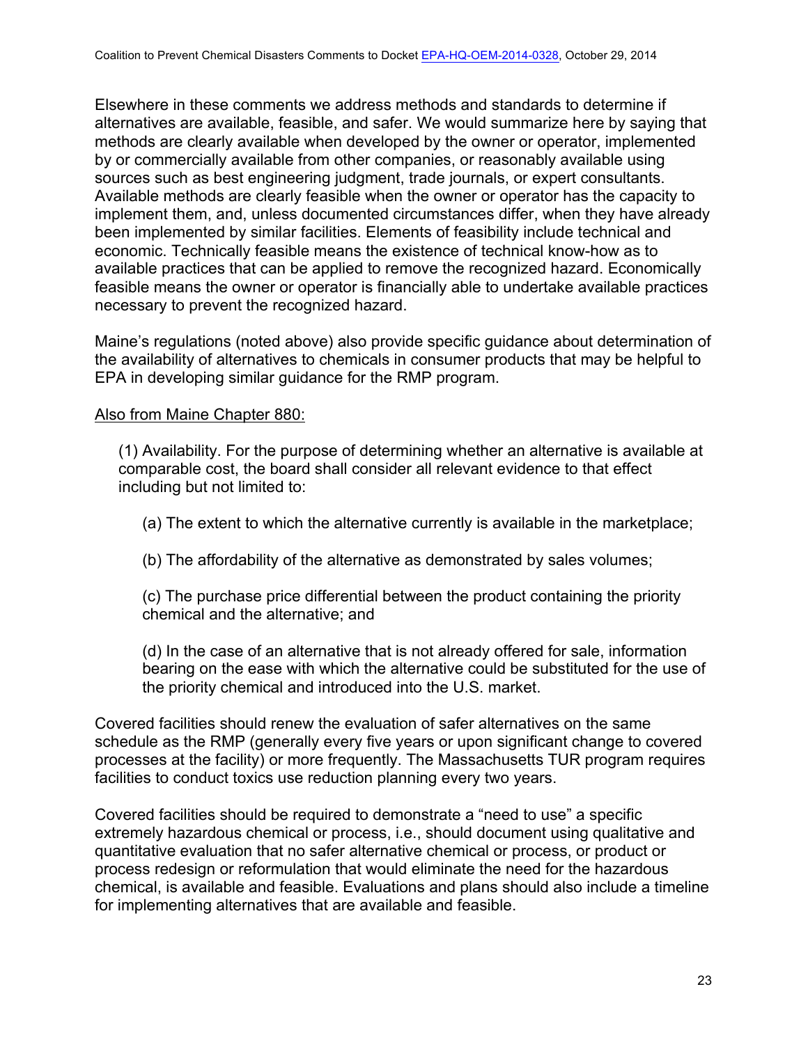Elsewhere in these comments we address methods and standards to determine if alternatives are available, feasible, and safer. We would summarize here by saying that methods are clearly available when developed by the owner or operator, implemented by or commercially available from other companies, or reasonably available using sources such as best engineering judgment, trade journals, or expert consultants. Available methods are clearly feasible when the owner or operator has the capacity to implement them, and, unless documented circumstances differ, when they have already been implemented by similar facilities. Elements of feasibility include technical and economic. Technically feasible means the existence of technical know-how as to available practices that can be applied to remove the recognized hazard. Economically feasible means the owner or operator is financially able to undertake available practices necessary to prevent the recognized hazard.

Maine's regulations (noted above) also provide specific guidance about determination of the availability of alternatives to chemicals in consumer products that may be helpful to EPA in developing similar guidance for the RMP program.

<u>Also from Maine Chapter 880:</u>

> (1) Availability. For the purpose of determining whether an alternative is available at comparable cost, the board shall consider all relevant evidence to that effect including but not limited to:
>
> > (a) The extent to which the alternative currently is available in the marketplace;
> >
> > (b) The affordability of the alternative as demonstrated by sales volumes;
> >
> > (c) The purchase price differential between the product containing the priority chemical and the alternative; and
> >
> > (d) In the case of an alternative that is not already offered for sale, information bearing on the ease with which the alternative could be substituted for the use of the priority chemical and introduced into the U.S. market.

Covered facilities should renew the evaluation of safer alternatives on the same schedule as the RMP (generally every five years or upon significant change to covered processes at the facility) or more frequently. The Massachusetts TUR program requires facilities to conduct toxics use reduction planning every two years.

Covered facilities should be required to demonstrate a "need to use" a specific extremely hazardous chemical or process, i.e., should document using qualitative and quantitative evaluation that no safer alternative chemical or process, or product or process redesign or reformulation that would eliminate the need for the hazardous chemical, is available and feasible. Evaluations and plans should also include a timeline for implementing alternatives that are available and feasible.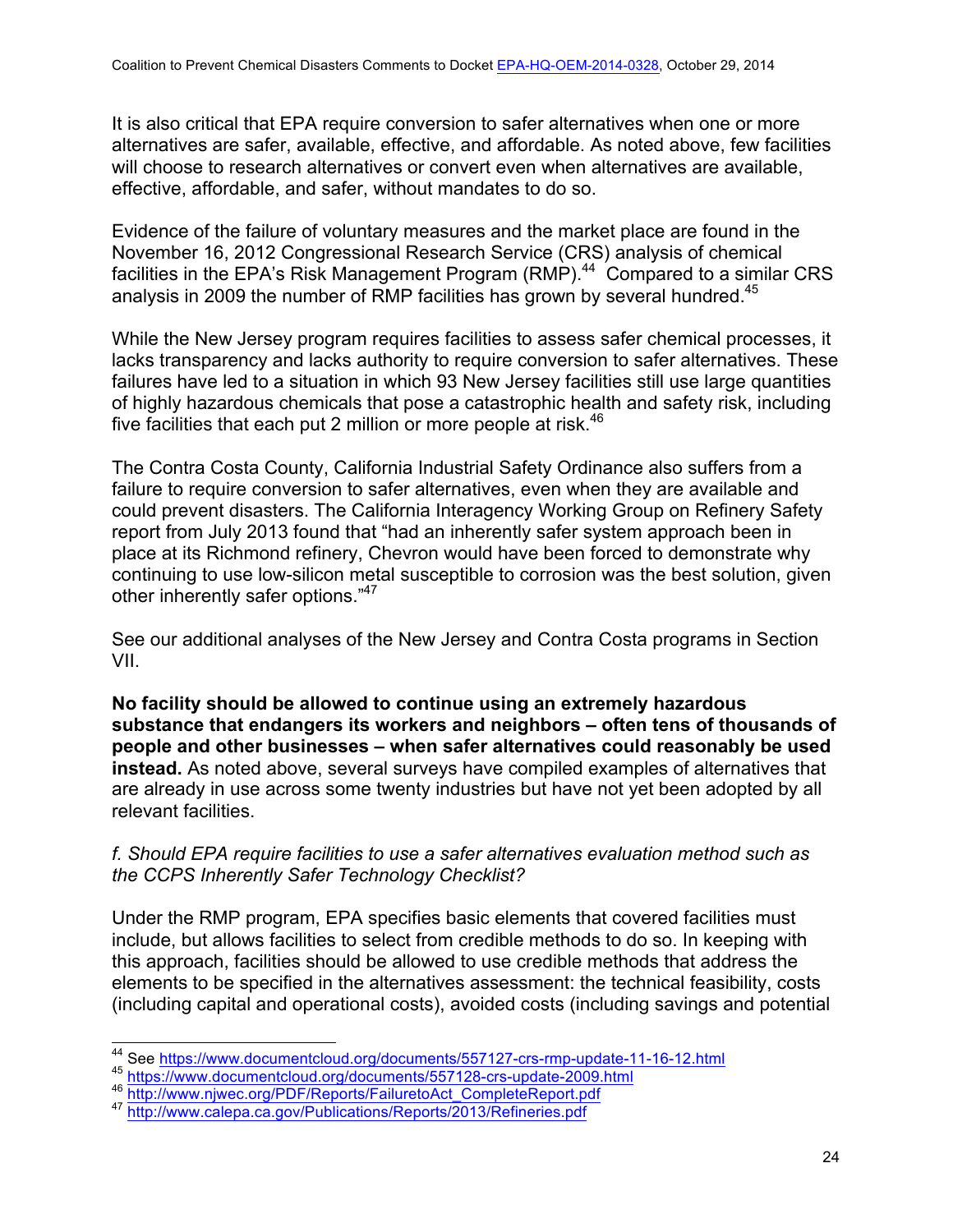It is also critical that EPA require conversion to safer alternatives when one or more alternatives are safer, available, effective, and affordable. As noted above, few facilities will choose to research alternatives or convert even when alternatives are available, effective, affordable, and safer, without mandates to do so.

Evidence of the failure of voluntary measures and the market place are found in the November 16, 2012 Congressional Research Service (CRS) analysis of chemical facilities in the EPA's Risk Management Program (RMP).[44] Compared to a similar CRS analysis in 2009 the number of RMP facilities has grown by several hundred.[45]

While the New Jersey program requires facilities to assess safer chemical processes, it lacks transparency and lacks authority to require conversion to safer alternatives. These failures have led to a situation in which 93 New Jersey facilities still use large quantities of highly hazardous chemicals that pose a catastrophic health and safety risk, including five facilities that each put 2 million or more people at risk.[46]

The Contra Costa County, California Industrial Safety Ordinance also suffers from a failure to require conversion to safer alternatives, even when they are available and could prevent disasters. The California Interagency Working Group on Refinery Safety report from July 2013 found that "had an inherently safer system approach been in place at its Richmond refinery, Chevron would have been forced to demonstrate why continuing to use low-silicon metal susceptible to corrosion was the best solution, given other inherently safer options."[47]

See our additional analyses of the New Jersey and Contra Costa programs in Section VII.

**No facility should be allowed to continue using an extremely hazardous substance that endangers its workers and neighbors – often tens of thousands of people and other businesses – when safer alternatives could reasonably be used instead.** As noted above, several surveys have compiled examples of alternatives that are already in use across some twenty industries but have not yet been adopted by all relevant facilities.

*f. Should EPA require facilities to use a safer alternatives evaluation method such as the CCPS Inherently Safer Technology Checklist?*

Under the RMP program, EPA specifies basic elements that covered facilities must include, but allows facilities to select from credible methods to do so. In keeping with this approach, facilities should be allowed to use credible methods that address the elements to be specified in the alternatives assessment: the technical feasibility, costs (including capital and operational costs), avoided costs (including savings and potential

---

[44] See https://www.documentcloud.org/documents/557127-crs-rmp-update-11-16-12.html

[45] https://www.documentcloud.org/documents/557128-crs-update-2009.html

[46] http://www.njwec.org/PDF/Reports/FailuretoAct_CompleteReport.pdf

[47] http://www.calepa.ca.gov/Publications/Reports/2013/Refineries.pdf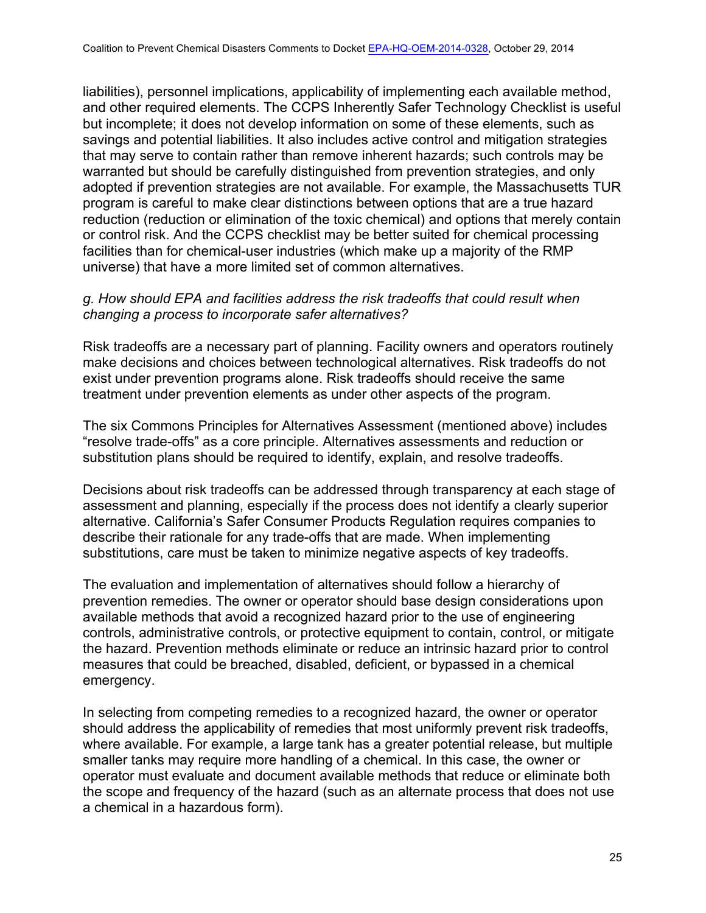liabilities), personnel implications, applicability of implementing each available method, and other required elements. The CCPS Inherently Safer Technology Checklist is useful but incomplete; it does not develop information on some of these elements, such as savings and potential liabilities. It also includes active control and mitigation strategies that may serve to contain rather than remove inherent hazards; such controls may be warranted but should be carefully distinguished from prevention strategies, and only adopted if prevention strategies are not available. For example, the Massachusetts TUR program is careful to make clear distinctions between options that are a true hazard reduction (reduction or elimination of the toxic chemical) and options that merely contain or control risk. And the CCPS checklist may be better suited for chemical processing facilities than for chemical-user industries (which make up a majority of the RMP universe) that have a more limited set of common alternatives.

*g. How should EPA and facilities address the risk tradeoffs that could result when changing a process to incorporate safer alternatives?*

Risk tradeoffs are a necessary part of planning. Facility owners and operators routinely make decisions and choices between technological alternatives. Risk tradeoffs do not exist under prevention programs alone. Risk tradeoffs should receive the same treatment under prevention elements as under other aspects of the program.

The six Commons Principles for Alternatives Assessment (mentioned above) includes “resolve trade-offs” as a core principle. Alternatives assessments and reduction or substitution plans should be required to identify, explain, and resolve tradeoffs.

Decisions about risk tradeoffs can be addressed through transparency at each stage of assessment and planning, especially if the process does not identify a clearly superior alternative. California’s Safer Consumer Products Regulation requires companies to describe their rationale for any trade-offs that are made. When implementing substitutions, care must be taken to minimize negative aspects of key tradeoffs.

The evaluation and implementation of alternatives should follow a hierarchy of prevention remedies. The owner or operator should base design considerations upon available methods that avoid a recognized hazard prior to the use of engineering controls, administrative controls, or protective equipment to contain, control, or mitigate the hazard. Prevention methods eliminate or reduce an intrinsic hazard prior to control measures that could be breached, disabled, deficient, or bypassed in a chemical emergency.

In selecting from competing remedies to a recognized hazard, the owner or operator should address the applicability of remedies that most uniformly prevent risk tradeoffs, where available. For example, a large tank has a greater potential release, but multiple smaller tanks may require more handling of a chemical. In this case, the owner or operator must evaluate and document available methods that reduce or eliminate both the scope and frequency of the hazard (such as an alternate process that does not use a chemical in a hazardous form).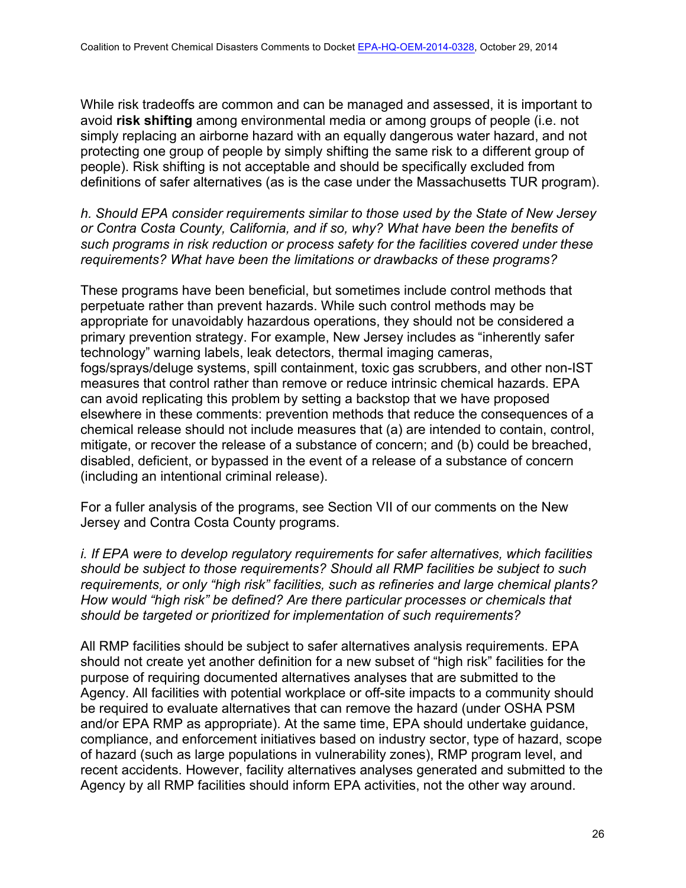While risk tradeoffs are common and can be managed and assessed, it is important to avoid **risk shifting** among environmental media or among groups of people (i.e. not simply replacing an airborne hazard with an equally dangerous water hazard, and not protecting one group of people by simply shifting the same risk to a different group of people). Risk shifting is not acceptable and should be specifically excluded from definitions of safer alternatives (as is the case under the Massachusetts TUR program).

*h. Should EPA consider requirements similar to those used by the State of New Jersey or Contra Costa County, California, and if so, why? What have been the benefits of such programs in risk reduction or process safety for the facilities covered under these requirements? What have been the limitations or drawbacks of these programs?*

These programs have been beneficial, but sometimes include control methods that perpetuate rather than prevent hazards. While such control methods may be appropriate for unavoidably hazardous operations, they should not be considered a primary prevention strategy. For example, New Jersey includes as "inherently safer technology" warning labels, leak detectors, thermal imaging cameras, fogs/sprays/deluge systems, spill containment, toxic gas scrubbers, and other non-IST measures that control rather than remove or reduce intrinsic chemical hazards. EPA can avoid replicating this problem by setting a backstop that we have proposed elsewhere in these comments: prevention methods that reduce the consequences of a chemical release should not include measures that (a) are intended to contain, control, mitigate, or recover the release of a substance of concern; and (b) could be breached, disabled, deficient, or bypassed in the event of a release of a substance of concern (including an intentional criminal release).

For a fuller analysis of the programs, see Section VII of our comments on the New Jersey and Contra Costa County programs.

*i. If EPA were to develop regulatory requirements for safer alternatives, which facilities should be subject to those requirements? Should all RMP facilities be subject to such requirements, or only "high risk" facilities, such as refineries and large chemical plants? How would "high risk" be defined? Are there particular processes or chemicals that should be targeted or prioritized for implementation of such requirements?*

All RMP facilities should be subject to safer alternatives analysis requirements. EPA should not create yet another definition for a new subset of "high risk" facilities for the purpose of requiring documented alternatives analyses that are submitted to the Agency. All facilities with potential workplace or off-site impacts to a community should be required to evaluate alternatives that can remove the hazard (under OSHA PSM and/or EPA RMP as appropriate). At the same time, EPA should undertake guidance, compliance, and enforcement initiatives based on industry sector, type of hazard, scope of hazard (such as large populations in vulnerability zones), RMP program level, and recent accidents. However, facility alternatives analyses generated and submitted to the Agency by all RMP facilities should inform EPA activities, not the other way around.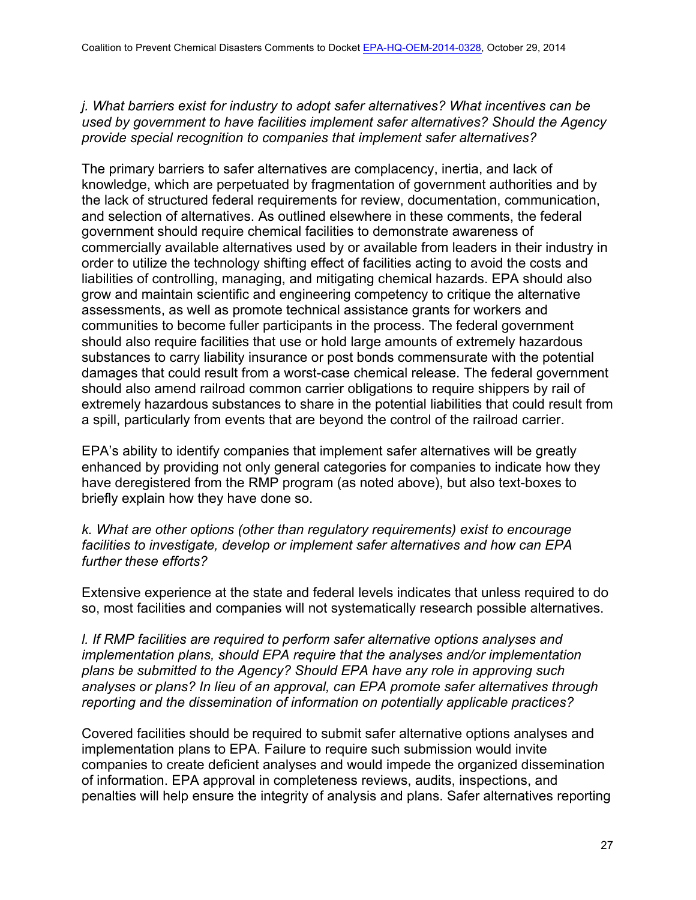*j. What barriers exist for industry to adopt safer alternatives? What incentives can be used by government to have facilities implement safer alternatives? Should the Agency provide special recognition to companies that implement safer alternatives?*

The primary barriers to safer alternatives are complacency, inertia, and lack of knowledge, which are perpetuated by fragmentation of government authorities and by the lack of structured federal requirements for review, documentation, communication, and selection of alternatives. As outlined elsewhere in these comments, the federal government should require chemical facilities to demonstrate awareness of commercially available alternatives used by or available from leaders in their industry in order to utilize the technology shifting effect of facilities acting to avoid the costs and liabilities of controlling, managing, and mitigating chemical hazards. EPA should also grow and maintain scientific and engineering competency to critique the alternative assessments, as well as promote technical assistance grants for workers and communities to become fuller participants in the process. The federal government should also require facilities that use or hold large amounts of extremely hazardous substances to carry liability insurance or post bonds commensurate with the potential damages that could result from a worst-case chemical release. The federal government should also amend railroad common carrier obligations to require shippers by rail of extremely hazardous substances to share in the potential liabilities that could result from a spill, particularly from events that are beyond the control of the railroad carrier.

EPA's ability to identify companies that implement safer alternatives will be greatly enhanced by providing not only general categories for companies to indicate how they have deregistered from the RMP program (as noted above), but also text-boxes to briefly explain how they have done so.

*k. What are other options (other than regulatory requirements) exist to encourage facilities to investigate, develop or implement safer alternatives and how can EPA further these efforts?*

Extensive experience at the state and federal levels indicates that unless required to do so, most facilities and companies will not systematically research possible alternatives.

*l. If RMP facilities are required to perform safer alternative options analyses and implementation plans, should EPA require that the analyses and/or implementation plans be submitted to the Agency? Should EPA have any role in approving such analyses or plans? In lieu of an approval, can EPA promote safer alternatives through reporting and the dissemination of information on potentially applicable practices?*

Covered facilities should be required to submit safer alternative options analyses and implementation plans to EPA. Failure to require such submission would invite companies to create deficient analyses and would impede the organized dissemination of information. EPA approval in completeness reviews, audits, inspections, and penalties will help ensure the integrity of analysis and plans. Safer alternatives reporting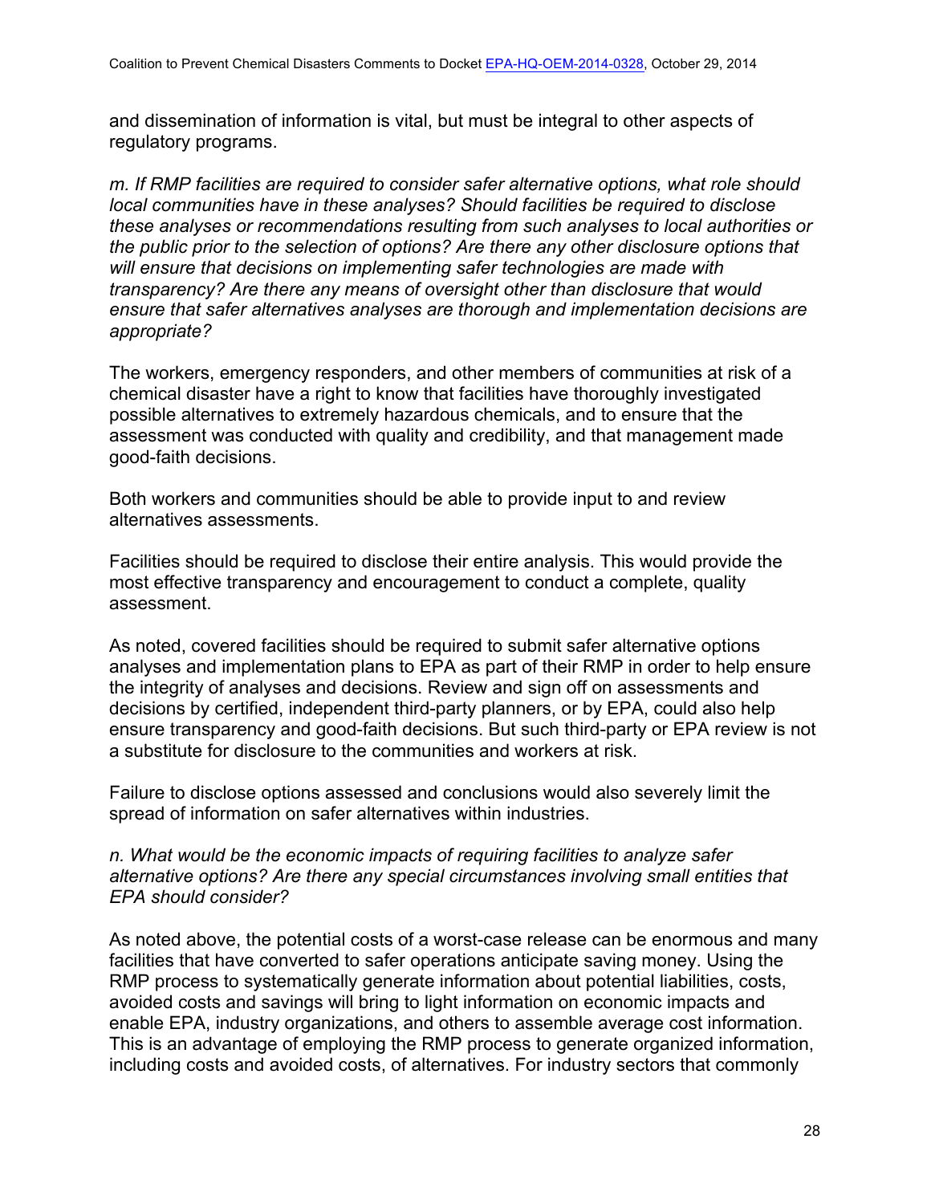and dissemination of information is vital, but must be integral to other aspects of regulatory programs.

*m. If RMP facilities are required to consider safer alternative options, what role should local communities have in these analyses? Should facilities be required to disclose these analyses or recommendations resulting from such analyses to local authorities or the public prior to the selection of options? Are there any other disclosure options that will ensure that decisions on implementing safer technologies are made with transparency? Are there any means of oversight other than disclosure that would ensure that safer alternatives analyses are thorough and implementation decisions are appropriate?*

The workers, emergency responders, and other members of communities at risk of a chemical disaster have a right to know that facilities have thoroughly investigated possible alternatives to extremely hazardous chemicals, and to ensure that the assessment was conducted with quality and credibility, and that management made good-faith decisions.

Both workers and communities should be able to provide input to and review alternatives assessments.

Facilities should be required to disclose their entire analysis. This would provide the most effective transparency and encouragement to conduct a complete, quality assessment.

As noted, covered facilities should be required to submit safer alternative options analyses and implementation plans to EPA as part of their RMP in order to help ensure the integrity of analyses and decisions. Review and sign off on assessments and decisions by certified, independent third-party planners, or by EPA, could also help ensure transparency and good-faith decisions. But such third-party or EPA review is not a substitute for disclosure to the communities and workers at risk.

Failure to disclose options assessed and conclusions would also severely limit the spread of information on safer alternatives within industries.

*n. What would be the economic impacts of requiring facilities to analyze safer alternative options? Are there any special circumstances involving small entities that EPA should consider?*

As noted above, the potential costs of a worst-case release can be enormous and many facilities that have converted to safer operations anticipate saving money. Using the RMP process to systematically generate information about potential liabilities, costs, avoided costs and savings will bring to light information on economic impacts and enable EPA, industry organizations, and others to assemble average cost information. This is an advantage of employing the RMP process to generate organized information, including costs and avoided costs, of alternatives. For industry sectors that commonly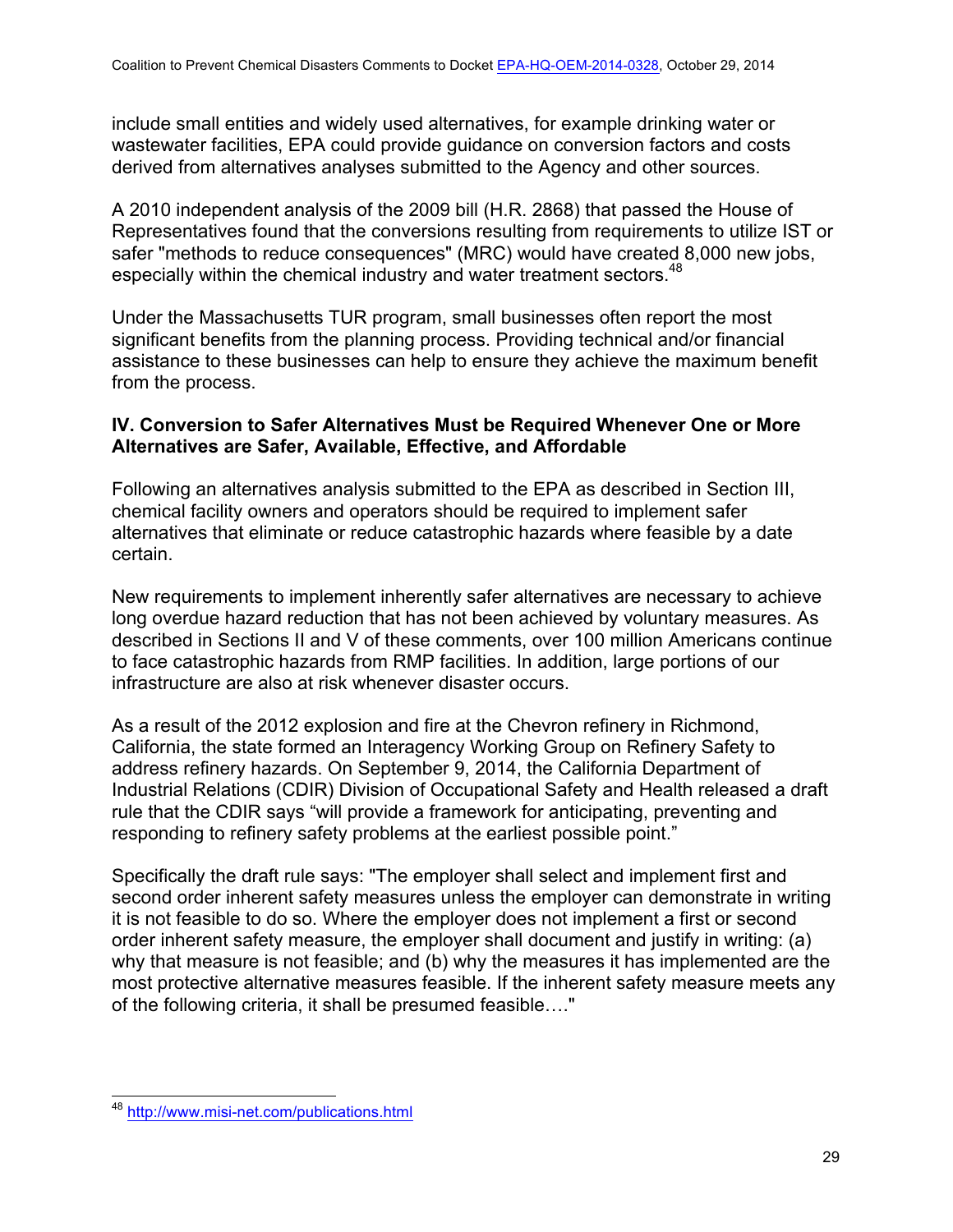include small entities and widely used alternatives, for example drinking water or wastewater facilities, EPA could provide guidance on conversion factors and costs derived from alternatives analyses submitted to the Agency and other sources.

A 2010 independent analysis of the 2009 bill (H.R. 2868) that passed the House of Representatives found that the conversions resulting from requirements to utilize IST or safer "methods to reduce consequences" (MRC) would have created 8,000 new jobs, especially within the chemical industry and water treatment sectors.[48]

Under the Massachusetts TUR program, small businesses often report the most significant benefits from the planning process. Providing technical and/or financial assistance to these businesses can help to ensure they achieve the maximum benefit from the process.

## IV. Conversion to Safer Alternatives Must be Required Whenever One or More Alternatives are Safer, Available, Effective, and Affordable

Following an alternatives analysis submitted to the EPA as described in Section III, chemical facility owners and operators should be required to implement safer alternatives that eliminate or reduce catastrophic hazards where feasible by a date certain.

New requirements to implement inherently safer alternatives are necessary to achieve long overdue hazard reduction that has not been achieved by voluntary measures. As described in Sections II and V of these comments, over 100 million Americans continue to face catastrophic hazards from RMP facilities. In addition, large portions of our infrastructure are also at risk whenever disaster occurs.

As a result of the 2012 explosion and fire at the Chevron refinery in Richmond, California, the state formed an Interagency Working Group on Refinery Safety to address refinery hazards. On September 9, 2014, the California Department of Industrial Relations (CDIR) Division of Occupational Safety and Health released a draft rule that the CDIR says "will provide a framework for anticipating, preventing and responding to refinery safety problems at the earliest possible point."

Specifically the draft rule says: "The employer shall select and implement first and second order inherent safety measures unless the employer can demonstrate in writing it is not feasible to do so. Where the employer does not implement a first or second order inherent safety measure, the employer shall document and justify in writing: (a) why that measure is not feasible; and (b) why the measures it has implemented are the most protective alternative measures feasible. If the inherent safety measure meets any of the following criteria, it shall be presumed feasible…."

---

[48] http://www.misi-net.com/publications.html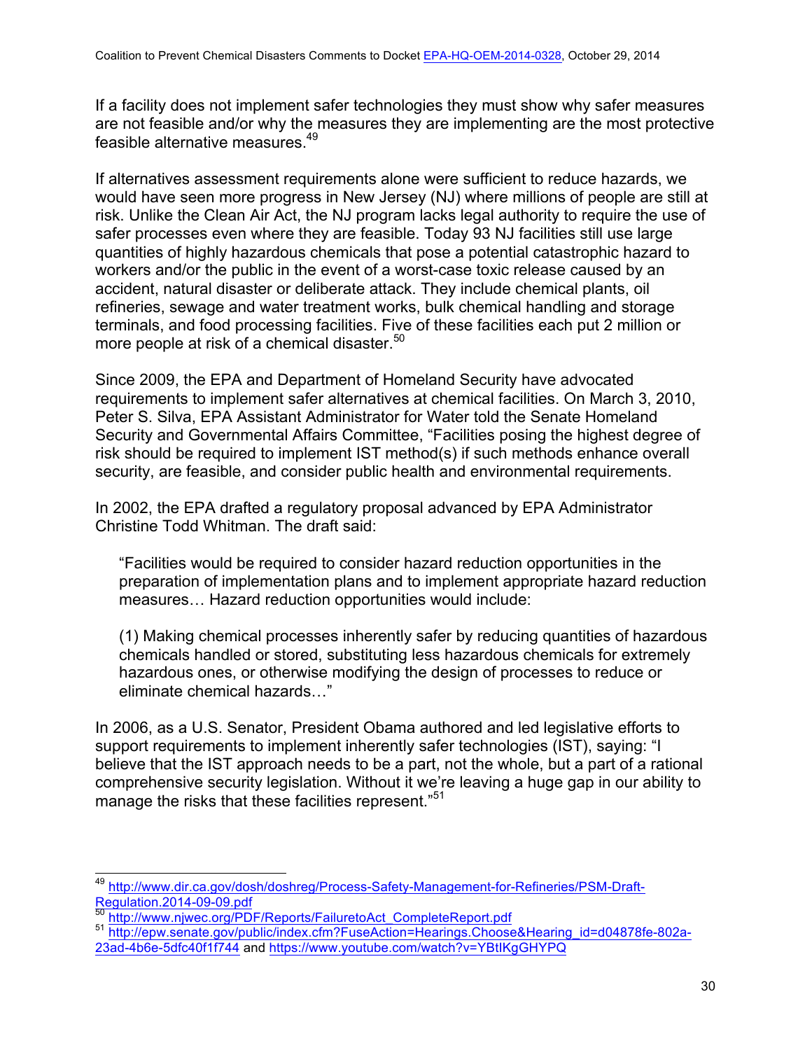If a facility does not implement safer technologies they must show why safer measures are not feasible and/or why the measures they are implementing are the most protective feasible alternative measures.[49]

If alternatives assessment requirements alone were sufficient to reduce hazards, we would have seen more progress in New Jersey (NJ) where millions of people are still at risk. Unlike the Clean Air Act, the NJ program lacks legal authority to require the use of safer processes even where they are feasible. Today 93 NJ facilities still use large quantities of highly hazardous chemicals that pose a potential catastrophic hazard to workers and/or the public in the event of a worst-case toxic release caused by an accident, natural disaster or deliberate attack. They include chemical plants, oil refineries, sewage and water treatment works, bulk chemical handling and storage terminals, and food processing facilities. Five of these facilities each put 2 million or more people at risk of a chemical disaster.[50]

Since 2009, the EPA and Department of Homeland Security have advocated requirements to implement safer alternatives at chemical facilities. On March 3, 2010, Peter S. Silva, EPA Assistant Administrator for Water told the Senate Homeland Security and Governmental Affairs Committee, "Facilities posing the highest degree of risk should be required to implement IST method(s) if such methods enhance overall security, are feasible, and consider public health and environmental requirements.

In 2002, the EPA drafted a regulatory proposal advanced by EPA Administrator Christine Todd Whitman. The draft said:

> "Facilities would be required to consider hazard reduction opportunities in the preparation of implementation plans and to implement appropriate hazard reduction measures… Hazard reduction opportunities would include:
>
> (1) Making chemical processes inherently safer by reducing quantities of hazardous chemicals handled or stored, substituting less hazardous chemicals for extremely hazardous ones, or otherwise modifying the design of processes to reduce or eliminate chemical hazards…"

In 2006, as a U.S. Senator, President Obama authored and led legislative efforts to support requirements to implement inherently safer technologies (IST), saying: "I believe that the IST approach needs to be a part, not the whole, but a part of a rational comprehensive security legislation. Without it we're leaving a huge gap in our ability to manage the risks that these facilities represent."[51]

---

[49] http://www.dir.ca.gov/dosh/doshreg/Process-Safety-Management-for-Refineries/PSM-Draft-Regulation.2014-09-09.pdf

[50] http://www.njwec.org/PDF/Reports/FailuretoAct_CompleteReport.pdf

[51] http://epw.senate.gov/public/index.cfm?FuseAction=Hearings.Choose&Hearing_id=d04878fe-802a-23ad-4b6e-5dfc40f1f744 and https://www.youtube.com/watch?v=YBtIKgGHYPQ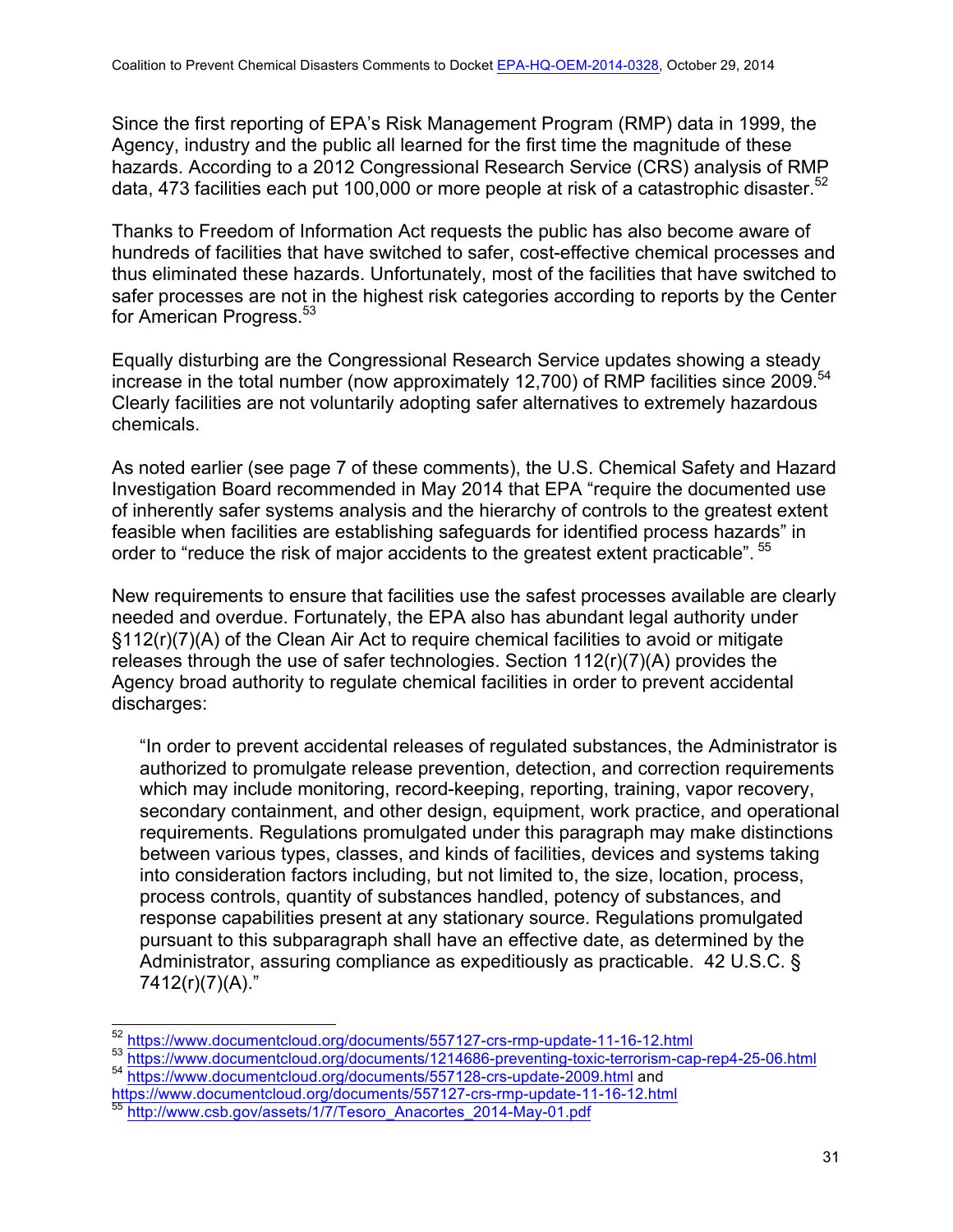Since the first reporting of EPA's Risk Management Program (RMP) data in 1999, the Agency, industry and the public all learned for the first time the magnitude of these hazards. According to a 2012 Congressional Research Service (CRS) analysis of RMP data, 473 facilities each put 100,000 or more people at risk of a catastrophic disaster.[52]

Thanks to Freedom of Information Act requests the public has also become aware of hundreds of facilities that have switched to safer, cost-effective chemical processes and thus eliminated these hazards. Unfortunately, most of the facilities that have switched to safer processes are not in the highest risk categories according to reports by the Center for American Progress.[53]

Equally disturbing are the Congressional Research Service updates showing a steady increase in the total number (now approximately 12,700) of RMP facilities since 2009.[54] Clearly facilities are not voluntarily adopting safer alternatives to extremely hazardous chemicals.

As noted earlier (see page 7 of these comments), the U.S. Chemical Safety and Hazard Investigation Board recommended in May 2014 that EPA "require the documented use of inherently safer systems analysis and the hierarchy of controls to the greatest extent feasible when facilities are establishing safeguards for identified process hazards" in order to "reduce the risk of major accidents to the greatest extent practicable". [55]

New requirements to ensure that facilities use the safest processes available are clearly needed and overdue. Fortunately, the EPA also has abundant legal authority under §112(r)(7)(A) of the Clean Air Act to require chemical facilities to avoid or mitigate releases through the use of safer technologies. Section 112(r)(7)(A) provides the Agency broad authority to regulate chemical facilities in order to prevent accidental discharges:

> "In order to prevent accidental releases of regulated substances, the Administrator is authorized to promulgate release prevention, detection, and correction requirements which may include monitoring, record-keeping, reporting, training, vapor recovery, secondary containment, and other design, equipment, work practice, and operational requirements. Regulations promulgated under this paragraph may make distinctions between various types, classes, and kinds of facilities, devices and systems taking into consideration factors including, but not limited to, the size, location, process, process controls, quantity of substances handled, potency of substances, and response capabilities present at any stationary source. Regulations promulgated pursuant to this subparagraph shall have an effective date, as determined by the Administrator, assuring compliance as expeditiously as practicable. 42 U.S.C. § 7412(r)(7)(A)."

---

[52] https://www.documentcloud.org/documents/557127-crs-rmp-update-11-16-12.html

[53] https://www.documentcloud.org/documents/1214686-preventing-toxic-terrorism-cap-rep4-25-06.html

[54] https://www.documentcloud.org/documents/557128-crs-update-2009.html and https://www.documentcloud.org/documents/557127-crs-rmp-update-11-16-12.html

[55] http://www.csb.gov/assets/1/7/Tesoro_Anacortes_2014-May-01.pdf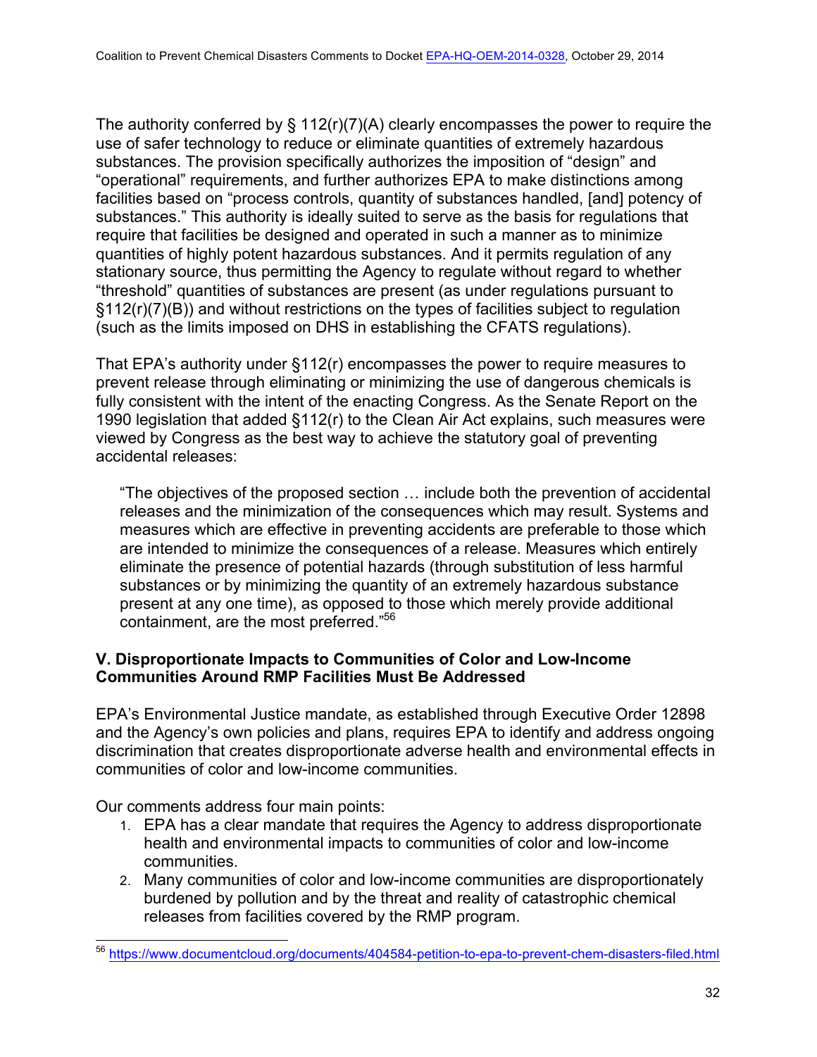The authority conferred by § 112(r)(7)(A) clearly encompasses the power to require the use of safer technology to reduce or eliminate quantities of extremely hazardous substances. The provision specifically authorizes the imposition of "design" and "operational" requirements, and further authorizes EPA to make distinctions among facilities based on "process controls, quantity of substances handled, [and] potency of substances." This authority is ideally suited to serve as the basis for regulations that require that facilities be designed and operated in such a manner as to minimize quantities of highly potent hazardous substances. And it permits regulation of any stationary source, thus permitting the Agency to regulate without regard to whether "threshold" quantities of substances are present (as under regulations pursuant to §112(r)(7)(B)) and without restrictions on the types of facilities subject to regulation (such as the limits imposed on DHS in establishing the CFATS regulations).

That EPA's authority under §112(r) encompasses the power to require measures to prevent release through eliminating or minimizing the use of dangerous chemicals is fully consistent with the intent of the enacting Congress. As the Senate Report on the 1990 legislation that added §112(r) to the Clean Air Act explains, such measures were viewed by Congress as the best way to achieve the statutory goal of preventing accidental releases:

> "The objectives of the proposed section … include both the prevention of accidental releases and the minimization of the consequences which may result. Systems and measures which are effective in preventing accidents are preferable to those which are intended to minimize the consequences of a release. Measures which entirely eliminate the presence of potential hazards (through substitution of less harmful substances or by minimizing the quantity of an extremely hazardous substance present at any one time), as opposed to those which merely provide additional containment, are the most preferred."[56]

### V. Disproportionate Impacts to Communities of Color and Low-Income Communities Around RMP Facilities Must Be Addressed

EPA's Environmental Justice mandate, as established through Executive Order 12898 and the Agency's own policies and plans, requires EPA to identify and address ongoing discrimination that creates disproportionate adverse health and environmental effects in communities of color and low-income communities.

Our comments address four main points:

1. EPA has a clear mandate that requires the Agency to address disproportionate health and environmental impacts to communities of color and low-income communities.
2. Many communities of color and low-income communities are disproportionately burdened by pollution and by the threat and reality of catastrophic chemical releases from facilities covered by the RMP program.

---

[56] https://www.documentcloud.org/documents/404584-petition-to-epa-to-prevent-chem-disasters-filed.html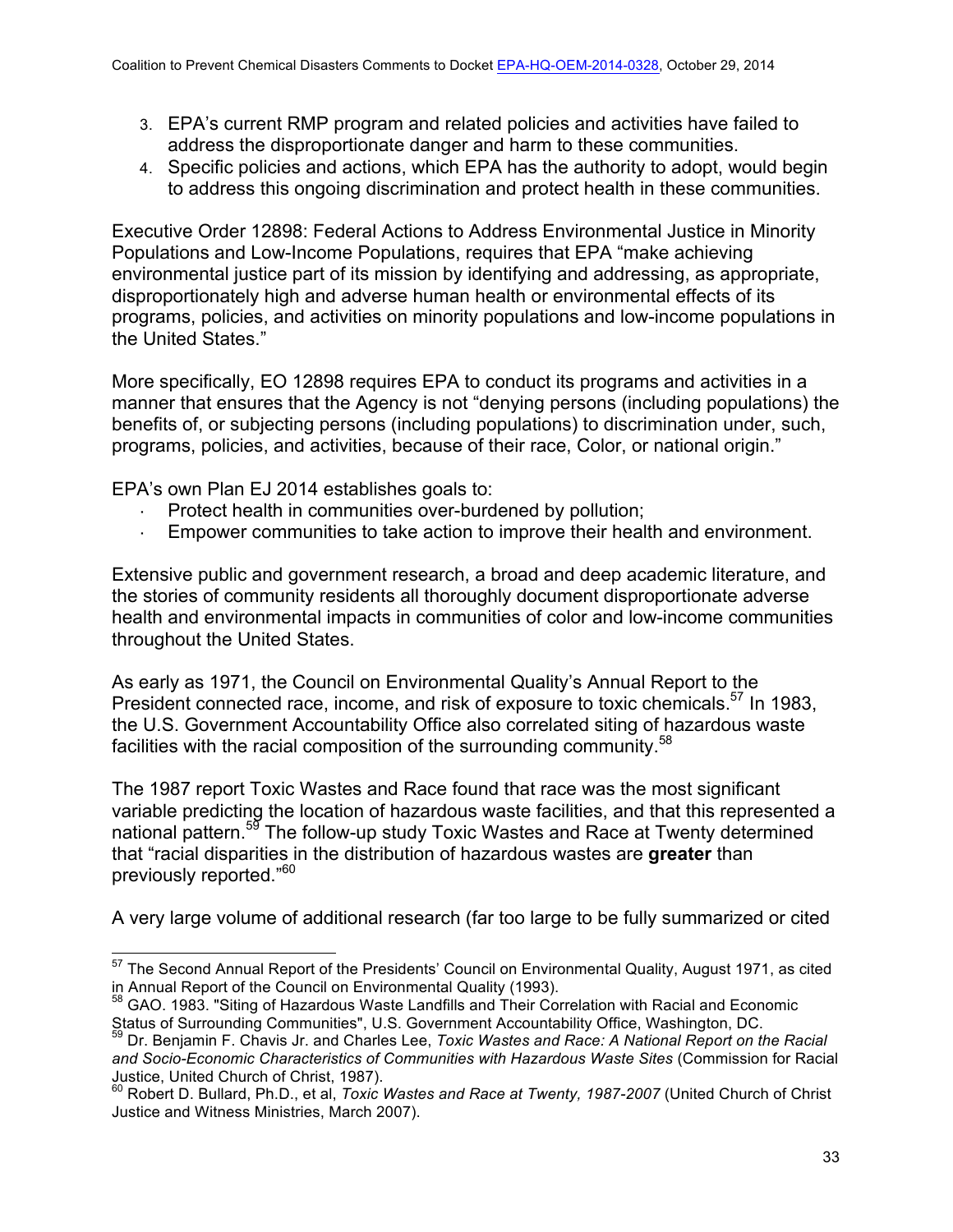3. EPA's current RMP program and related policies and activities have failed to address the disproportionate danger and harm to these communities.
4. Specific policies and actions, which EPA has the authority to adopt, would begin to address this ongoing discrimination and protect health in these communities.

Executive Order 12898: Federal Actions to Address Environmental Justice in Minority Populations and Low-Income Populations, requires that EPA "make achieving environmental justice part of its mission by identifying and addressing, as appropriate, disproportionately high and adverse human health or environmental effects of its programs, policies, and activities on minority populations and low-income populations in the United States."

More specifically, EO 12898 requires EPA to conduct its programs and activities in a manner that ensures that the Agency is not "denying persons (including populations) the benefits of, or subjecting persons (including populations) to discrimination under, such, programs, policies, and activities, because of their race, Color, or national origin."

EPA's own Plan EJ 2014 establishes goals to:

- Protect health in communities over-burdened by pollution;
- Empower communities to take action to improve their health and environment.

Extensive public and government research, a broad and deep academic literature, and the stories of community residents all thoroughly document disproportionate adverse health and environmental impacts in communities of color and low-income communities throughout the United States.

As early as 1971, the Council on Environmental Quality's Annual Report to the President connected race, income, and risk of exposure to toxic chemicals.[57] In 1983, the U.S. Government Accountability Office also correlated siting of hazardous waste facilities with the racial composition of the surrounding community.[58]

The 1987 report Toxic Wastes and Race found that race was the most significant variable predicting the location of hazardous waste facilities, and that this represented a national pattern.[59] The follow-up study Toxic Wastes and Race at Twenty determined that "racial disparities in the distribution of hazardous wastes are **greater** than previously reported."[60]

A very large volume of additional research (far too large to be fully summarized or cited

---

[57] The Second Annual Report of the Presidents' Council on Environmental Quality, August 1971, as cited in Annual Report of the Council on Environmental Quality (1993).

[58] GAO. 1983. "Siting of Hazardous Waste Landfills and Their Correlation with Racial and Economic Status of Surrounding Communities", U.S. Government Accountability Office, Washington, DC.

[59] Dr. Benjamin F. Chavis Jr. and Charles Lee, *Toxic Wastes and Race: A National Report on the Racial and Socio-Economic Characteristics of Communities with Hazardous Waste Sites* (Commission for Racial Justice, United Church of Christ, 1987).

[60] Robert D. Bullard, Ph.D., et al, *Toxic Wastes and Race at Twenty, 1987-2007* (United Church of Christ Justice and Witness Ministries, March 2007).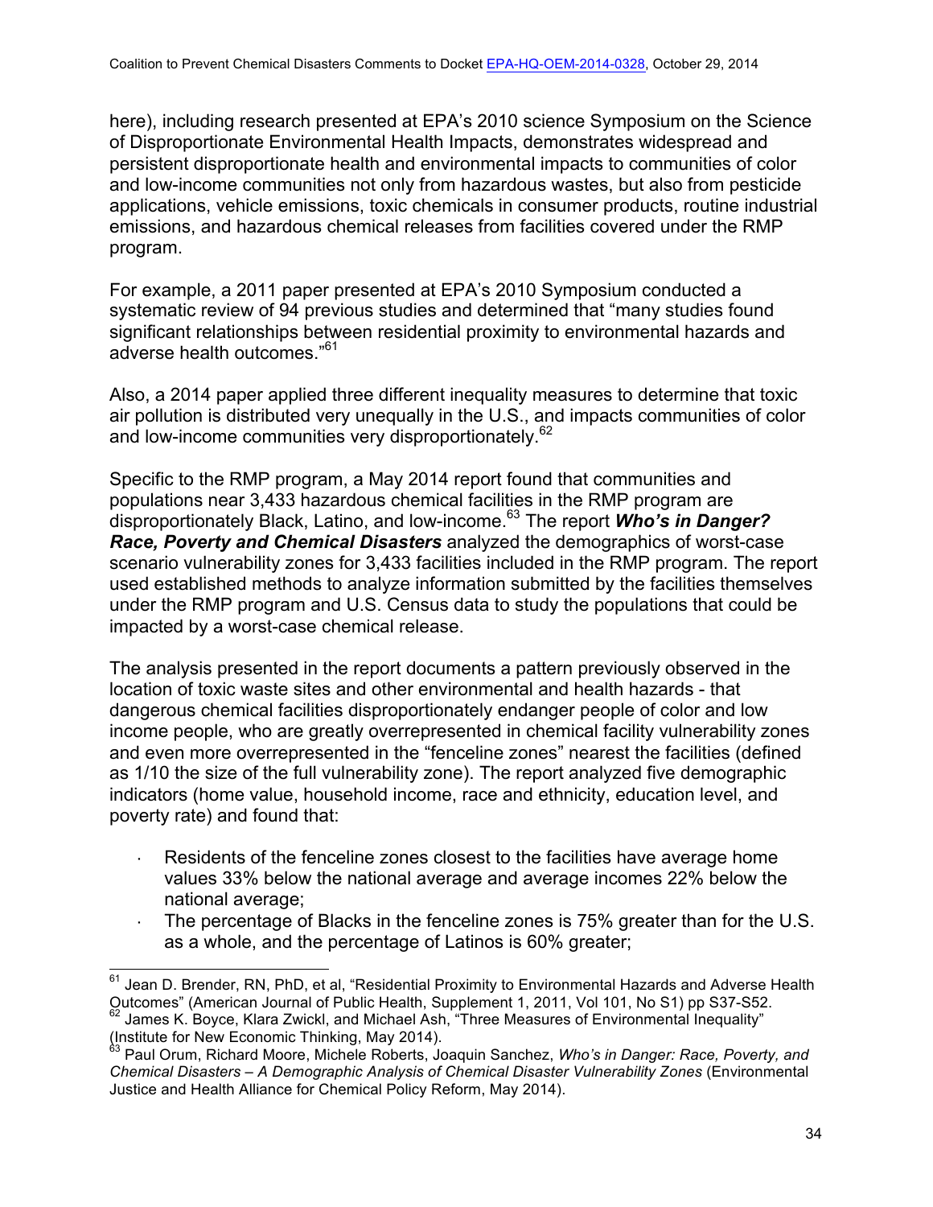here), including research presented at EPA's 2010 science Symposium on the Science of Disproportionate Environmental Health Impacts, demonstrates widespread and persistent disproportionate health and environmental impacts to communities of color and low-income communities not only from hazardous wastes, but also from pesticide applications, vehicle emissions, toxic chemicals in consumer products, routine industrial emissions, and hazardous chemical releases from facilities covered under the RMP program.

For example, a 2011 paper presented at EPA's 2010 Symposium conducted a systematic review of 94 previous studies and determined that "many studies found significant relationships between residential proximity to environmental hazards and adverse health outcomes."[61]

Also, a 2014 paper applied three different inequality measures to determine that toxic air pollution is distributed very unequally in the U.S., and impacts communities of color and low-income communities very disproportionately.[62]

Specific to the RMP program, a May 2014 report found that communities and populations near 3,433 hazardous chemical facilities in the RMP program are disproportionately Black, Latino, and low-income.[63] The report ***Who's in Danger? Race, Poverty and Chemical Disasters*** analyzed the demographics of worst-case scenario vulnerability zones for 3,433 facilities included in the RMP program. The report used established methods to analyze information submitted by the facilities themselves under the RMP program and U.S. Census data to study the populations that could be impacted by a worst-case chemical release.

The analysis presented in the report documents a pattern previously observed in the location of toxic waste sites and other environmental and health hazards - that dangerous chemical facilities disproportionately endanger people of color and low income people, who are greatly overrepresented in chemical facility vulnerability zones and even more overrepresented in the "fenceline zones" nearest the facilities (defined as 1/10 the size of the full vulnerability zone). The report analyzed five demographic indicators (home value, household income, race and ethnicity, education level, and poverty rate) and found that:

- Residents of the fenceline zones closest to the facilities have average home values 33% below the national average and average incomes 22% below the national average;
- The percentage of Blacks in the fenceline zones is 75% greater than for the U.S. as a whole, and the percentage of Latinos is 60% greater;

---

[61] Jean D. Brender, RN, PhD, et al, "Residential Proximity to Environmental Hazards and Adverse Health Outcomes" (American Journal of Public Health, Supplement 1, 2011, Vol 101, No S1) pp S37-S52.

[62] James K. Boyce, Klara Zwickl, and Michael Ash, "Three Measures of Environmental Inequality" (Institute for New Economic Thinking, May 2014).

[63] Paul Orum, Richard Moore, Michele Roberts, Joaquin Sanchez, *Who's in Danger: Race, Poverty, and Chemical Disasters – A Demographic Analysis of Chemical Disaster Vulnerability Zones* (Environmental Justice and Health Alliance for Chemical Policy Reform, May 2014).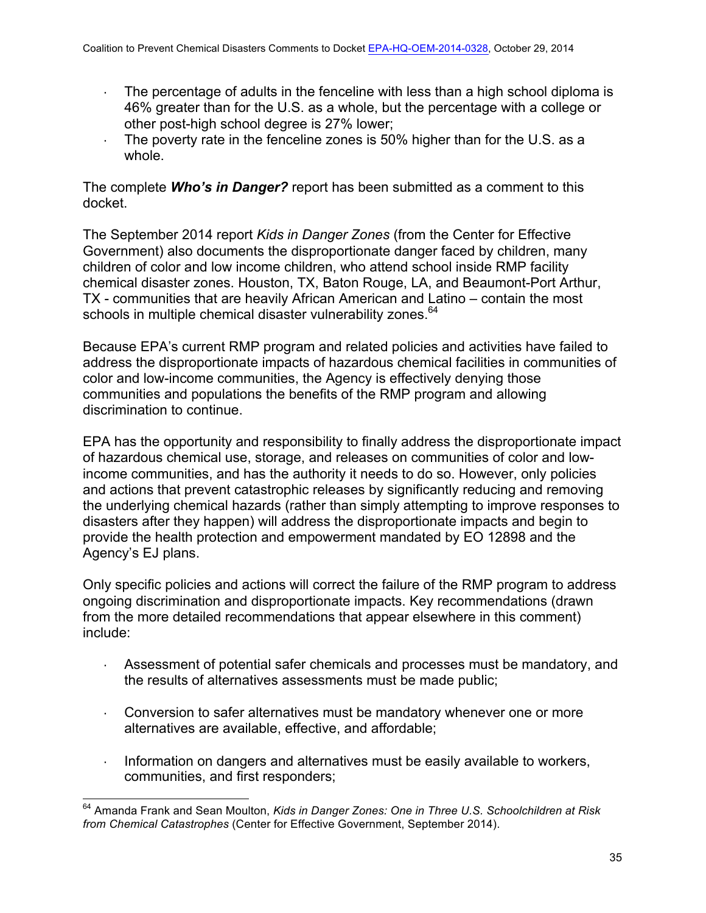- The percentage of adults in the fenceline with less than a high school diploma is 46% greater than for the U.S. as a whole, but the percentage with a college or other post-high school degree is 27% lower;
- The poverty rate in the fenceline zones is 50% higher than for the U.S. as a whole.

The complete ***Who's in Danger?*** report has been submitted as a comment to this docket.

The September 2014 report *Kids in Danger Zones* (from the Center for Effective Government) also documents the disproportionate danger faced by children, many children of color and low income children, who attend school inside RMP facility chemical disaster zones. Houston, TX, Baton Rouge, LA, and Beaumont-Port Arthur, TX - communities that are heavily African American and Latino – contain the most schools in multiple chemical disaster vulnerability zones.[64]

Because EPA's current RMP program and related policies and activities have failed to address the disproportionate impacts of hazardous chemical facilities in communities of color and low-income communities, the Agency is effectively denying those communities and populations the benefits of the RMP program and allowing discrimination to continue.

EPA has the opportunity and responsibility to finally address the disproportionate impact of hazardous chemical use, storage, and releases on communities of color and low-income communities, and has the authority it needs to do so. However, only policies and actions that prevent catastrophic releases by significantly reducing and removing the underlying chemical hazards (rather than simply attempting to improve responses to disasters after they happen) will address the disproportionate impacts and begin to provide the health protection and empowerment mandated by EO 12898 and the Agency's EJ plans.

Only specific policies and actions will correct the failure of the RMP program to address ongoing discrimination and disproportionate impacts. Key recommendations (drawn from the more detailed recommendations that appear elsewhere in this comment) include:

- Assessment of potential safer chemicals and processes must be mandatory, and the results of alternatives assessments must be made public;
- Conversion to safer alternatives must be mandatory whenever one or more alternatives are available, effective, and affordable;
- Information on dangers and alternatives must be easily available to workers, communities, and first responders;

[64] Amanda Frank and Sean Moulton, *Kids in Danger Zones: One in Three U.S. Schoolchildren at Risk from Chemical Catastrophes* (Center for Effective Government, September 2014).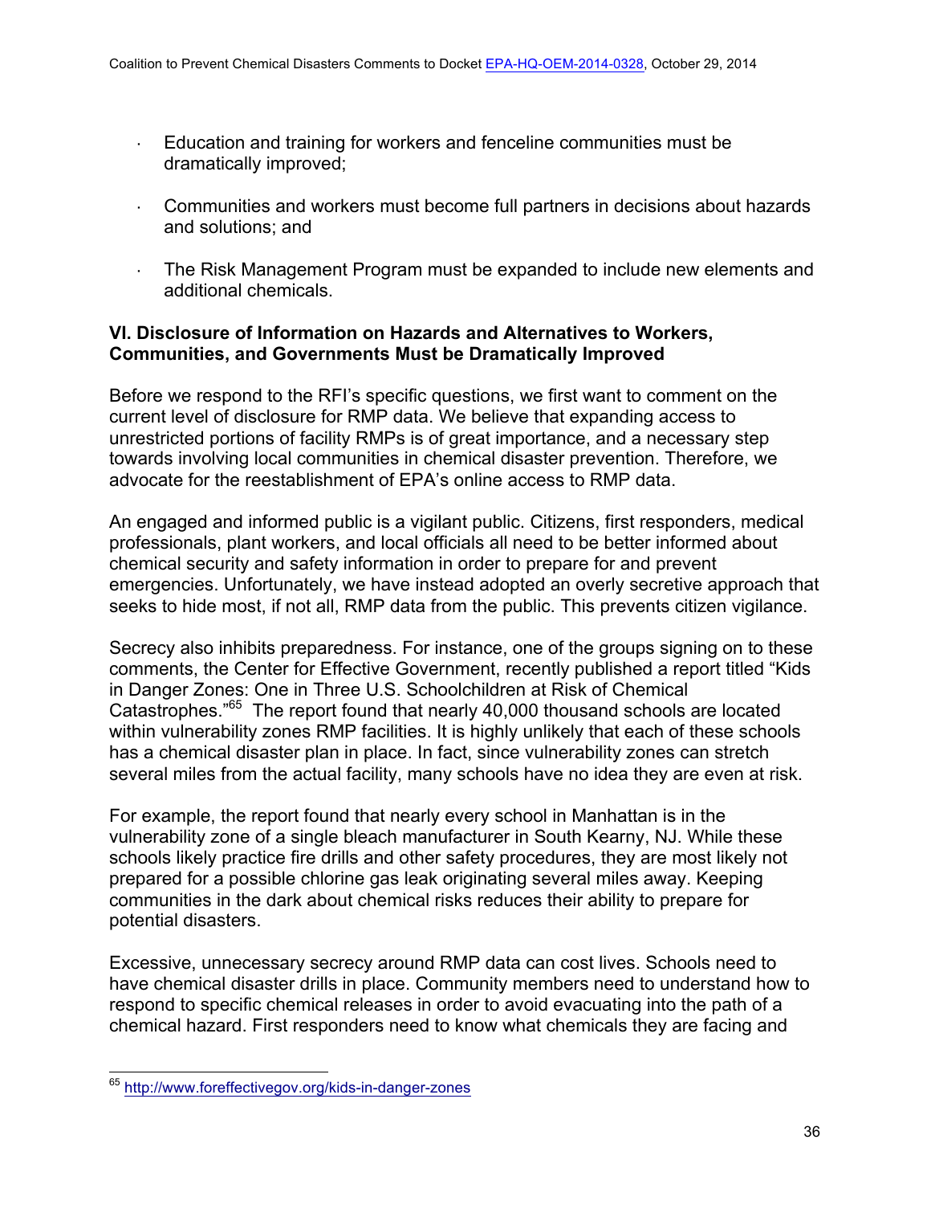- Education and training for workers and fenceline communities must be dramatically improved;
- Communities and workers must become full partners in decisions about hazards and solutions; and
- The Risk Management Program must be expanded to include new elements and additional chemicals.

**VI. Disclosure of Information on Hazards and Alternatives to Workers, Communities, and Governments Must be Dramatically Improved**

Before we respond to the RFI's specific questions, we first want to comment on the current level of disclosure for RMP data. We believe that expanding access to unrestricted portions of facility RMPs is of great importance, and a necessary step towards involving local communities in chemical disaster prevention. Therefore, we advocate for the reestablishment of EPA's online access to RMP data.

An engaged and informed public is a vigilant public. Citizens, first responders, medical professionals, plant workers, and local officials all need to be better informed about chemical security and safety information in order to prepare for and prevent emergencies. Unfortunately, we have instead adopted an overly secretive approach that seeks to hide most, if not all, RMP data from the public. This prevents citizen vigilance.

Secrecy also inhibits preparedness. For instance, one of the groups signing on to these comments, the Center for Effective Government, recently published a report titled "Kids in Danger Zones: One in Three U.S. Schoolchildren at Risk of Chemical Catastrophes."[65] The report found that nearly 40,000 thousand schools are located within vulnerability zones RMP facilities. It is highly unlikely that each of these schools has a chemical disaster plan in place. In fact, since vulnerability zones can stretch several miles from the actual facility, many schools have no idea they are even at risk.

For example, the report found that nearly every school in Manhattan is in the vulnerability zone of a single bleach manufacturer in South Kearny, NJ. While these schools likely practice fire drills and other safety procedures, they are most likely not prepared for a possible chlorine gas leak originating several miles away. Keeping communities in the dark about chemical risks reduces their ability to prepare for potential disasters.

Excessive, unnecessary secrecy around RMP data can cost lives. Schools need to have chemical disaster drills in place. Community members need to understand how to respond to specific chemical releases in order to avoid evacuating into the path of a chemical hazard. First responders need to know what chemicals they are facing and

[65] http://www.foreffectivegov.org/kids-in-danger-zones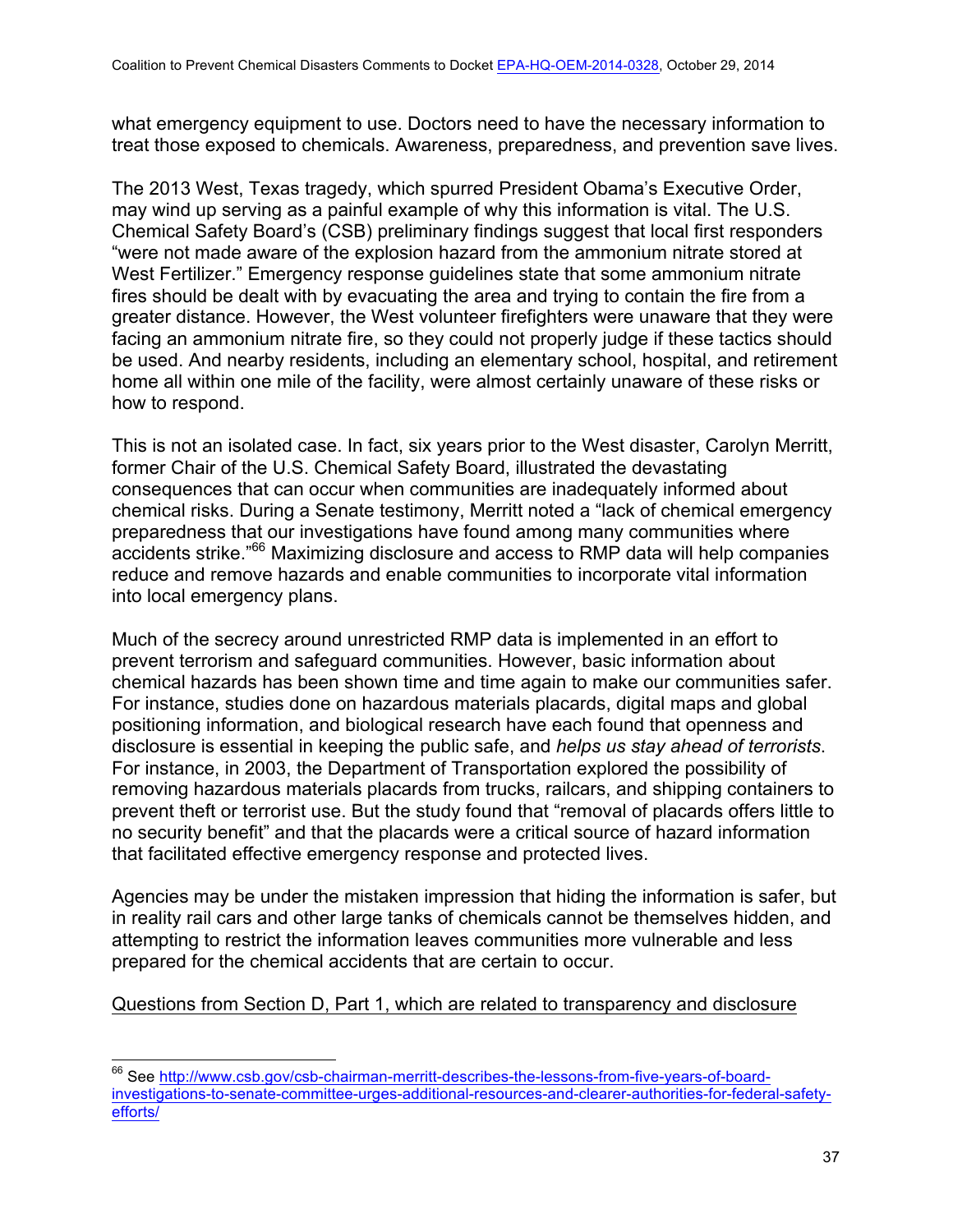what emergency equipment to use. Doctors need to have the necessary information to treat those exposed to chemicals. Awareness, preparedness, and prevention save lives.

The 2013 West, Texas tragedy, which spurred President Obama's Executive Order, may wind up serving as a painful example of why this information is vital. The U.S. Chemical Safety Board's (CSB) preliminary findings suggest that local first responders "were not made aware of the explosion hazard from the ammonium nitrate stored at West Fertilizer." Emergency response guidelines state that some ammonium nitrate fires should be dealt with by evacuating the area and trying to contain the fire from a greater distance. However, the West volunteer firefighters were unaware that they were facing an ammonium nitrate fire, so they could not properly judge if these tactics should be used. And nearby residents, including an elementary school, hospital, and retirement home all within one mile of the facility, were almost certainly unaware of these risks or how to respond.

This is not an isolated case. In fact, six years prior to the West disaster, Carolyn Merritt, former Chair of the U.S. Chemical Safety Board, illustrated the devastating consequences that can occur when communities are inadequately informed about chemical risks. During a Senate testimony, Merritt noted a "lack of chemical emergency preparedness that our investigations have found among many communities where accidents strike."[66] Maximizing disclosure and access to RMP data will help companies reduce and remove hazards and enable communities to incorporate vital information into local emergency plans.

Much of the secrecy around unrestricted RMP data is implemented in an effort to prevent terrorism and safeguard communities. However, basic information about chemical hazards has been shown time and time again to make our communities safer. For instance, studies done on hazardous materials placards, digital maps and global positioning information, and biological research have each found that openness and disclosure is essential in keeping the public safe, and *helps us stay ahead of terrorists*. For instance, in 2003, the Department of Transportation explored the possibility of removing hazardous materials placards from trucks, railcars, and shipping containers to prevent theft or terrorist use. But the study found that "removal of placards offers little to no security benefit" and that the placards were a critical source of hazard information that facilitated effective emergency response and protected lives.

Agencies may be under the mistaken impression that hiding the information is safer, but in reality rail cars and other large tanks of chemicals cannot be themselves hidden, and attempting to restrict the information leaves communities more vulnerable and less prepared for the chemical accidents that are certain to occur.

<u>Questions from Section D, Part 1, which are related to transparency and disclosure</u>

---

[66] See http://www.csb.gov/csb-chairman-merritt-describes-the-lessons-from-five-years-of-board-investigations-to-senate-committee-urges-additional-resources-and-clearer-authorities-for-federal-safety-efforts/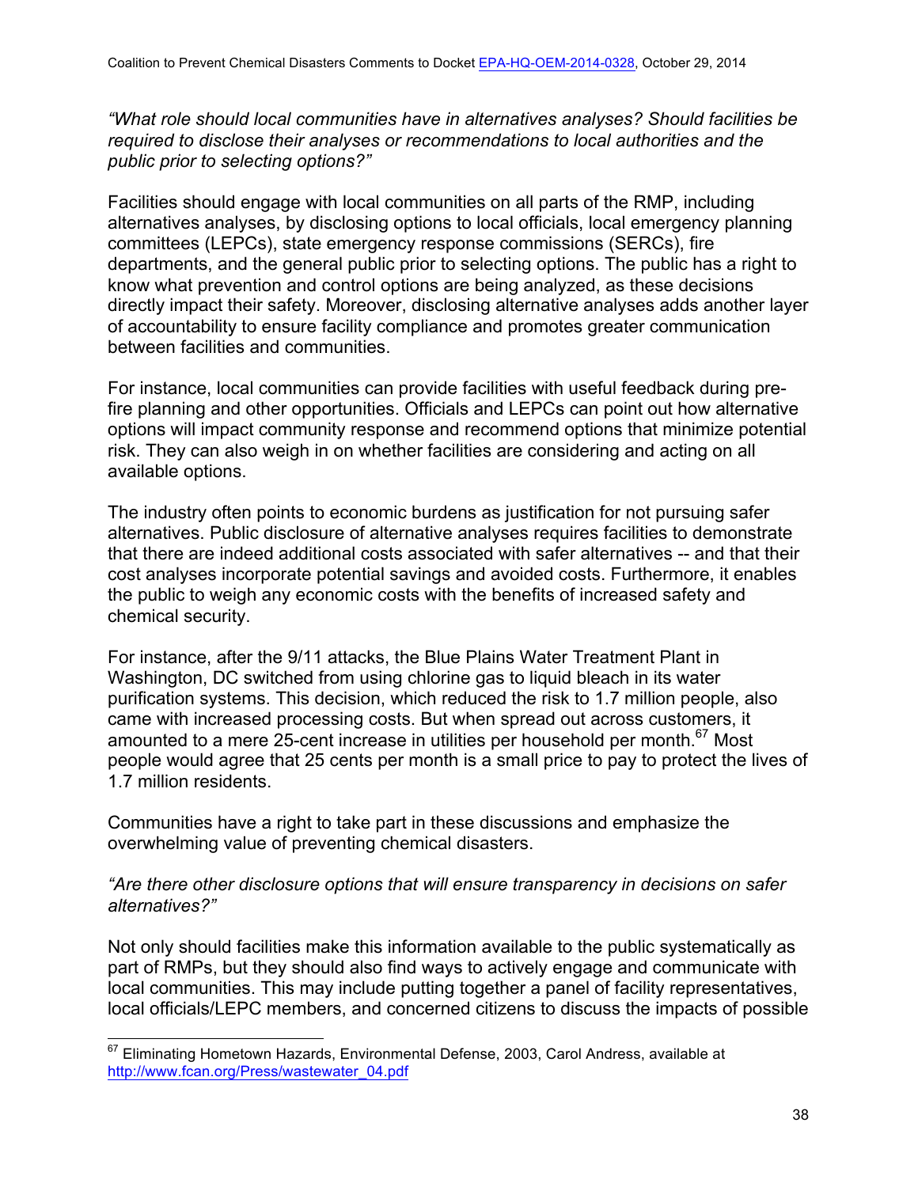*"What role should local communities have in alternatives analyses? Should facilities be required to disclose their analyses or recommendations to local authorities and the public prior to selecting options?"*

Facilities should engage with local communities on all parts of the RMP, including alternatives analyses, by disclosing options to local officials, local emergency planning committees (LEPCs), state emergency response commissions (SERCs), fire departments, and the general public prior to selecting options. The public has a right to know what prevention and control options are being analyzed, as these decisions directly impact their safety. Moreover, disclosing alternative analyses adds another layer of accountability to ensure facility compliance and promotes greater communication between facilities and communities.

For instance, local communities can provide facilities with useful feedback during pre-fire planning and other opportunities. Officials and LEPCs can point out how alternative options will impact community response and recommend options that minimize potential risk. They can also weigh in on whether facilities are considering and acting on all available options.

The industry often points to economic burdens as justification for not pursuing safer alternatives. Public disclosure of alternative analyses requires facilities to demonstrate that there are indeed additional costs associated with safer alternatives -- and that their cost analyses incorporate potential savings and avoided costs. Furthermore, it enables the public to weigh any economic costs with the benefits of increased safety and chemical security.

For instance, after the 9/11 attacks, the Blue Plains Water Treatment Plant in Washington, DC switched from using chlorine gas to liquid bleach in its water purification systems. This decision, which reduced the risk to 1.7 million people, also came with increased processing costs. But when spread out across customers, it amounted to a mere 25-cent increase in utilities per household per month.[67] Most people would agree that 25 cents per month is a small price to pay to protect the lives of 1.7 million residents.

Communities have a right to take part in these discussions and emphasize the overwhelming value of preventing chemical disasters.

*"Are there other disclosure options that will ensure transparency in decisions on safer alternatives?"*

Not only should facilities make this information available to the public systematically as part of RMPs, but they should also find ways to actively engage and communicate with local communities. This may include putting together a panel of facility representatives, local officials/LEPC members, and concerned citizens to discuss the impacts of possible

---

[67] Eliminating Hometown Hazards, Environmental Defense, 2003, Carol Andress, available at http://www.fcan.org/Press/wastewater_04.pdf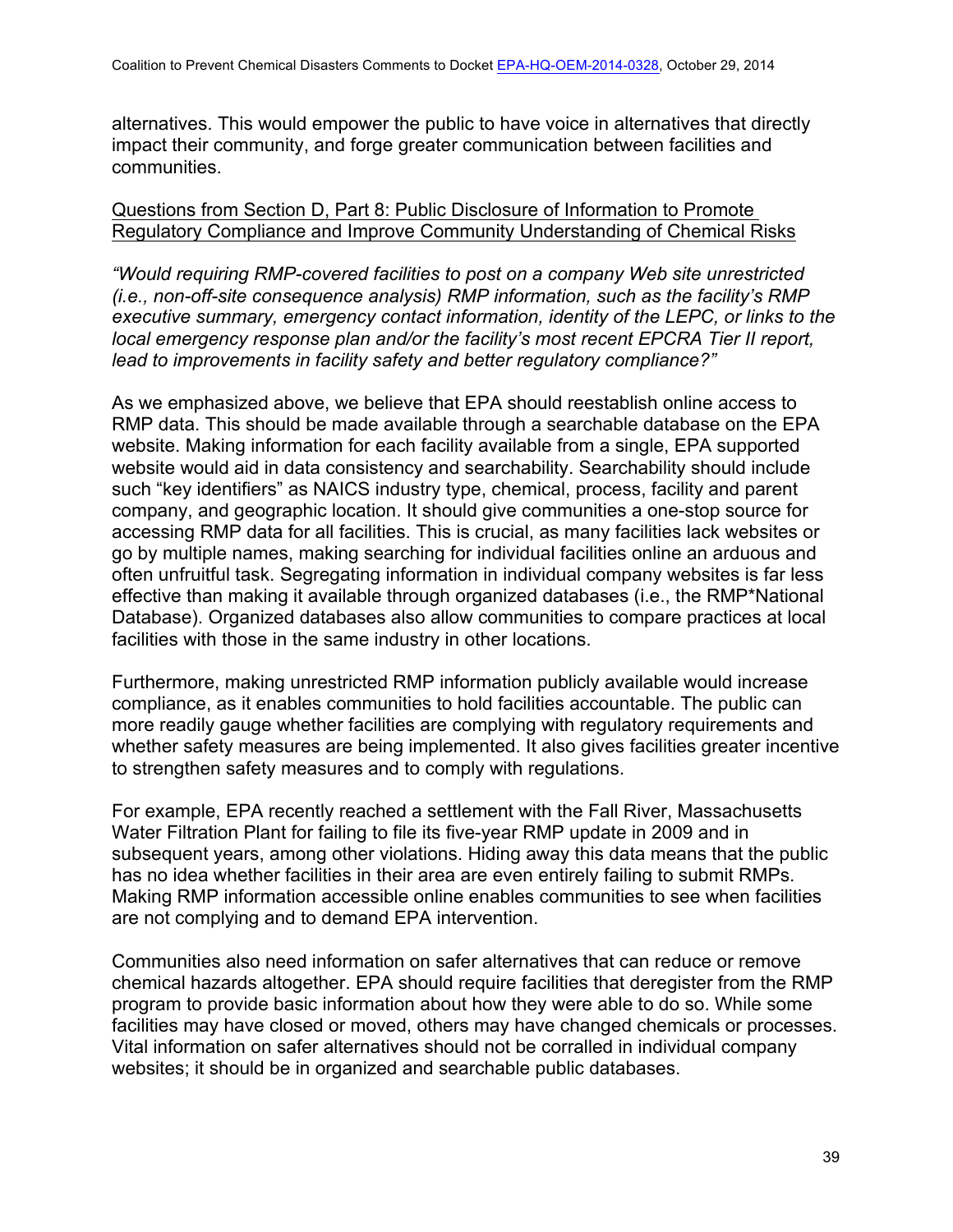alternatives. This would empower the public to have voice in alternatives that directly impact their community, and forge greater communication between facilities and communities.

Questions from Section D, Part 8: Public Disclosure of Information to Promote Regulatory Compliance and Improve Community Understanding of Chemical Risks

*"Would requiring RMP-covered facilities to post on a company Web site unrestricted (i.e., non-off-site consequence analysis) RMP information, such as the facility's RMP executive summary, emergency contact information, identity of the LEPC, or links to the local emergency response plan and/or the facility's most recent EPCRA Tier II report, lead to improvements in facility safety and better regulatory compliance?"*

As we emphasized above, we believe that EPA should reestablish online access to RMP data. This should be made available through a searchable database on the EPA website. Making information for each facility available from a single, EPA supported website would aid in data consistency and searchability. Searchability should include such "key identifiers" as NAICS industry type, chemical, process, facility and parent company, and geographic location. It should give communities a one-stop source for accessing RMP data for all facilities. This is crucial, as many facilities lack websites or go by multiple names, making searching for individual facilities online an arduous and often unfruitful task. Segregating information in individual company websites is far less effective than making it available through organized databases (i.e., the RMP*National Database). Organized databases also allow communities to compare practices at local facilities with those in the same industry in other locations.

Furthermore, making unrestricted RMP information publicly available would increase compliance, as it enables communities to hold facilities accountable. The public can more readily gauge whether facilities are complying with regulatory requirements and whether safety measures are being implemented. It also gives facilities greater incentive to strengthen safety measures and to comply with regulations.

For example, EPA recently reached a settlement with the Fall River, Massachusetts Water Filtration Plant for failing to file its five-year RMP update in 2009 and in subsequent years, among other violations. Hiding away this data means that the public has no idea whether facilities in their area are even entirely failing to submit RMPs. Making RMP information accessible online enables communities to see when facilities are not complying and to demand EPA intervention.

Communities also need information on safer alternatives that can reduce or remove chemical hazards altogether. EPA should require facilities that deregister from the RMP program to provide basic information about how they were able to do so. While some facilities may have closed or moved, others may have changed chemicals or processes. Vital information on safer alternatives should not be corralled in individual company websites; it should be in organized and searchable public databases.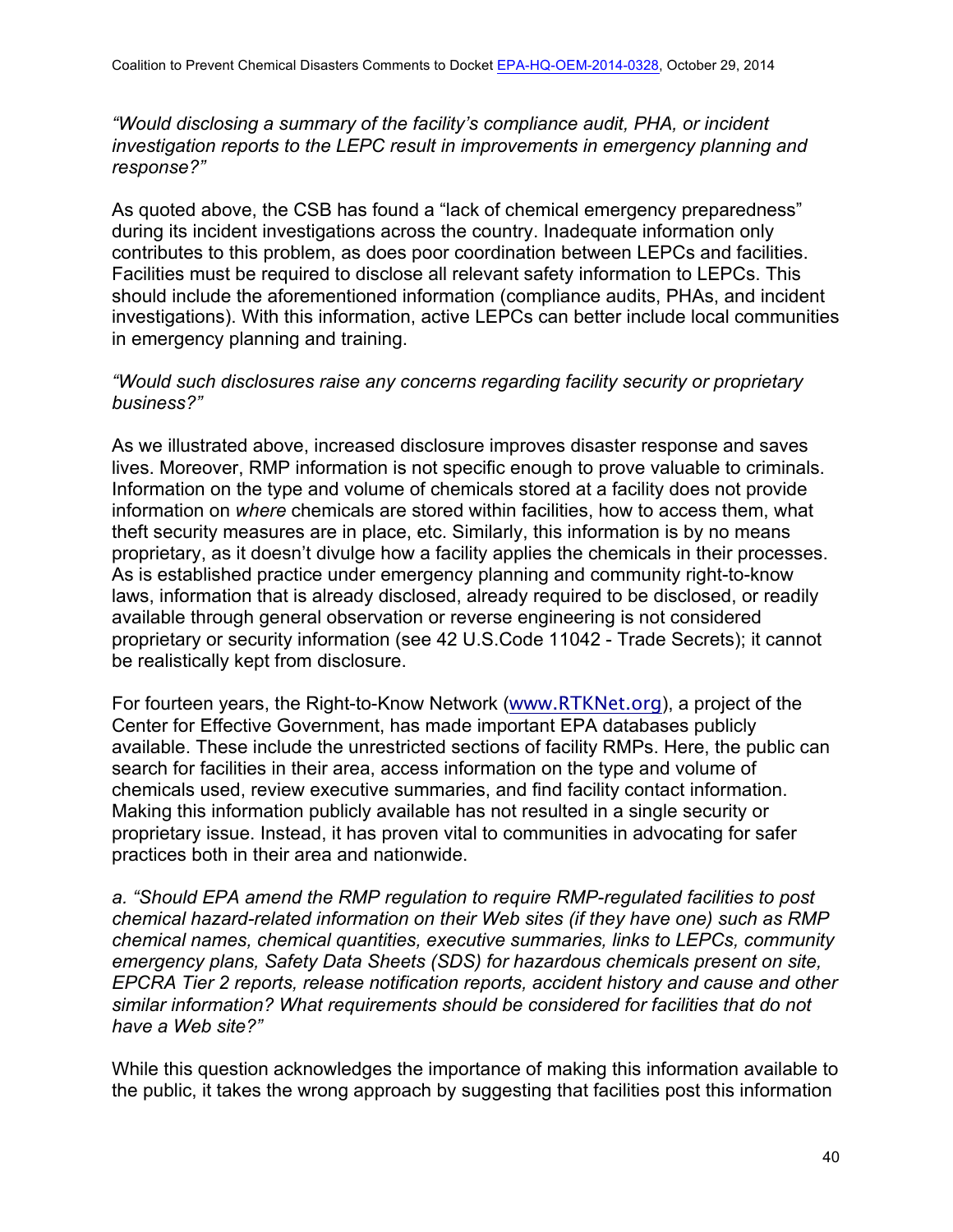*"Would disclosing a summary of the facility's compliance audit, PHA, or incident investigation reports to the LEPC result in improvements in emergency planning and response?"*

As quoted above, the CSB has found a "lack of chemical emergency preparedness" during its incident investigations across the country. Inadequate information only contributes to this problem, as does poor coordination between LEPCs and facilities. Facilities must be required to disclose all relevant safety information to LEPCs. This should include the aforementioned information (compliance audits, PHAs, and incident investigations). With this information, active LEPCs can better include local communities in emergency planning and training.

*"Would such disclosures raise any concerns regarding facility security or proprietary business?"*

As we illustrated above, increased disclosure improves disaster response and saves lives. Moreover, RMP information is not specific enough to prove valuable to criminals. Information on the type and volume of chemicals stored at a facility does not provide information on *where* chemicals are stored within facilities, how to access them, what theft security measures are in place, etc. Similarly, this information is by no means proprietary, as it doesn't divulge how a facility applies the chemicals in their processes. As is established practice under emergency planning and community right-to-know laws, information that is already disclosed, already required to be disclosed, or readily available through general observation or reverse engineering is not considered proprietary or security information (see 42 U.S.Code 11042 - Trade Secrets); it cannot be realistically kept from disclosure.

For fourteen years, the Right-to-Know Network (www.RTKNet.org), a project of the Center for Effective Government, has made important EPA databases publicly available. These include the unrestricted sections of facility RMPs. Here, the public can search for facilities in their area, access information on the type and volume of chemicals used, review executive summaries, and find facility contact information. Making this information publicly available has not resulted in a single security or proprietary issue. Instead, it has proven vital to communities in advocating for safer practices both in their area and nationwide.

*a. "Should EPA amend the RMP regulation to require RMP-regulated facilities to post chemical hazard-related information on their Web sites (if they have one) such as RMP chemical names, chemical quantities, executive summaries, links to LEPCs, community emergency plans, Safety Data Sheets (SDS) for hazardous chemicals present on site, EPCRA Tier 2 reports, release notification reports, accident history and cause and other similar information? What requirements should be considered for facilities that do not have a Web site?"*

While this question acknowledges the importance of making this information available to the public, it takes the wrong approach by suggesting that facilities post this information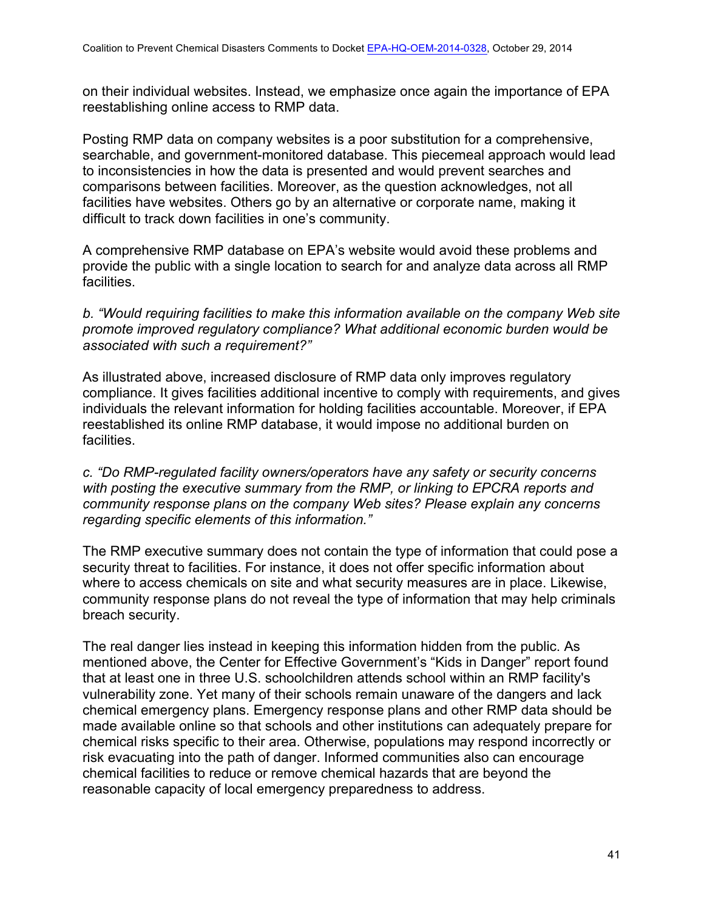on their individual websites. Instead, we emphasize once again the importance of EPA reestablishing online access to RMP data.

Posting RMP data on company websites is a poor substitution for a comprehensive, searchable, and government-monitored database. This piecemeal approach would lead to inconsistencies in how the data is presented and would prevent searches and comparisons between facilities. Moreover, as the question acknowledges, not all facilities have websites. Others go by an alternative or corporate name, making it difficult to track down facilities in one's community.

A comprehensive RMP database on EPA's website would avoid these problems and provide the public with a single location to search for and analyze data across all RMP facilities.

*b. "Would requiring facilities to make this information available on the company Web site promote improved regulatory compliance? What additional economic burden would be associated with such a requirement?"*

As illustrated above, increased disclosure of RMP data only improves regulatory compliance. It gives facilities additional incentive to comply with requirements, and gives individuals the relevant information for holding facilities accountable. Moreover, if EPA reestablished its online RMP database, it would impose no additional burden on facilities.

*c. "Do RMP-regulated facility owners/operators have any safety or security concerns with posting the executive summary from the RMP, or linking to EPCRA reports and community response plans on the company Web sites? Please explain any concerns regarding specific elements of this information."*

The RMP executive summary does not contain the type of information that could pose a security threat to facilities. For instance, it does not offer specific information about where to access chemicals on site and what security measures are in place. Likewise, community response plans do not reveal the type of information that may help criminals breach security.

The real danger lies instead in keeping this information hidden from the public. As mentioned above, the Center for Effective Government's "Kids in Danger" report found that at least one in three U.S. schoolchildren attends school within an RMP facility's vulnerability zone. Yet many of their schools remain unaware of the dangers and lack chemical emergency plans. Emergency response plans and other RMP data should be made available online so that schools and other institutions can adequately prepare for chemical risks specific to their area. Otherwise, populations may respond incorrectly or risk evacuating into the path of danger. Informed communities also can encourage chemical facilities to reduce or remove chemical hazards that are beyond the reasonable capacity of local emergency preparedness to address.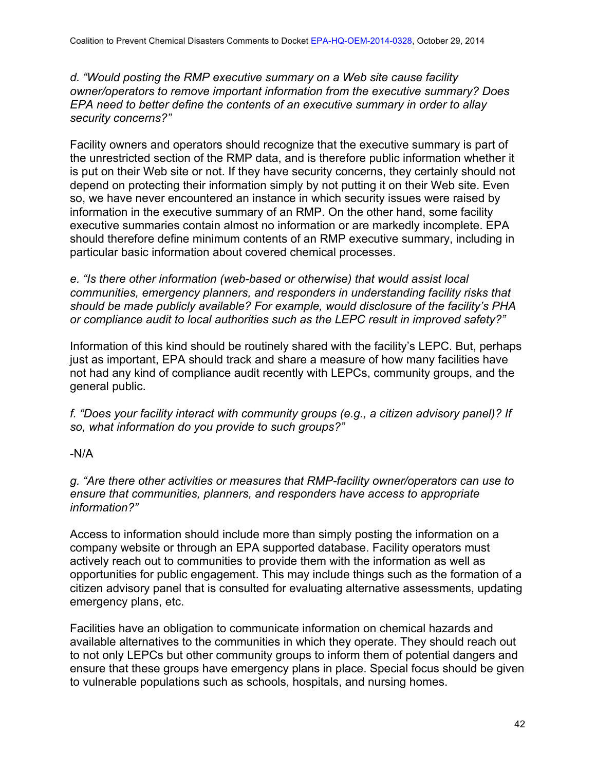*d. "Would posting the RMP executive summary on a Web site cause facility owner/operators to remove important information from the executive summary? Does EPA need to better define the contents of an executive summary in order to allay security concerns?"*

Facility owners and operators should recognize that the executive summary is part of the unrestricted section of the RMP data, and is therefore public information whether it is put on their Web site or not. If they have security concerns, they certainly should not depend on protecting their information simply by not putting it on their Web site. Even so, we have never encountered an instance in which security issues were raised by information in the executive summary of an RMP. On the other hand, some facility executive summaries contain almost no information or are markedly incomplete. EPA should therefore define minimum contents of an RMP executive summary, including in particular basic information about covered chemical processes.

*e. "Is there other information (web-based or otherwise) that would assist local communities, emergency planners, and responders in understanding facility risks that should be made publicly available? For example, would disclosure of the facility's PHA or compliance audit to local authorities such as the LEPC result in improved safety?"*

Information of this kind should be routinely shared with the facility's LEPC. But, perhaps just as important, EPA should track and share a measure of how many facilities have not had any kind of compliance audit recently with LEPCs, community groups, and the general public.

*f. "Does your facility interact with community groups (e.g., a citizen advisory panel)? If so, what information do you provide to such groups?"*

-N/A

*g. "Are there other activities or measures that RMP-facility owner/operators can use to ensure that communities, planners, and responders have access to appropriate information?"*

Access to information should include more than simply posting the information on a company website or through an EPA supported database. Facility operators must actively reach out to communities to provide them with the information as well as opportunities for public engagement. This may include things such as the formation of a citizen advisory panel that is consulted for evaluating alternative assessments, updating emergency plans, etc.

Facilities have an obligation to communicate information on chemical hazards and available alternatives to the communities in which they operate. They should reach out to not only LEPCs but other community groups to inform them of potential dangers and ensure that these groups have emergency plans in place. Special focus should be given to vulnerable populations such as schools, hospitals, and nursing homes.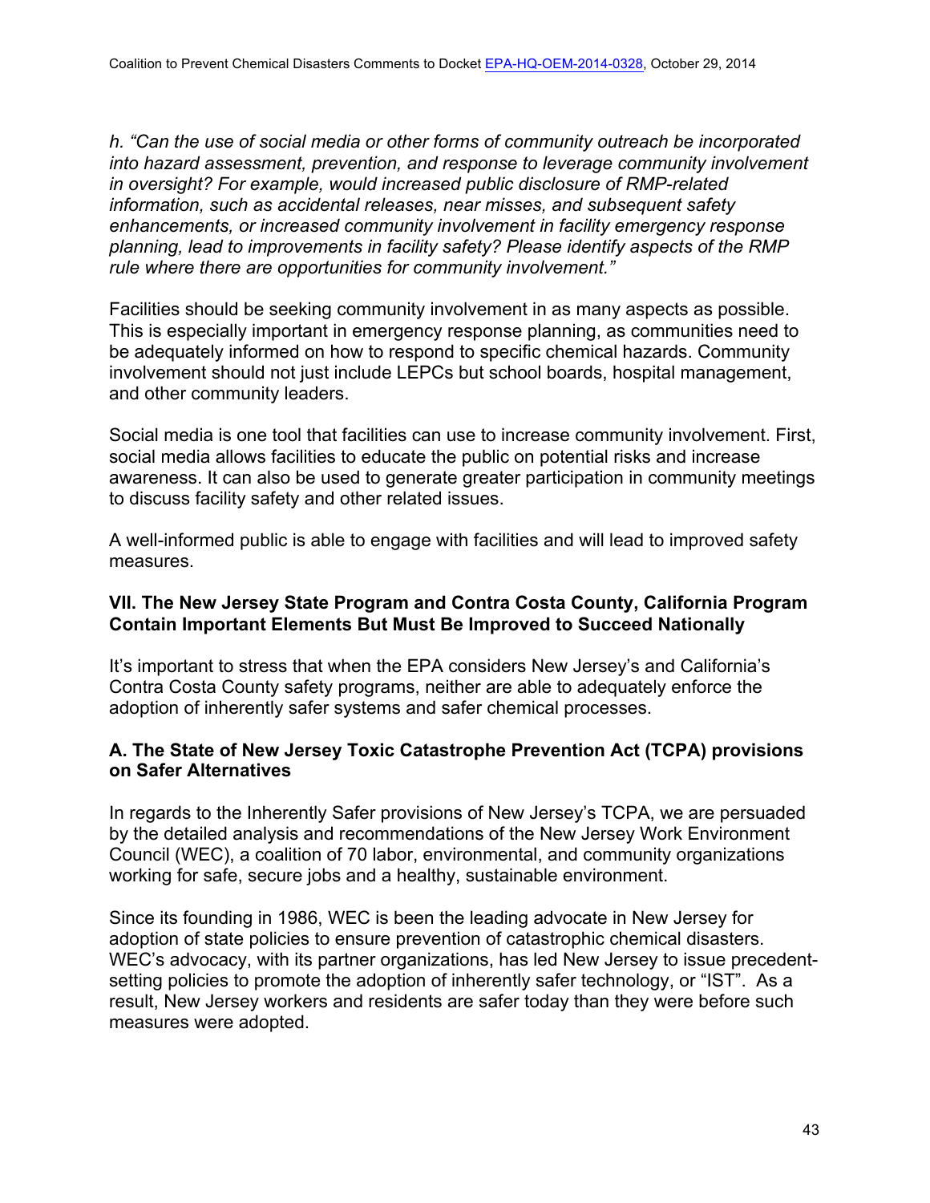*h. "Can the use of social media or other forms of community outreach be incorporated into hazard assessment, prevention, and response to leverage community involvement in oversight? For example, would increased public disclosure of RMP-related information, such as accidental releases, near misses, and subsequent safety enhancements, or increased community involvement in facility emergency response planning, lead to improvements in facility safety? Please identify aspects of the RMP rule where there are opportunities for community involvement."*

Facilities should be seeking community involvement in as many aspects as possible. This is especially important in emergency response planning, as communities need to be adequately informed on how to respond to specific chemical hazards. Community involvement should not just include LEPCs but school boards, hospital management, and other community leaders.

Social media is one tool that facilities can use to increase community involvement. First, social media allows facilities to educate the public on potential risks and increase awareness. It can also be used to generate greater participation in community meetings to discuss facility safety and other related issues.

A well-informed public is able to engage with facilities and will lead to improved safety measures.

## VII. The New Jersey State Program and Contra Costa County, California Program Contain Important Elements But Must Be Improved to Succeed Nationally

It's important to stress that when the EPA considers New Jersey's and California's Contra Costa County safety programs, neither are able to adequately enforce the adoption of inherently safer systems and safer chemical processes.

### A. The State of New Jersey Toxic Catastrophe Prevention Act (TCPA) provisions on Safer Alternatives

In regards to the Inherently Safer provisions of New Jersey's TCPA, we are persuaded by the detailed analysis and recommendations of the New Jersey Work Environment Council (WEC), a coalition of 70 labor, environmental, and community organizations working for safe, secure jobs and a healthy, sustainable environment.

Since its founding in 1986, WEC is been the leading advocate in New Jersey for adoption of state policies to ensure prevention of catastrophic chemical disasters. WEC's advocacy, with its partner organizations, has led New Jersey to issue precedent-setting policies to promote the adoption of inherently safer technology, or "IST". As a result, New Jersey workers and residents are safer today than they were before such measures were adopted.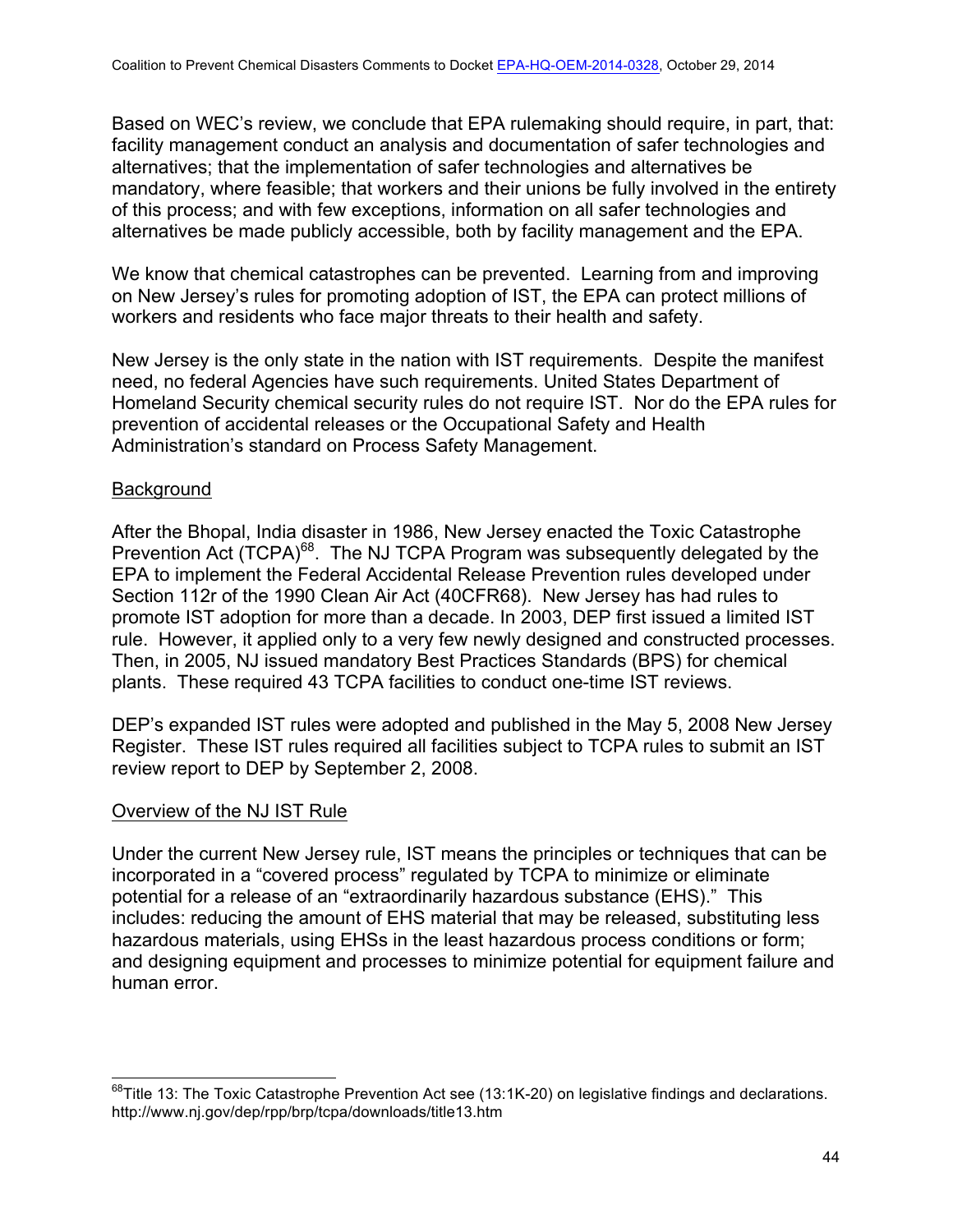Based on WEC's review, we conclude that EPA rulemaking should require, in part, that: facility management conduct an analysis and documentation of safer technologies and alternatives; that the implementation of safer technologies and alternatives be mandatory, where feasible; that workers and their unions be fully involved in the entirety of this process; and with few exceptions, information on all safer technologies and alternatives be made publicly accessible, both by facility management and the EPA.

We know that chemical catastrophes can be prevented. Learning from and improving on New Jersey's rules for promoting adoption of IST, the EPA can protect millions of workers and residents who face major threats to their health and safety.

New Jersey is the only state in the nation with IST requirements. Despite the manifest need, no federal Agencies have such requirements. United States Department of Homeland Security chemical security rules do not require IST. Nor do the EPA rules for prevention of accidental releases or the Occupational Safety and Health Administration's standard on Process Safety Management.

## Background

After the Bhopal, India disaster in 1986, New Jersey enacted the Toxic Catastrophe Prevention Act (TCPA)[68]. The NJ TCPA Program was subsequently delegated by the EPA to implement the Federal Accidental Release Prevention rules developed under Section 112r of the 1990 Clean Air Act (40CFR68). New Jersey has had rules to promote IST adoption for more than a decade. In 2003, DEP first issued a limited IST rule. However, it applied only to a very few newly designed and constructed processes. Then, in 2005, NJ issued mandatory Best Practices Standards (BPS) for chemical plants. These required 43 TCPA facilities to conduct one-time IST reviews.

DEP's expanded IST rules were adopted and published in the May 5, 2008 New Jersey Register. These IST rules required all facilities subject to TCPA rules to submit an IST review report to DEP by September 2, 2008.

## Overview of the NJ IST Rule

Under the current New Jersey rule, IST means the principles or techniques that can be incorporated in a "covered process" regulated by TCPA to minimize or eliminate potential for a release of an "extraordinarily hazardous substance (EHS)." This includes: reducing the amount of EHS material that may be released, substituting less hazardous materials, using EHSs in the least hazardous process conditions or form; and designing equipment and processes to minimize potential for equipment failure and human error.

---

[68] Title 13: The Toxic Catastrophe Prevention Act see (13:1K-20) on legislative findings and declarations. http://www.nj.gov/dep/rpp/brp/tcpa/downloads/title13.htm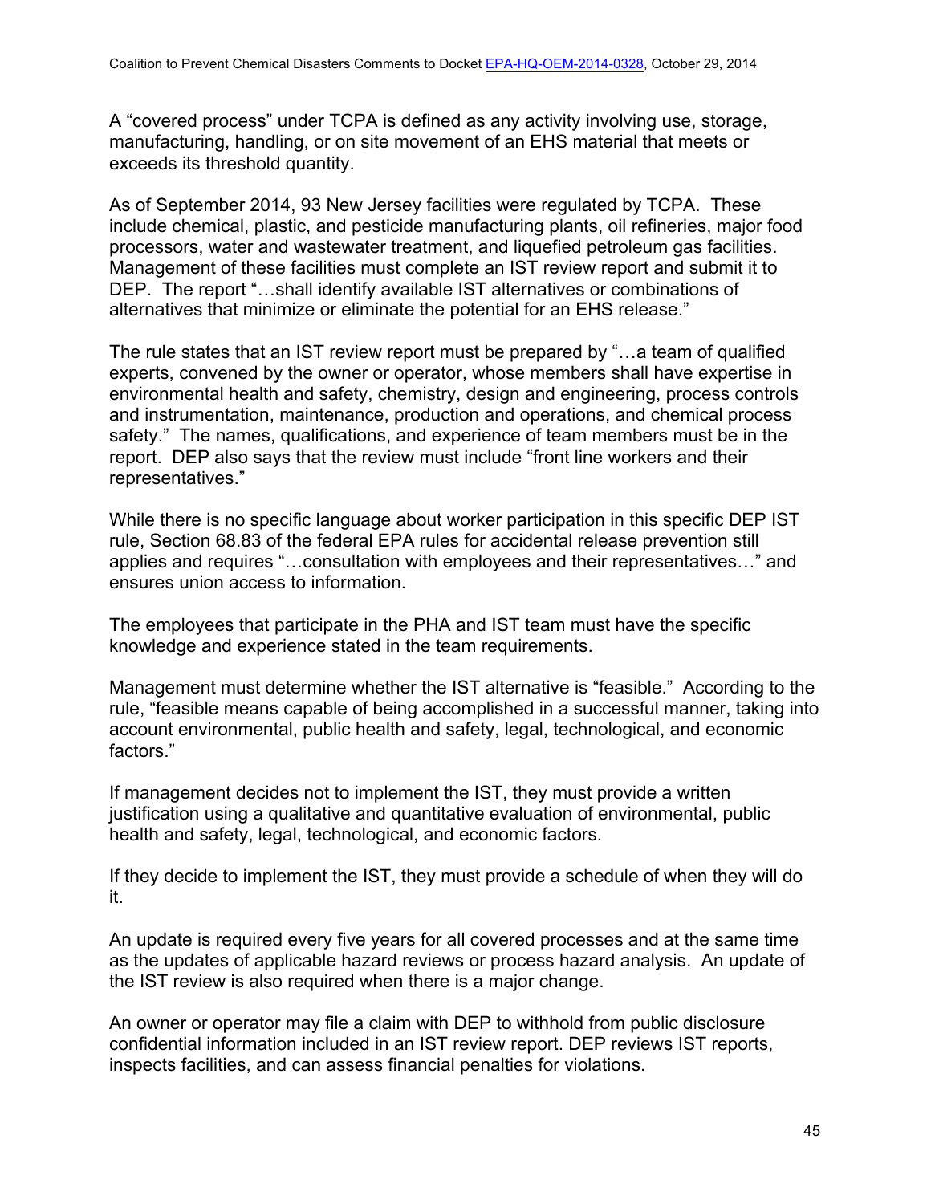A "covered process" under TCPA is defined as any activity involving use, storage, manufacturing, handling, or on site movement of an EHS material that meets or exceeds its threshold quantity.

As of September 2014, 93 New Jersey facilities were regulated by TCPA. These include chemical, plastic, and pesticide manufacturing plants, oil refineries, major food processors, water and wastewater treatment, and liquefied petroleum gas facilities. Management of these facilities must complete an IST review report and submit it to DEP. The report "…shall identify available IST alternatives or combinations of alternatives that minimize or eliminate the potential for an EHS release."

The rule states that an IST review report must be prepared by "…a team of qualified experts, convened by the owner or operator, whose members shall have expertise in environmental health and safety, chemistry, design and engineering, process controls and instrumentation, maintenance, production and operations, and chemical process safety." The names, qualifications, and experience of team members must be in the report. DEP also says that the review must include "front line workers and their representatives."

While there is no specific language about worker participation in this specific DEP IST rule, Section 68.83 of the federal EPA rules for accidental release prevention still applies and requires "…consultation with employees and their representatives…" and ensures union access to information.

The employees that participate in the PHA and IST team must have the specific knowledge and experience stated in the team requirements.

Management must determine whether the IST alternative is "feasible." According to the rule, "feasible means capable of being accomplished in a successful manner, taking into account environmental, public health and safety, legal, technological, and economic factors."

If management decides not to implement the IST, they must provide a written justification using a qualitative and quantitative evaluation of environmental, public health and safety, legal, technological, and economic factors.

If they decide to implement the IST, they must provide a schedule of when they will do it.

An update is required every five years for all covered processes and at the same time as the updates of applicable hazard reviews or process hazard analysis. An update of the IST review is also required when there is a major change.

An owner or operator may file a claim with DEP to withhold from public disclosure confidential information included in an IST review report. DEP reviews IST reports, inspects facilities, and can assess financial penalties for violations.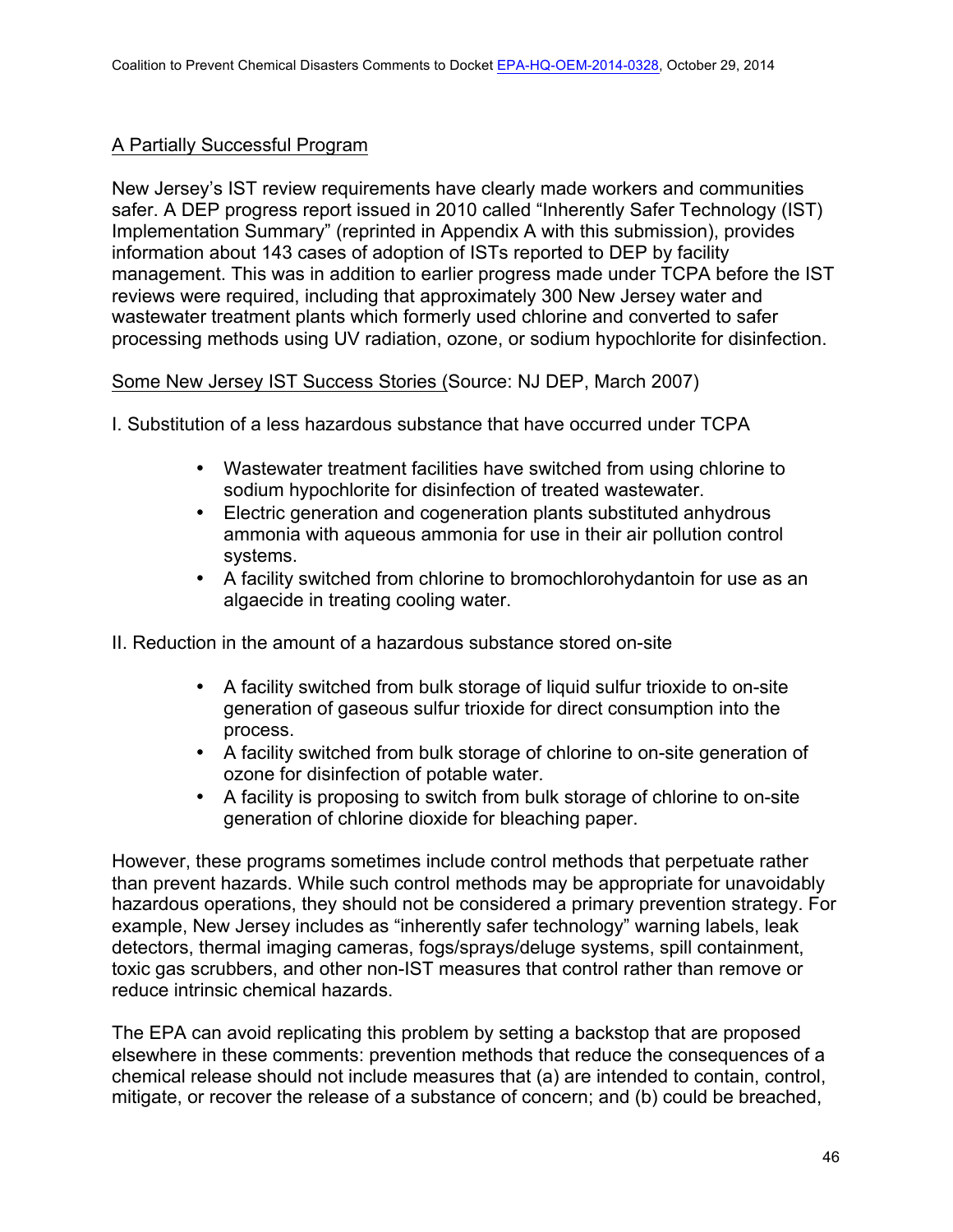A Partially Successful Program

New Jersey's IST review requirements have clearly made workers and communities safer. A DEP progress report issued in 2010 called "Inherently Safer Technology (IST) Implementation Summary" (reprinted in Appendix A with this submission), provides information about 143 cases of adoption of ISTs reported to DEP by facility management. This was in addition to earlier progress made under TCPA before the IST reviews were required, including that approximately 300 New Jersey water and wastewater treatment plants which formerly used chlorine and converted to safer processing methods using UV radiation, ozone, or sodium hypochlorite for disinfection.

Some New Jersey IST Success Stories (Source: NJ DEP, March 2007)

I. Substitution of a less hazardous substance that have occurred under TCPA

- Wastewater treatment facilities have switched from using chlorine to sodium hypochlorite for disinfection of treated wastewater.
- Electric generation and cogeneration plants substituted anhydrous ammonia with aqueous ammonia for use in their air pollution control systems.
- A facility switched from chlorine to bromochlorohydantoin for use as an algaecide in treating cooling water.

II. Reduction in the amount of a hazardous substance stored on-site

- A facility switched from bulk storage of liquid sulfur trioxide to on-site generation of gaseous sulfur trioxide for direct consumption into the process.
- A facility switched from bulk storage of chlorine to on-site generation of ozone for disinfection of potable water.
- A facility is proposing to switch from bulk storage of chlorine to on-site generation of chlorine dioxide for bleaching paper.

However, these programs sometimes include control methods that perpetuate rather than prevent hazards. While such control methods may be appropriate for unavoidably hazardous operations, they should not be considered a primary prevention strategy. For example, New Jersey includes as "inherently safer technology" warning labels, leak detectors, thermal imaging cameras, fogs/sprays/deluge systems, spill containment, toxic gas scrubbers, and other non-IST measures that control rather than remove or reduce intrinsic chemical hazards.

The EPA can avoid replicating this problem by setting a backstop that are proposed elsewhere in these comments: prevention methods that reduce the consequences of a chemical release should not include measures that (a) are intended to contain, control, mitigate, or recover the release of a substance of concern; and (b) could be breached,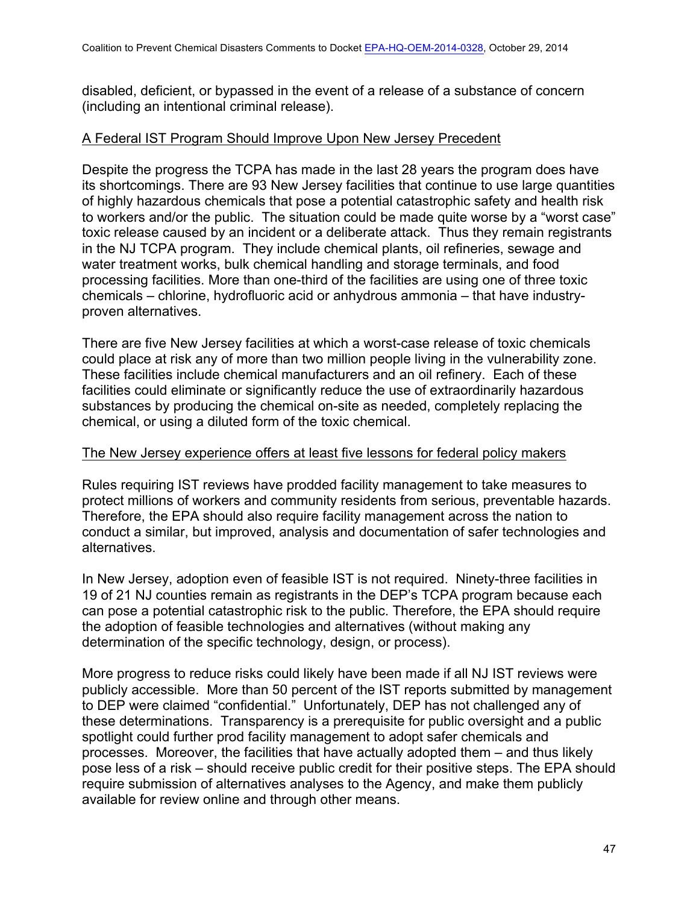disabled, deficient, or bypassed in the event of a release of a substance of concern (including an intentional criminal release).

<u>A Federal IST Program Should Improve Upon New Jersey Precedent</u>

Despite the progress the TCPA has made in the last 28 years the program does have its shortcomings. There are 93 New Jersey facilities that continue to use large quantities of highly hazardous chemicals that pose a potential catastrophic safety and health risk to workers and/or the public. The situation could be made quite worse by a "worst case" toxic release caused by an incident or a deliberate attack. Thus they remain registrants in the NJ TCPA program. They include chemical plants, oil refineries, sewage and water treatment works, bulk chemical handling and storage terminals, and food processing facilities. More than one-third of the facilities are using one of three toxic chemicals – chlorine, hydrofluoric acid or anhydrous ammonia – that have industry-proven alternatives.

There are five New Jersey facilities at which a worst-case release of toxic chemicals could place at risk any of more than two million people living in the vulnerability zone. These facilities include chemical manufacturers and an oil refinery. Each of these facilities could eliminate or significantly reduce the use of extraordinarily hazardous substances by producing the chemical on-site as needed, completely replacing the chemical, or using a diluted form of the toxic chemical.

<u>The New Jersey experience offers at least five lessons for federal policy makers</u>

Rules requiring IST reviews have prodded facility management to take measures to protect millions of workers and community residents from serious, preventable hazards. Therefore, the EPA should also require facility management across the nation to conduct a similar, but improved, analysis and documentation of safer technologies and alternatives.

In New Jersey, adoption even of feasible IST is not required. Ninety-three facilities in 19 of 21 NJ counties remain as registrants in the DEP's TCPA program because each can pose a potential catastrophic risk to the public. Therefore, the EPA should require the adoption of feasible technologies and alternatives (without making any determination of the specific technology, design, or process).

More progress to reduce risks could likely have been made if all NJ IST reviews were publicly accessible. More than 50 percent of the IST reports submitted by management to DEP were claimed "confidential." Unfortunately, DEP has not challenged any of these determinations. Transparency is a prerequisite for public oversight and a public spotlight could further prod facility management to adopt safer chemicals and processes. Moreover, the facilities that have actually adopted them – and thus likely pose less of a risk – should receive public credit for their positive steps. The EPA should require submission of alternatives analyses to the Agency, and make them publicly available for review online and through other means.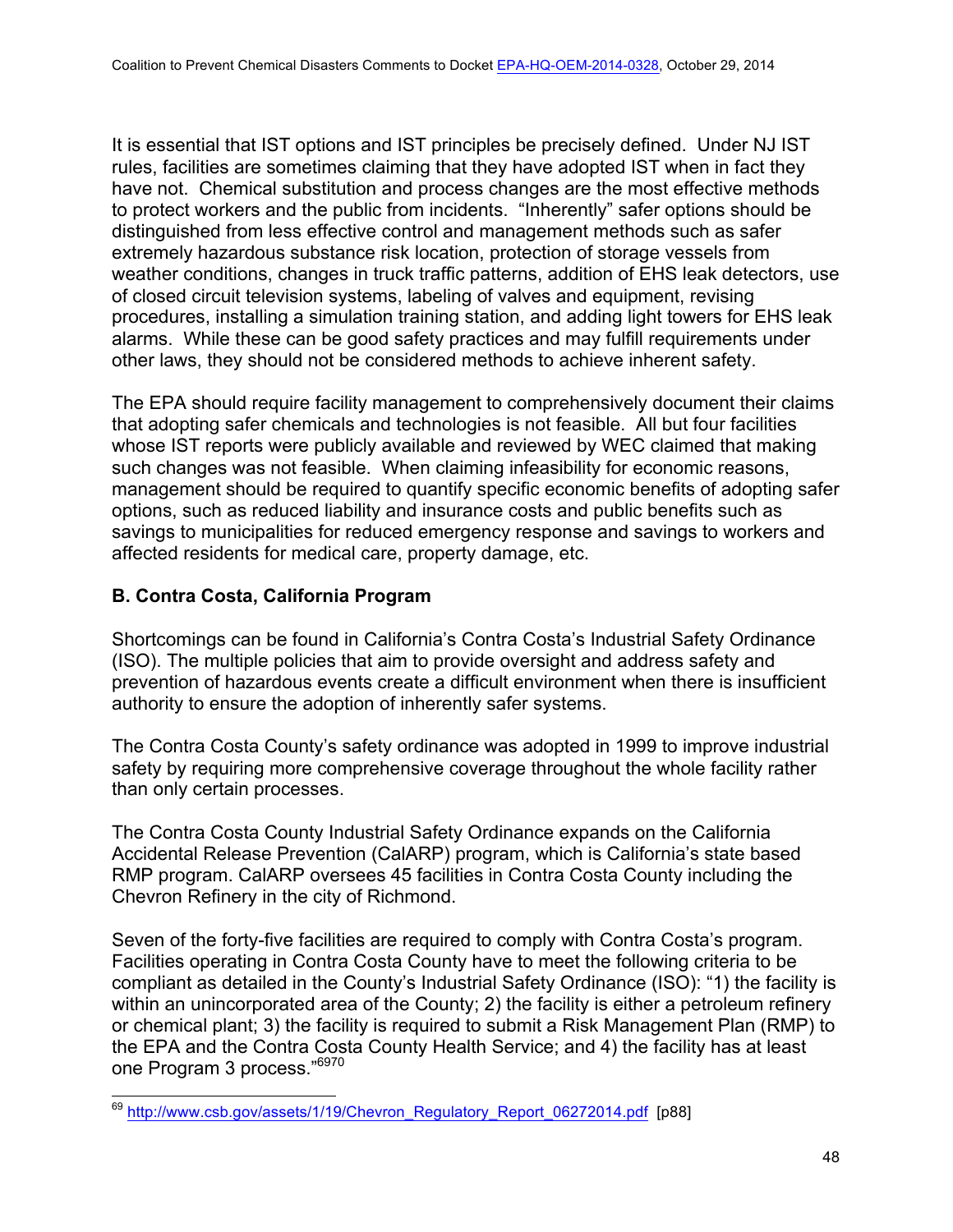It is essential that IST options and IST principles be precisely defined. Under NJ IST rules, facilities are sometimes claiming that they have adopted IST when in fact they have not. Chemical substitution and process changes are the most effective methods to protect workers and the public from incidents. "Inherently" safer options should be distinguished from less effective control and management methods such as safer extremely hazardous substance risk location, protection of storage vessels from weather conditions, changes in truck traffic patterns, addition of EHS leak detectors, use of closed circuit television systems, labeling of valves and equipment, revising procedures, installing a simulation training station, and adding light towers for EHS leak alarms. While these can be good safety practices and may fulfill requirements under other laws, they should not be considered methods to achieve inherent safety.

The EPA should require facility management to comprehensively document their claims that adopting safer chemicals and technologies is not feasible. All but four facilities whose IST reports were publicly available and reviewed by WEC claimed that making such changes was not feasible. When claiming infeasibility for economic reasons, management should be required to quantify specific economic benefits of adopting safer options, such as reduced liability and insurance costs and public benefits such as savings to municipalities for reduced emergency response and savings to workers and affected residents for medical care, property damage, etc.

## B. Contra Costa, California Program

Shortcomings can be found in California's Contra Costa's Industrial Safety Ordinance (ISO). The multiple policies that aim to provide oversight and address safety and prevention of hazardous events create a difficult environment when there is insufficient authority to ensure the adoption of inherently safer systems.

The Contra Costa County's safety ordinance was adopted in 1999 to improve industrial safety by requiring more comprehensive coverage throughout the whole facility rather than only certain processes.

The Contra Costa County Industrial Safety Ordinance expands on the California Accidental Release Prevention (CalARP) program, which is California's state based RMP program. CalARP oversees 45 facilities in Contra Costa County including the Chevron Refinery in the city of Richmond.

Seven of the forty-five facilities are required to comply with Contra Costa's program. Facilities operating in Contra Costa County have to meet the following criteria to be compliant as detailed in the County's Industrial Safety Ordinance (ISO): "1) the facility is within an unincorporated area of the County; 2) the facility is either a petroleum refinery or chemical plant; 3) the facility is required to submit a Risk Management Plan (RMP) to the EPA and the Contra Costa County Health Service; and 4) the facility has at least one Program 3 process."[69][70]

---

[69] http://www.csb.gov/assets/1/19/Chevron_Regulatory_Report_06272014.pdf [p88]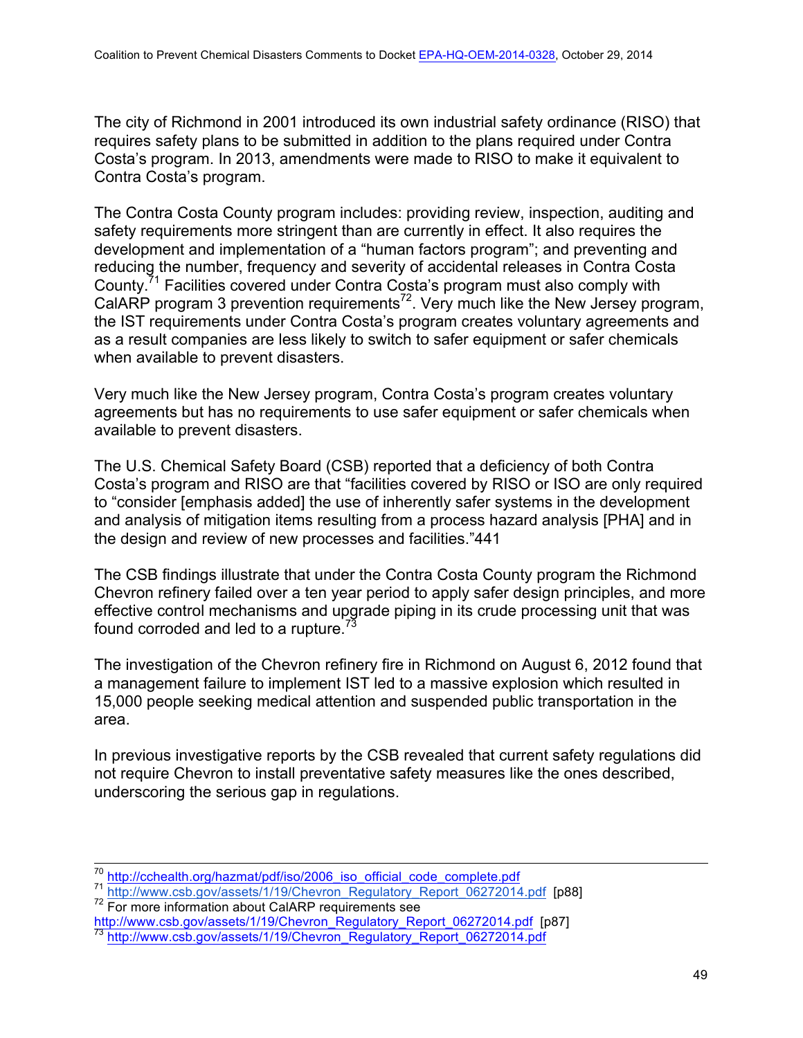The city of Richmond in 2001 introduced its own industrial safety ordinance (RISO) that requires safety plans to be submitted in addition to the plans required under Contra Costa's program. In 2013, amendments were made to RISO to make it equivalent to Contra Costa's program.

The Contra Costa County program includes: providing review, inspection, auditing and safety requirements more stringent than are currently in effect. It also requires the development and implementation of a "human factors program"; and preventing and reducing the number, frequency and severity of accidental releases in Contra Costa County.[71] Facilities covered under Contra Costa's program must also comply with CalARP program 3 prevention requirements[72]. Very much like the New Jersey program, the IST requirements under Contra Costa's program creates voluntary agreements and as a result companies are less likely to switch to safer equipment or safer chemicals when available to prevent disasters.

Very much like the New Jersey program, Contra Costa's program creates voluntary agreements but has no requirements to use safer equipment or safer chemicals when available to prevent disasters.

The U.S. Chemical Safety Board (CSB) reported that a deficiency of both Contra Costa's program and RISO are that "facilities covered by RISO or ISO are only required to "consider [emphasis added] the use of inherently safer systems in the development and analysis of mitigation items resulting from a process hazard analysis [PHA] and in the design and review of new processes and facilities."441

The CSB findings illustrate that under the Contra Costa County program the Richmond Chevron refinery failed over a ten year period to apply safer design principles, and more effective control mechanisms and upgrade piping in its crude processing unit that was found corroded and led to a rupture.[73]

The investigation of the Chevron refinery fire in Richmond on August 6, 2012 found that a management failure to implement IST led to a massive explosion which resulted in 15,000 people seeking medical attention and suspended public transportation in the area.

In previous investigative reports by the CSB revealed that current safety regulations did not require Chevron to install preventative safety measures like the ones described, underscoring the serious gap in regulations.

---

[70] http://cchealth.org/hazmat/pdf/iso/2006_iso_official_code_complete.pdf

[71] http://www.csb.gov/assets/1/19/Chevron_Regulatory_Report_06272014.pdf [p88]

[72] For more information about CalARP requirements see http://www.csb.gov/assets/1/19/Chevron_Regulatory_Report_06272014.pdf [p87]

[73] http://www.csb.gov/assets/1/19/Chevron_Regulatory_Report_06272014.pdf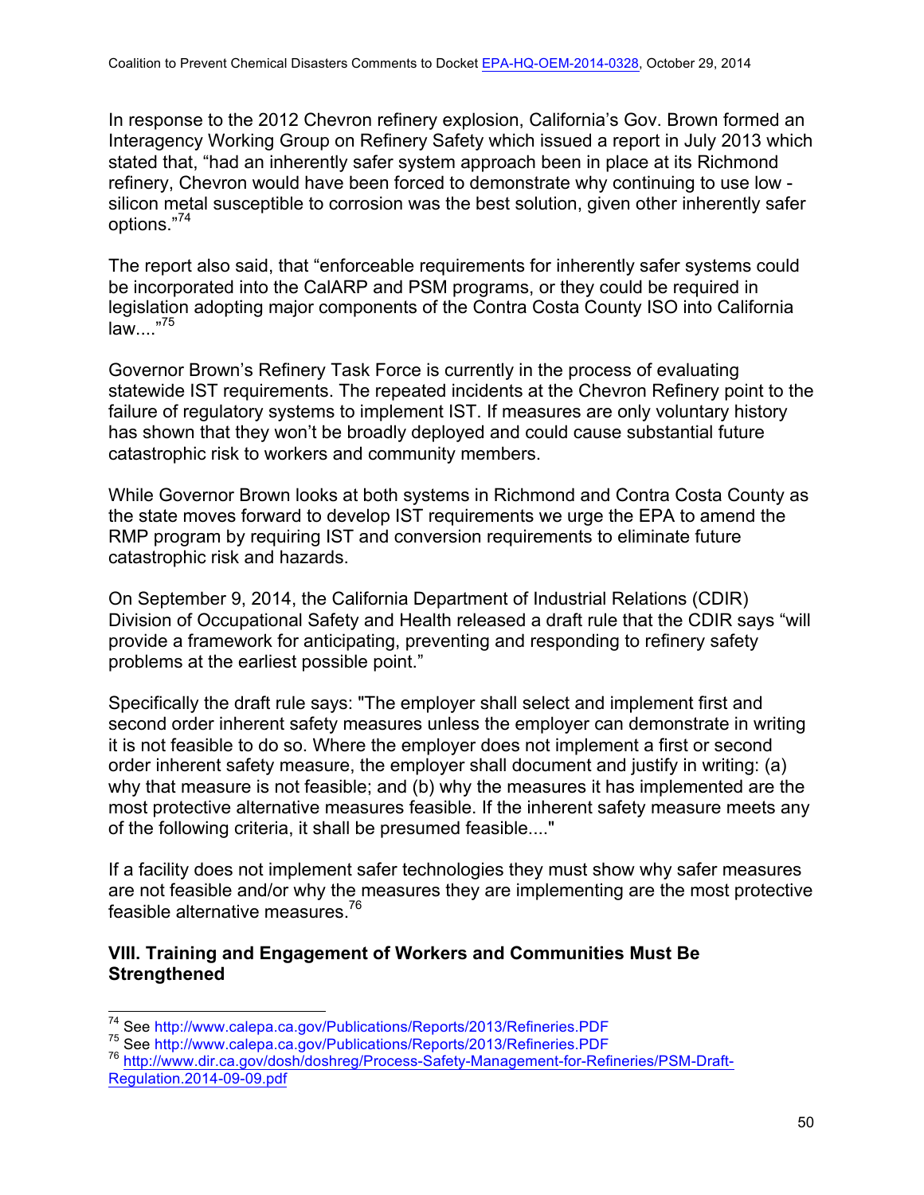In response to the 2012 Chevron refinery explosion, California's Gov. Brown formed an Interagency Working Group on Refinery Safety which issued a report in July 2013 which stated that, "had an inherently safer system approach been in place at its Richmond refinery, Chevron would have been forced to demonstrate why continuing to use low - silicon metal susceptible to corrosion was the best solution, given other inherently safer options."[74]

The report also said, that "enforceable requirements for inherently safer systems could be incorporated into the CalARP and PSM programs, or they could be required in legislation adopting major components of the Contra Costa County ISO into California law...."[75]

Governor Brown's Refinery Task Force is currently in the process of evaluating statewide IST requirements. The repeated incidents at the Chevron Refinery point to the failure of regulatory systems to implement IST. If measures are only voluntary history has shown that they won't be broadly deployed and could cause substantial future catastrophic risk to workers and community members.

While Governor Brown looks at both systems in Richmond and Contra Costa County as the state moves forward to develop IST requirements we urge the EPA to amend the RMP program by requiring IST and conversion requirements to eliminate future catastrophic risk and hazards.

On September 9, 2014, the California Department of Industrial Relations (CDIR) Division of Occupational Safety and Health released a draft rule that the CDIR says "will provide a framework for anticipating, preventing and responding to refinery safety problems at the earliest possible point."

Specifically the draft rule says: "The employer shall select and implement first and second order inherent safety measures unless the employer can demonstrate in writing it is not feasible to do so. Where the employer does not implement a first or second order inherent safety measure, the employer shall document and justify in writing: (a) why that measure is not feasible; and (b) why the measures it has implemented are the most protective alternative measures feasible. If the inherent safety measure meets any of the following criteria, it shall be presumed feasible...."

If a facility does not implement safer technologies they must show why safer measures are not feasible and/or why the measures they are implementing are the most protective feasible alternative measures.[76]

## VIII. Training and Engagement of Workers and Communities Must Be Strengthened

[74] See http://www.calepa.ca.gov/Publications/Reports/2013/Refineries.PDF
[75] See http://www.calepa.ca.gov/Publications/Reports/2013/Refineries.PDF
[76] http://www.dir.ca.gov/dosh/doshreg/Process-Safety-Management-for-Refineries/PSM-Draft-Regulation.2014-09-09.pdf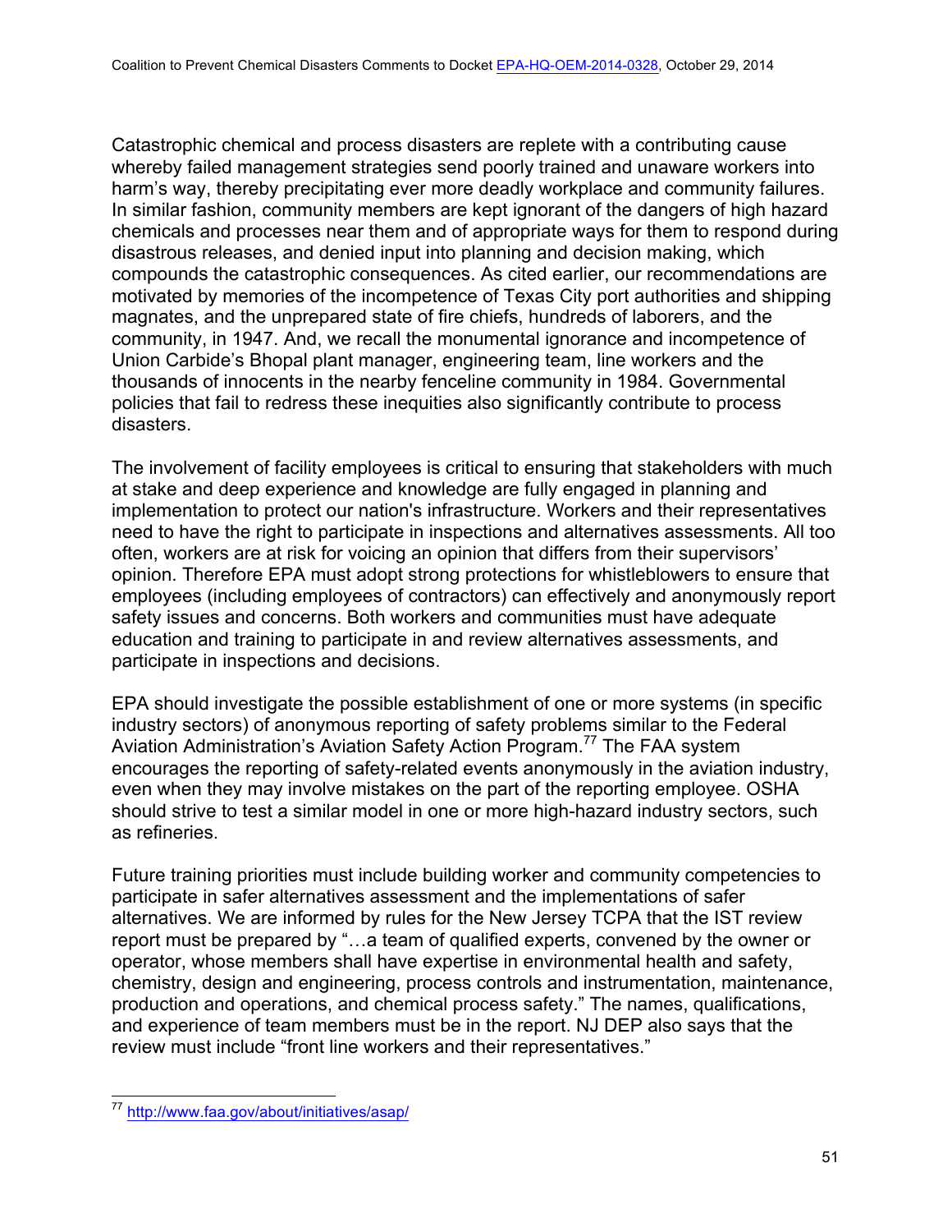Catastrophic chemical and process disasters are replete with a contributing cause whereby failed management strategies send poorly trained and unaware workers into harm's way, thereby precipitating ever more deadly workplace and community failures. In similar fashion, community members are kept ignorant of the dangers of high hazard chemicals and processes near them and of appropriate ways for them to respond during disastrous releases, and denied input into planning and decision making, which compounds the catastrophic consequences. As cited earlier, our recommendations are motivated by memories of the incompetence of Texas City port authorities and shipping magnates, and the unprepared state of fire chiefs, hundreds of laborers, and the community, in 1947. And, we recall the monumental ignorance and incompetence of Union Carbide's Bhopal plant manager, engineering team, line workers and the thousands of innocents in the nearby fenceline community in 1984. Governmental policies that fail to redress these inequities also significantly contribute to process disasters.

The involvement of facility employees is critical to ensuring that stakeholders with much at stake and deep experience and knowledge are fully engaged in planning and implementation to protect our nation's infrastructure. Workers and their representatives need to have the right to participate in inspections and alternatives assessments. All too often, workers are at risk for voicing an opinion that differs from their supervisors' opinion. Therefore EPA must adopt strong protections for whistleblowers to ensure that employees (including employees of contractors) can effectively and anonymously report safety issues and concerns. Both workers and communities must have adequate education and training to participate in and review alternatives assessments, and participate in inspections and decisions.

EPA should investigate the possible establishment of one or more systems (in specific industry sectors) of anonymous reporting of safety problems similar to the Federal Aviation Administration's Aviation Safety Action Program.[77] The FAA system encourages the reporting of safety-related events anonymously in the aviation industry, even when they may involve mistakes on the part of the reporting employee. OSHA should strive to test a similar model in one or more high-hazard industry sectors, such as refineries.

Future training priorities must include building worker and community competencies to participate in safer alternatives assessment and the implementations of safer alternatives. We are informed by rules for the New Jersey TCPA that the IST review report must be prepared by "…a team of qualified experts, convened by the owner or operator, whose members shall have expertise in environmental health and safety, chemistry, design and engineering, process controls and instrumentation, maintenance, production and operations, and chemical process safety." The names, qualifications, and experience of team members must be in the report. NJ DEP also says that the review must include "front line workers and their representatives."

[77] http://www.faa.gov/about/initiatives/asap/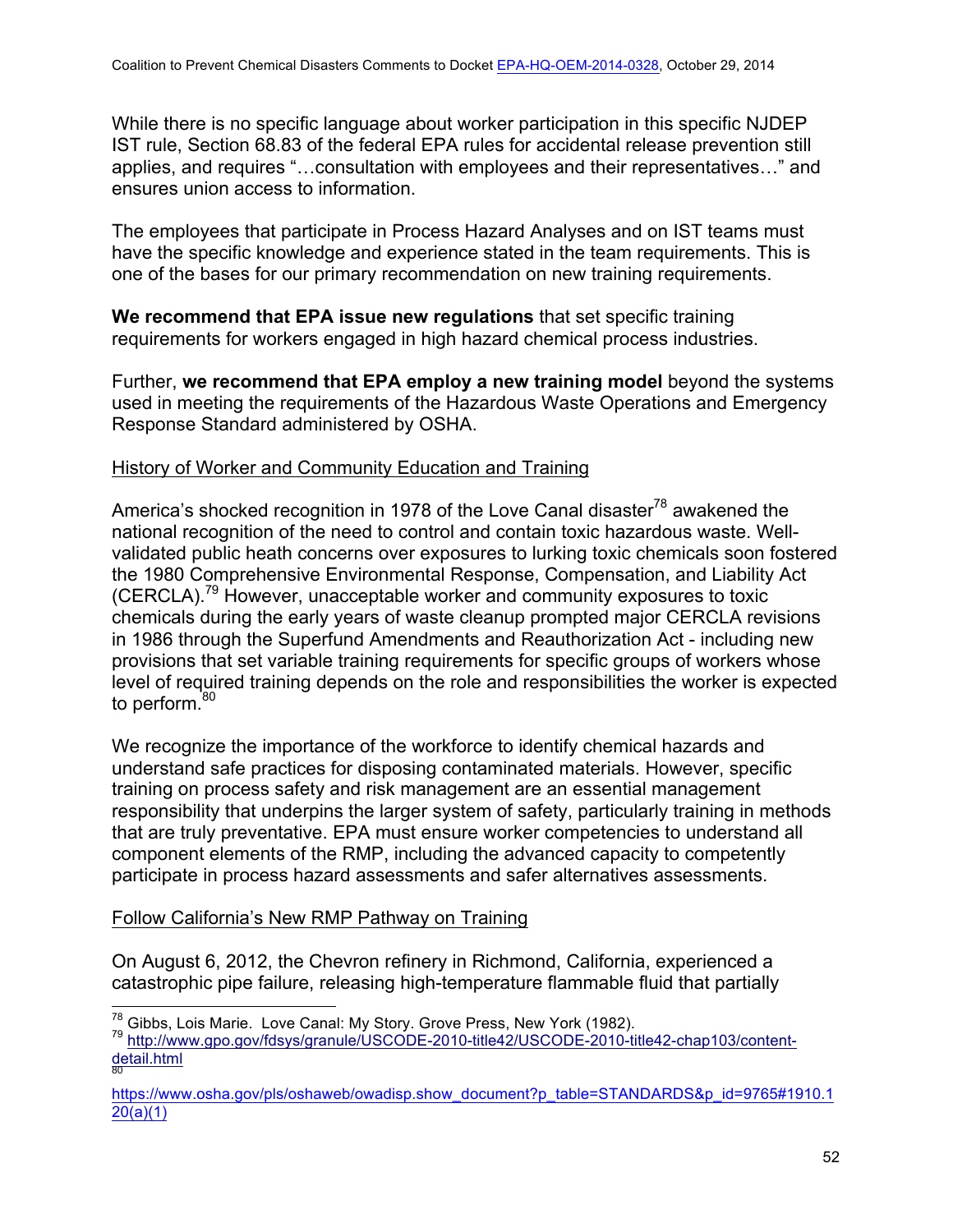While there is no specific language about worker participation in this specific NJDEP IST rule, Section 68.83 of the federal EPA rules for accidental release prevention still applies, and requires "…consultation with employees and their representatives…" and ensures union access to information.

The employees that participate in Process Hazard Analyses and on IST teams must have the specific knowledge and experience stated in the team requirements. This is one of the bases for our primary recommendation on new training requirements.

**We recommend that EPA issue new regulations** that set specific training requirements for workers engaged in high hazard chemical process industries.

Further, **we recommend that EPA employ a new training model** beyond the systems used in meeting the requirements of the Hazardous Waste Operations and Emergency Response Standard administered by OSHA.

## History of Worker and Community Education and Training

America's shocked recognition in 1978 of the Love Canal disaster[78] awakened the national recognition of the need to control and contain toxic hazardous waste. Well-validated public heath concerns over exposures to lurking toxic chemicals soon fostered the 1980 Comprehensive Environmental Response, Compensation, and Liability Act (CERCLA).[79] However, unacceptable worker and community exposures to toxic chemicals during the early years of waste cleanup prompted major CERCLA revisions in 1986 through the Superfund Amendments and Reauthorization Act - including new provisions that set variable training requirements for specific groups of workers whose level of required training depends on the role and responsibilities the worker is expected to perform.[80]

We recognize the importance of the workforce to identify chemical hazards and understand safe practices for disposing contaminated materials. However, specific training on process safety and risk management are an essential management responsibility that underpins the larger system of safety, particularly training in methods that are truly preventative. EPA must ensure worker competencies to understand all component elements of the RMP, including the advanced capacity to competently participate in process hazard assessments and safer alternatives assessments.

## Follow California's New RMP Pathway on Training

On August 6, 2012, the Chevron refinery in Richmond, California, experienced a catastrophic pipe failure, releasing high-temperature flammable fluid that partially

---

[78] Gibbs, Lois Marie. Love Canal: My Story. Grove Press, New York (1982).

[79] http://www.gpo.gov/fdsys/granule/USCODE-2010-title42/USCODE-2010-title42-chap103/content-detail.html

[80] https://www.osha.gov/pls/oshaweb/owadisp.show_document?p_table=STANDARDS&p_id=9765#1910.120(a)(1)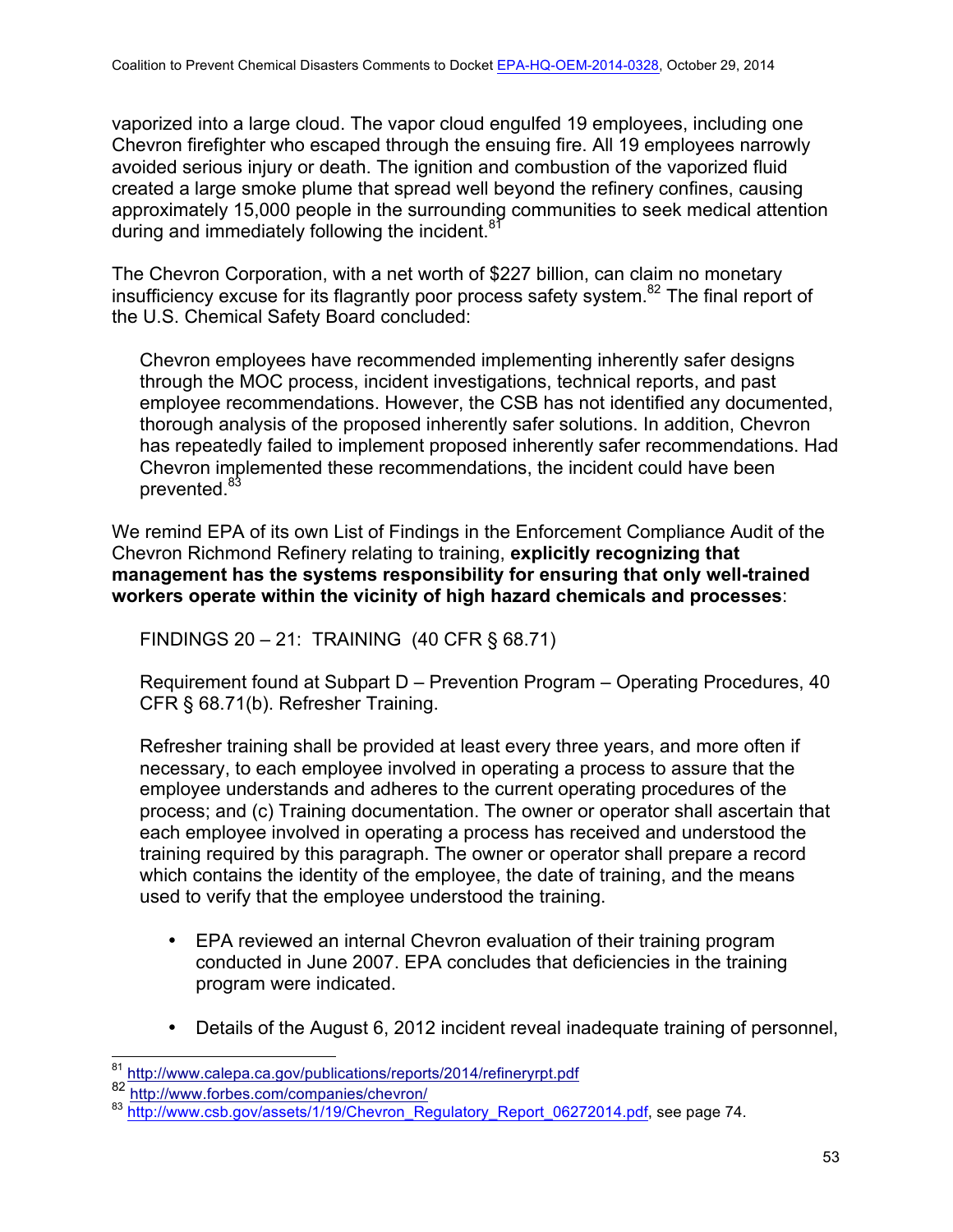vaporized into a large cloud. The vapor cloud engulfed 19 employees, including one Chevron firefighter who escaped through the ensuing fire. All 19 employees narrowly avoided serious injury or death. The ignition and combustion of the vaporized fluid created a large smoke plume that spread well beyond the refinery confines, causing approximately 15,000 people in the surrounding communities to seek medical attention during and immediately following the incident.[81]

The Chevron Corporation, with a net worth of $227 billion, can claim no monetary insufficiency excuse for its flagrantly poor process safety system.[82] The final report of the U.S. Chemical Safety Board concluded:

> Chevron employees have recommended implementing inherently safer designs through the MOC process, incident investigations, technical reports, and past employee recommendations. However, the CSB has not identified any documented, thorough analysis of the proposed inherently safer solutions. In addition, Chevron has repeatedly failed to implement proposed inherently safer recommendations. Had Chevron implemented these recommendations, the incident could have been prevented.[83]

We remind EPA of its own List of Findings in the Enforcement Compliance Audit of the Chevron Richmond Refinery relating to training, **explicitly recognizing that management has the systems responsibility for ensuring that only well-trained workers operate within the vicinity of high hazard chemicals and processes**:

> FINDINGS 20 – 21: TRAINING (40 CFR § 68.71)
>
> Requirement found at Subpart D – Prevention Program – Operating Procedures, 40 CFR § 68.71(b). Refresher Training.
>
> Refresher training shall be provided at least every three years, and more often if necessary, to each employee involved in operating a process to assure that the employee understands and adheres to the current operating procedures of the process; and (c) Training documentation. The owner or operator shall ascertain that each employee involved in operating a process has received and understood the training required by this paragraph. The owner or operator shall prepare a record which contains the identity of the employee, the date of training, and the means used to verify that the employee understood the training.
>
> - EPA reviewed an internal Chevron evaluation of their training program conducted in June 2007. EPA concludes that deficiencies in the training program were indicated.
>
> - Details of the August 6, 2012 incident reveal inadequate training of personnel,

[81] http://www.calepa.ca.gov/publications/reports/2014/refineryrpt.pdf

[82] http://www.forbes.com/companies/chevron/

[83] http://www.csb.gov/assets/1/19/Chevron_Regulatory_Report_06272014.pdf, see page 74.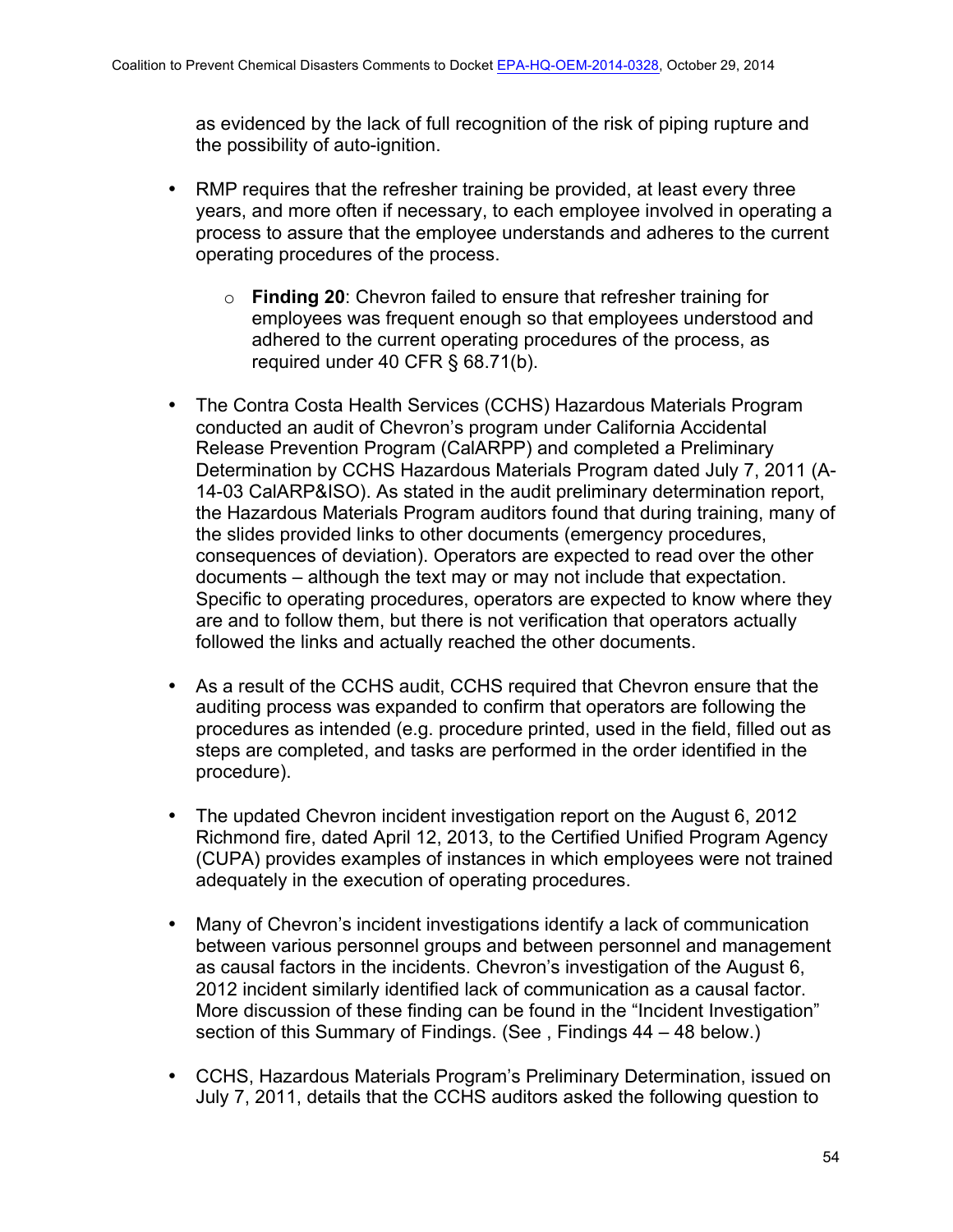as evidenced by the lack of full recognition of the risk of piping rupture and the possibility of auto-ignition.

- RMP requires that the refresher training be provided, at least every three years, and more often if necessary, to each employee involved in operating a process to assure that the employee understands and adheres to the current operating procedures of the process.

  - **Finding 20**: Chevron failed to ensure that refresher training for employees was frequent enough so that employees understood and adhered to the current operating procedures of the process, as required under 40 CFR § 68.71(b).

- The Contra Costa Health Services (CCHS) Hazardous Materials Program conducted an audit of Chevron's program under California Accidental Release Prevention Program (CalARPP) and completed a Preliminary Determination by CCHS Hazardous Materials Program dated July 7, 2011 (A-14-03 CalARP&ISO). As stated in the audit preliminary determination report, the Hazardous Materials Program auditors found that during training, many of the slides provided links to other documents (emergency procedures, consequences of deviation). Operators are expected to read over the other documents – although the text may or may not include that expectation. Specific to operating procedures, operators are expected to know where they are and to follow them, but there is not verification that operators actually followed the links and actually reached the other documents.

- As a result of the CCHS audit, CCHS required that Chevron ensure that the auditing process was expanded to confirm that operators are following the procedures as intended (e.g. procedure printed, used in the field, filled out as steps are completed, and tasks are performed in the order identified in the procedure).

- The updated Chevron incident investigation report on the August 6, 2012 Richmond fire, dated April 12, 2013, to the Certified Unified Program Agency (CUPA) provides examples of instances in which employees were not trained adequately in the execution of operating procedures.

- Many of Chevron's incident investigations identify a lack of communication between various personnel groups and between personnel and management as causal factors in the incidents. Chevron's investigation of the August 6, 2012 incident similarly identified lack of communication as a causal factor. More discussion of these finding can be found in the "Incident Investigation" section of this Summary of Findings. (See , Findings 44 – 48 below.)

- CCHS, Hazardous Materials Program's Preliminary Determination, issued on July 7, 2011, details that the CCHS auditors asked the following question to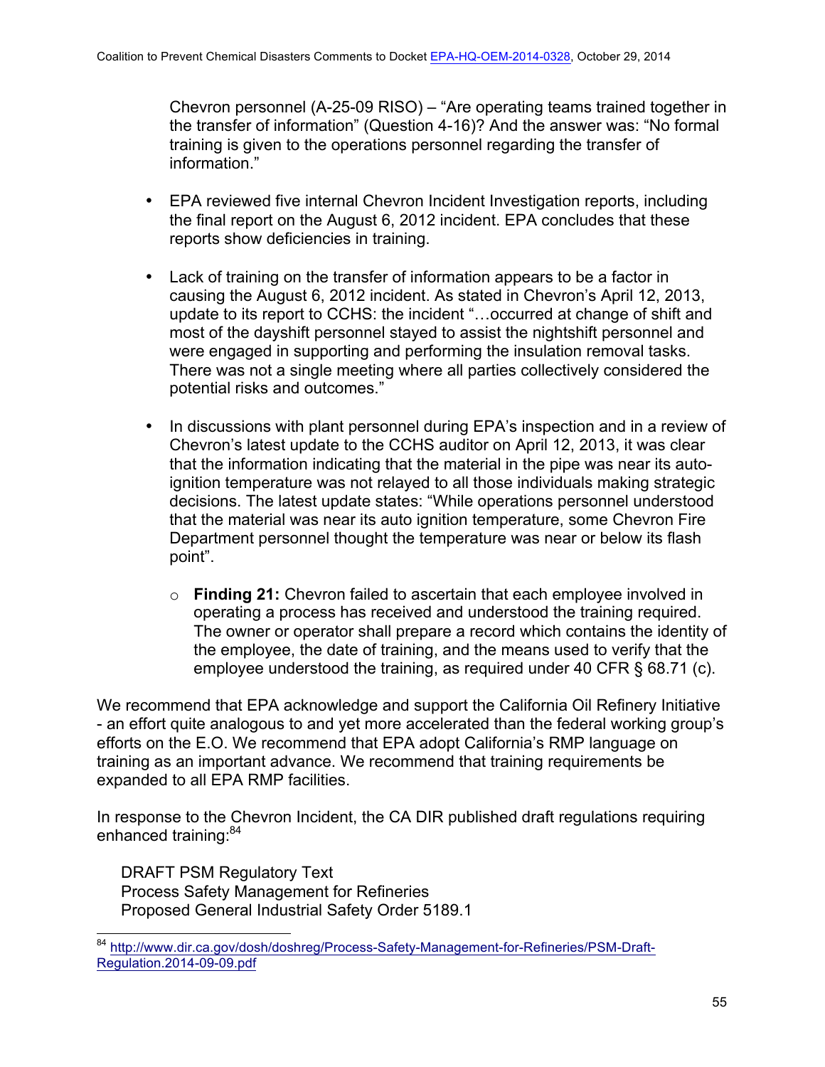Chevron personnel (A-25-09 RISO) – "Are operating teams trained together in the transfer of information" (Question 4-16)? And the answer was: "No formal training is given to the operations personnel regarding the transfer of information."

- EPA reviewed five internal Chevron Incident Investigation reports, including the final report on the August 6, 2012 incident. EPA concludes that these reports show deficiencies in training.

- Lack of training on the transfer of information appears to be a factor in causing the August 6, 2012 incident. As stated in Chevron's April 12, 2013, update to its report to CCHS: the incident "…occurred at change of shift and most of the dayshift personnel stayed to assist the nightshift personnel and were engaged in supporting and performing the insulation removal tasks. There was not a single meeting where all parties collectively considered the potential risks and outcomes."

- In discussions with plant personnel during EPA's inspection and in a review of Chevron's latest update to the CCHS auditor on April 12, 2013, it was clear that the information indicating that the material in the pipe was near its auto-ignition temperature was not relayed to all those individuals making strategic decisions. The latest update states: "While operations personnel understood that the material was near its auto ignition temperature, some Chevron Fire Department personnel thought the temperature was near or below its flash point".

    - **Finding 21:** Chevron failed to ascertain that each employee involved in operating a process has received and understood the training required. The owner or operator shall prepare a record which contains the identity of the employee, the date of training, and the means used to verify that the employee understood the training, as required under 40 CFR § 68.71 (c).

We recommend that EPA acknowledge and support the California Oil Refinery Initiative - an effort quite analogous to and yet more accelerated than the federal working group's efforts on the E.O. We recommend that EPA adopt California's RMP language on training as an important advance. We recommend that training requirements be expanded to all EPA RMP facilities.

In response to the Chevron Incident, the CA DIR published draft regulations requiring enhanced training:[84]

DRAFT PSM Regulatory Text
Process Safety Management for Refineries
Proposed General Industrial Safety Order 5189.1

[84] http://www.dir.ca.gov/dosh/doshreg/Process-Safety-Management-for-Refineries/PSM-Draft-Regulation.2014-09-09.pdf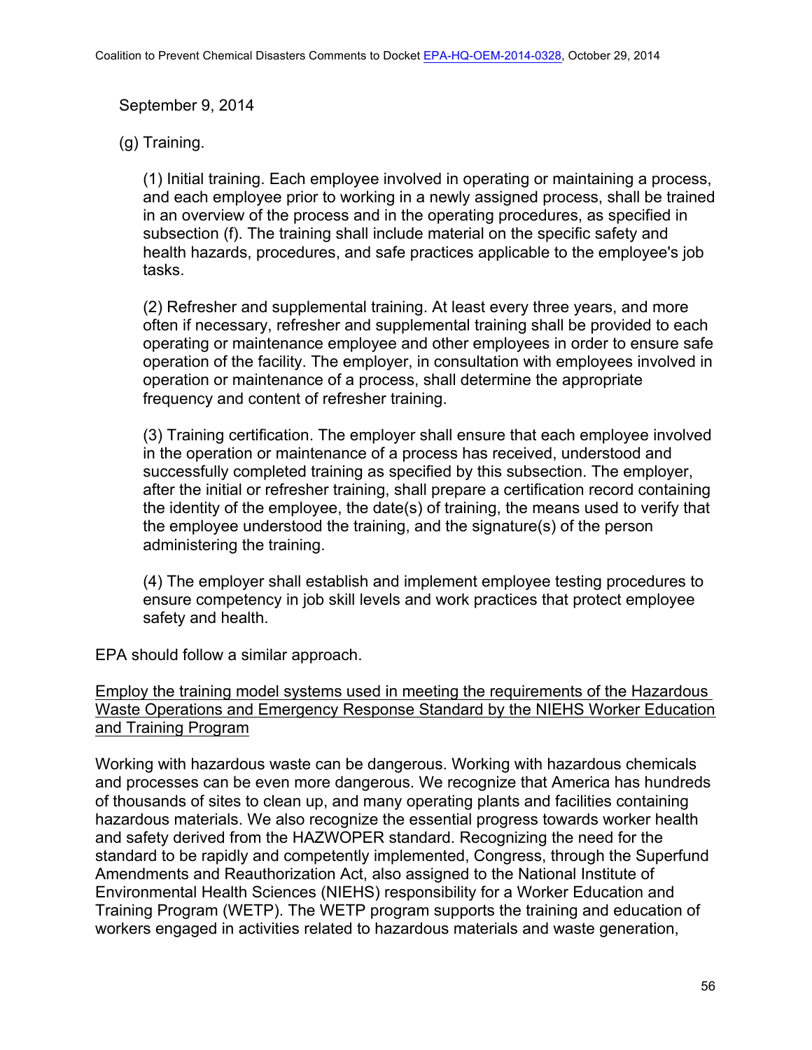September 9, 2014

(g) Training.

> (1) Initial training. Each employee involved in operating or maintaining a process, and each employee prior to working in a newly assigned process, shall be trained in an overview of the process and in the operating procedures, as specified in subsection (f). The training shall include material on the specific safety and health hazards, procedures, and safe practices applicable to the employee's job tasks.
>
> (2) Refresher and supplemental training. At least every three years, and more often if necessary, refresher and supplemental training shall be provided to each operating or maintenance employee and other employees in order to ensure safe operation of the facility. The employer, in consultation with employees involved in operation or maintenance of a process, shall determine the appropriate frequency and content of refresher training.
>
> (3) Training certification. The employer shall ensure that each employee involved in the operation or maintenance of a process has received, understood and successfully completed training as specified by this subsection. The employer, after the initial or refresher training, shall prepare a certification record containing the identity of the employee, the date(s) of training, the means used to verify that the employee understood the training, and the signature(s) of the person administering the training.
>
> (4) The employer shall establish and implement employee testing procedures to ensure competency in job skill levels and work practices that protect employee safety and health.

EPA should follow a similar approach.

Employ the training model systems used in meeting the requirements of the Hazardous Waste Operations and Emergency Response Standard by the NIEHS Worker Education and Training Program

Working with hazardous waste can be dangerous. Working with hazardous chemicals and processes can be even more dangerous. We recognize that America has hundreds of thousands of sites to clean up, and many operating plants and facilities containing hazardous materials. We also recognize the essential progress towards worker health and safety derived from the HAZWOPER standard. Recognizing the need for the standard to be rapidly and competently implemented, Congress, through the Superfund Amendments and Reauthorization Act, also assigned to the National Institute of Environmental Health Sciences (NIEHS) responsibility for a Worker Education and Training Program (WETP). The WETP program supports the training and education of workers engaged in activities related to hazardous materials and waste generation,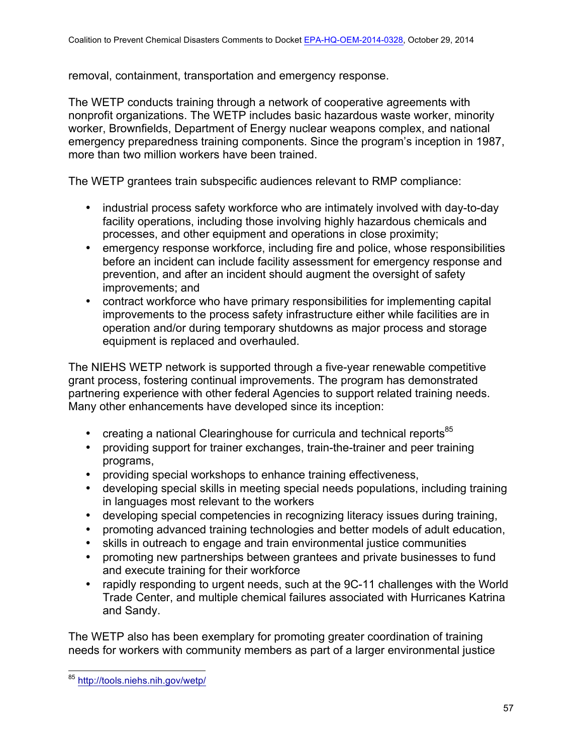removal, containment, transportation and emergency response.

The WETP conducts training through a network of cooperative agreements with nonprofit organizations. The WETP includes basic hazardous waste worker, minority worker, Brownfields, Department of Energy nuclear weapons complex, and national emergency preparedness training components. Since the program's inception in 1987, more than two million workers have been trained.

The WETP grantees train subspecific audiences relevant to RMP compliance:

- industrial process safety workforce who are intimately involved with day-to-day facility operations, including those involving highly hazardous chemicals and processes, and other equipment and operations in close proximity;
- emergency response workforce, including fire and police, whose responsibilities before an incident can include facility assessment for emergency response and prevention, and after an incident should augment the oversight of safety improvements; and
- contract workforce who have primary responsibilities for implementing capital improvements to the process safety infrastructure either while facilities are in operation and/or during temporary shutdowns as major process and storage equipment is replaced and overhauled.

The NIEHS WETP network is supported through a five-year renewable competitive grant process, fostering continual improvements. The program has demonstrated partnering experience with other federal Agencies to support related training needs. Many other enhancements have developed since its inception:

- creating a national Clearinghouse for curricula and technical reports[85]
- providing support for trainer exchanges, train-the-trainer and peer training programs,
- providing special workshops to enhance training effectiveness,
- developing special skills in meeting special needs populations, including training in languages most relevant to the workers
- developing special competencies in recognizing literacy issues during training,
- promoting advanced training technologies and better models of adult education,
- skills in outreach to engage and train environmental justice communities
- promoting new partnerships between grantees and private businesses to fund and execute training for their workforce
- rapidly responding to urgent needs, such at the 9C-11 challenges with the World Trade Center, and multiple chemical failures associated with Hurricanes Katrina and Sandy.

The WETP also has been exemplary for promoting greater coordination of training needs for workers with community members as part of a larger environmental justice

[85] http://tools.niehs.nih.gov/wetp/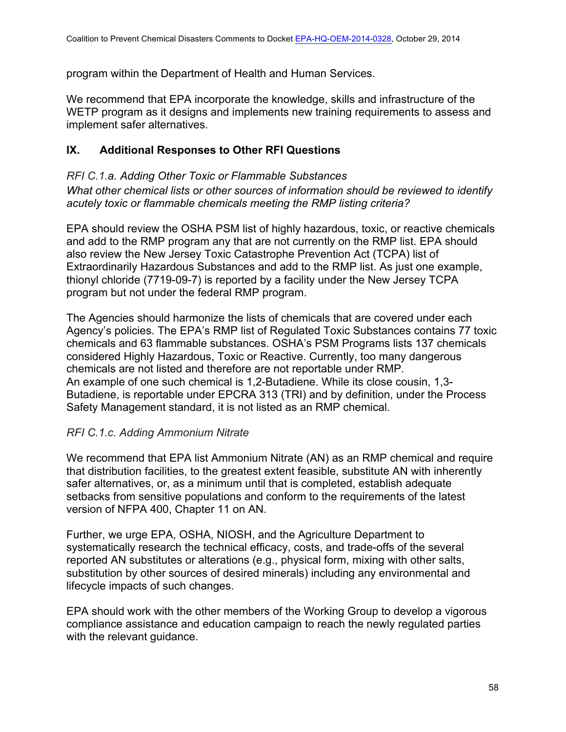program within the Department of Health and Human Services.

We recommend that EPA incorporate the knowledge, skills and infrastructure of the WETP program as it designs and implements new training requirements to assess and implement safer alternatives.

## IX. Additional Responses to Other RFI Questions

*RFI C.1.a. Adding Other Toxic or Flammable Substances*
*What other chemical lists or other sources of information should be reviewed to identify acutely toxic or flammable chemicals meeting the RMP listing criteria?*

EPA should review the OSHA PSM list of highly hazardous, toxic, or reactive chemicals and add to the RMP program any that are not currently on the RMP list. EPA should also review the New Jersey Toxic Catastrophe Prevention Act (TCPA) list of Extraordinarily Hazardous Substances and add to the RMP list. As just one example, thionyl chloride (7719-09-7) is reported by a facility under the New Jersey TCPA program but not under the federal RMP program.

The Agencies should harmonize the lists of chemicals that are covered under each Agency's policies. The EPA's RMP list of Regulated Toxic Substances contains 77 toxic chemicals and 63 flammable substances. OSHA's PSM Programs lists 137 chemicals considered Highly Hazardous, Toxic or Reactive. Currently, too many dangerous chemicals are not listed and therefore are not reportable under RMP.
An example of one such chemical is 1,2-Butadiene. While its close cousin, 1,3-Butadiene, is reportable under EPCRA 313 (TRI) and by definition, under the Process Safety Management standard, it is not listed as an RMP chemical.

*RFI C.1.c. Adding Ammonium Nitrate*

We recommend that EPA list Ammonium Nitrate (AN) as an RMP chemical and require that distribution facilities, to the greatest extent feasible, substitute AN with inherently safer alternatives, or, as a minimum until that is completed, establish adequate setbacks from sensitive populations and conform to the requirements of the latest version of NFPA 400, Chapter 11 on AN.

Further, we urge EPA, OSHA, NIOSH, and the Agriculture Department to systematically research the technical efficacy, costs, and trade-offs of the several reported AN substitutes or alterations (e.g., physical form, mixing with other salts, substitution by other sources of desired minerals) including any environmental and lifecycle impacts of such changes.

EPA should work with the other members of the Working Group to develop a vigorous compliance assistance and education campaign to reach the newly regulated parties with the relevant guidance.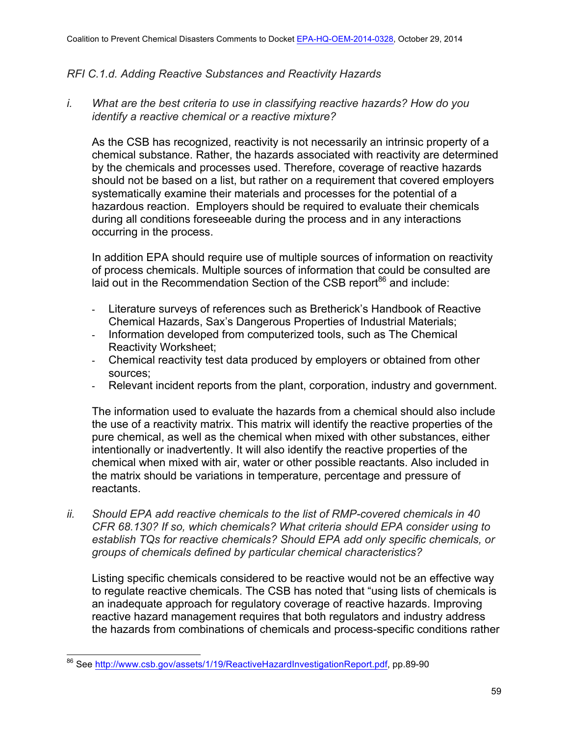*RFI C.1.d. Adding Reactive Substances and Reactivity Hazards*

*i. What are the best criteria to use in classifying reactive hazards? How do you identify a reactive chemical or a reactive mixture?*

As the CSB has recognized, reactivity is not necessarily an intrinsic property of a chemical substance. Rather, the hazards associated with reactivity are determined by the chemicals and processes used. Therefore, coverage of reactive hazards should not be based on a list, but rather on a requirement that covered employers systematically examine their materials and processes for the potential of a hazardous reaction. Employers should be required to evaluate their chemicals during all conditions foreseeable during the process and in any interactions occurring in the process.

In addition EPA should require use of multiple sources of information on reactivity of process chemicals. Multiple sources of information that could be consulted are laid out in the Recommendation Section of the CSB report[86] and include:

- Literature surveys of references such as Bretherick's Handbook of Reactive Chemical Hazards, Sax's Dangerous Properties of Industrial Materials;
- Information developed from computerized tools, such as The Chemical Reactivity Worksheet;
- Chemical reactivity test data produced by employers or obtained from other sources;
- Relevant incident reports from the plant, corporation, industry and government.

The information used to evaluate the hazards from a chemical should also include the use of a reactivity matrix. This matrix will identify the reactive properties of the pure chemical, as well as the chemical when mixed with other substances, either intentionally or inadvertently. It will also identify the reactive properties of the chemical when mixed with air, water or other possible reactants. Also included in the matrix should be variations in temperature, percentage and pressure of reactants.

*ii. Should EPA add reactive chemicals to the list of RMP-covered chemicals in 40 CFR 68.130? If so, which chemicals? What criteria should EPA consider using to establish TQs for reactive chemicals? Should EPA add only specific chemicals, or groups of chemicals defined by particular chemical characteristics?*

Listing specific chemicals considered to be reactive would not be an effective way to regulate reactive chemicals. The CSB has noted that "using lists of chemicals is an inadequate approach for regulatory coverage of reactive hazards. Improving reactive hazard management requires that both regulators and industry address the hazards from combinations of chemicals and process-specific conditions rather

---

[86] See http://www.csb.gov/assets/1/19/ReactiveHazardInvestigationReport.pdf, pp.89-90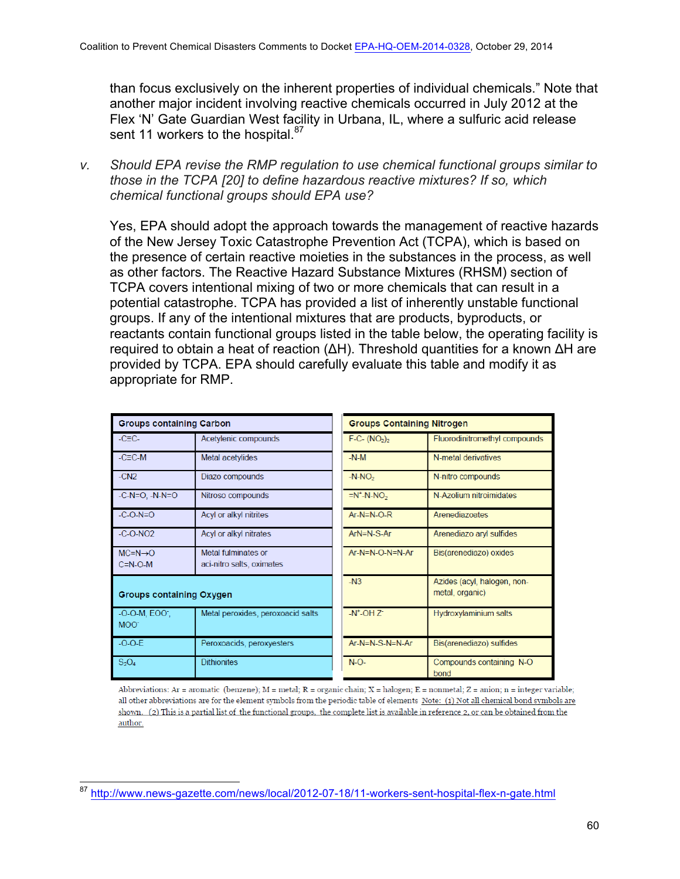than focus exclusively on the inherent properties of individual chemicals." Note that another major incident involving reactive chemicals occurred in July 2012 at the Flex 'N' Gate Guardian West facility in Urbana, IL, where a sulfuric acid release sent 11 workers to the hospital.[87]

v. *Should EPA revise the RMP regulation to use chemical functional groups similar to those in the TCPA [20] to define hazardous reactive mixtures? If so, which chemical functional groups should EPA use?*

Yes, EPA should adopt the approach towards the management of reactive hazards of the New Jersey Toxic Catastrophe Prevention Act (TCPA), which is based on the presence of certain reactive moieties in the substances in the process, as well as other factors. The Reactive Hazard Substance Mixtures (RHSM) section of TCPA covers intentional mixing of two or more chemicals that can result in a potential catastrophe. TCPA has provided a list of inherently unstable functional groups. If any of the intentional mixtures that are products, byproducts, or reactants contain functional groups listed in the table below, the operating facility is required to obtain a heat of reaction (ΔH). Threshold quantities for a known ΔH are provided by TCPA. EPA should carefully evaluate this table and modify it as appropriate for RMP.

| **Groups containing Carbon** | |
|---|---|
| -C≡C- | Acetylenic compounds |
| -C≡C-M | Metal acetylides |
| -CN2 | Diazo compounds |
| -C-N=O, -N-N=O | Nitroso compounds |
| -C-O-N=O | Acyl or alkyl nitrites |
| -C-O-NO2 | Acyl or alkyl nitrates |
| MC=N→O<br>C=N-O-M | Metal fulminates or<br>aci-nitro salts, oximates |
| **Groups containing Oxygen** | |
| -O-O-M, $EOO^-$, $MOO^-$ | Metal peroxides, peroxoacid salts |
| -O-O-E | Peroxoacids, peroxyesters |
| $S_2O_4$ | Dithionites |

| **Groups Containing Nitrogen** | |
|---|---|
| F-C- $(NO_2)_2$ | Fluorodinitromethyl compounds |
| -N-M | N-metal derivatives |
| $-N-NO_2$ | N-nitro compounds |
| $=N^+-N-NO_2$ | N-Azolium nitroimidates |
| Ar-N=N-O-R | Arenediazoates |
| ArN=N-S-Ar | Arenediazo aryl sulfides |
| Ar-N=N-O-N=N-Ar | Bis(arenediazo) oxides |
| -N3 | Azides (acyl, halogen, non-metal, organic) |
| $-N^+-OH\ Z^-$ | Hydroxylaminium salts |
| Ar-N=N-S-N=N-Ar | Bis(arenediazo) sulfides |
| N-O- | Compounds containing N-O bond |

Abbreviations: Ar = aromatic (benzene); M = metal; R = organic chain; X = halogen; E = nonmetal; Z = anion; n = integer variable; all other abbreviations are for the element symbols from the periodic table of elements. Note: (1) Not all chemical bond symbols are shown. (2) This is a partial list of the functional groups, the complete list is available in reference 2, or can be obtained from the author.

[87] http://www.news-gazette.com/news/local/2012-07-18/11-workers-sent-hospital-flex-n-gate.html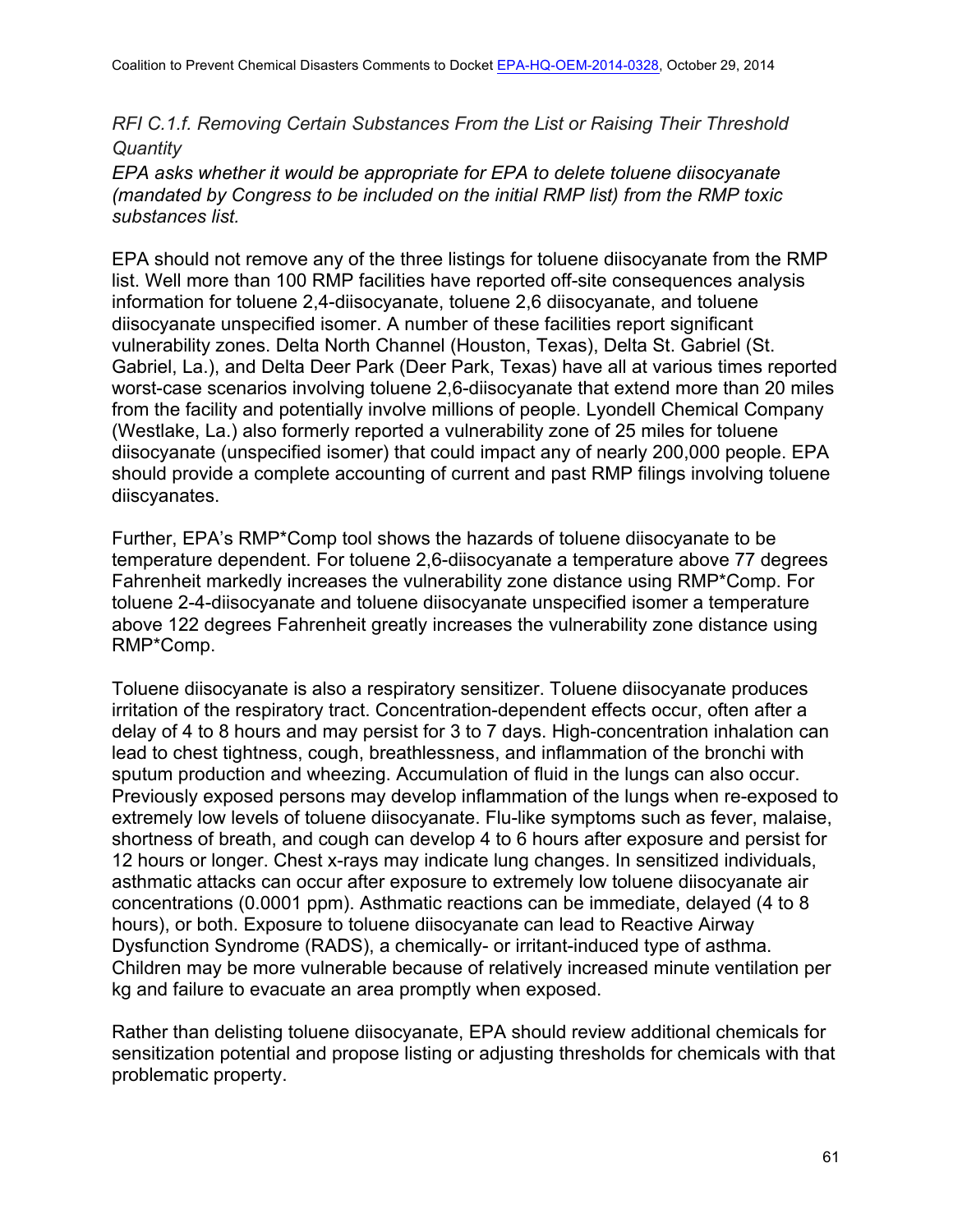*RFI C.1.f. Removing Certain Substances From the List or Raising Their Threshold Quantity*

*EPA asks whether it would be appropriate for EPA to delete toluene diisocyanate (mandated by Congress to be included on the initial RMP list) from the RMP toxic substances list.*

EPA should not remove any of the three listings for toluene diisocyanate from the RMP list. Well more than 100 RMP facilities have reported off-site consequences analysis information for toluene 2,4-diisocyanate, toluene 2,6 diisocyanate, and toluene diisocyanate unspecified isomer. A number of these facilities report significant vulnerability zones. Delta North Channel (Houston, Texas), Delta St. Gabriel (St. Gabriel, La.), and Delta Deer Park (Deer Park, Texas) have all at various times reported worst-case scenarios involving toluene 2,6-diisocyanate that extend more than 20 miles from the facility and potentially involve millions of people. Lyondell Chemical Company (Westlake, La.) also formerly reported a vulnerability zone of 25 miles for toluene diisocyanate (unspecified isomer) that could impact any of nearly 200,000 people. EPA should provide a complete accounting of current and past RMP filings involving toluene diiscyanates.

Further, EPA's RMP*Comp tool shows the hazards of toluene diisocyanate to be temperature dependent. For toluene 2,6-diisocyanate a temperature above 77 degrees Fahrenheit markedly increases the vulnerability zone distance using RMP*Comp. For toluene 2-4-diisocyanate and toluene diisocyanate unspecified isomer a temperature above 122 degrees Fahrenheit greatly increases the vulnerability zone distance using RMP*Comp.

Toluene diisocyanate is also a respiratory sensitizer. Toluene diisocyanate produces irritation of the respiratory tract. Concentration-dependent effects occur, often after a delay of 4 to 8 hours and may persist for 3 to 7 days. High-concentration inhalation can lead to chest tightness, cough, breathlessness, and inflammation of the bronchi with sputum production and wheezing. Accumulation of fluid in the lungs can also occur. Previously exposed persons may develop inflammation of the lungs when re-exposed to extremely low levels of toluene diisocyanate. Flu-like symptoms such as fever, malaise, shortness of breath, and cough can develop 4 to 6 hours after exposure and persist for 12 hours or longer. Chest x-rays may indicate lung changes. In sensitized individuals, asthmatic attacks can occur after exposure to extremely low toluene diisocyanate air concentrations (0.0001 ppm). Asthmatic reactions can be immediate, delayed (4 to 8 hours), or both. Exposure to toluene diisocyanate can lead to Reactive Airway Dysfunction Syndrome (RADS), a chemically- or irritant-induced type of asthma. Children may be more vulnerable because of relatively increased minute ventilation per kg and failure to evacuate an area promptly when exposed.

Rather than delisting toluene diisocyanate, EPA should review additional chemicals for sensitization potential and propose listing or adjusting thresholds for chemicals with that problematic property.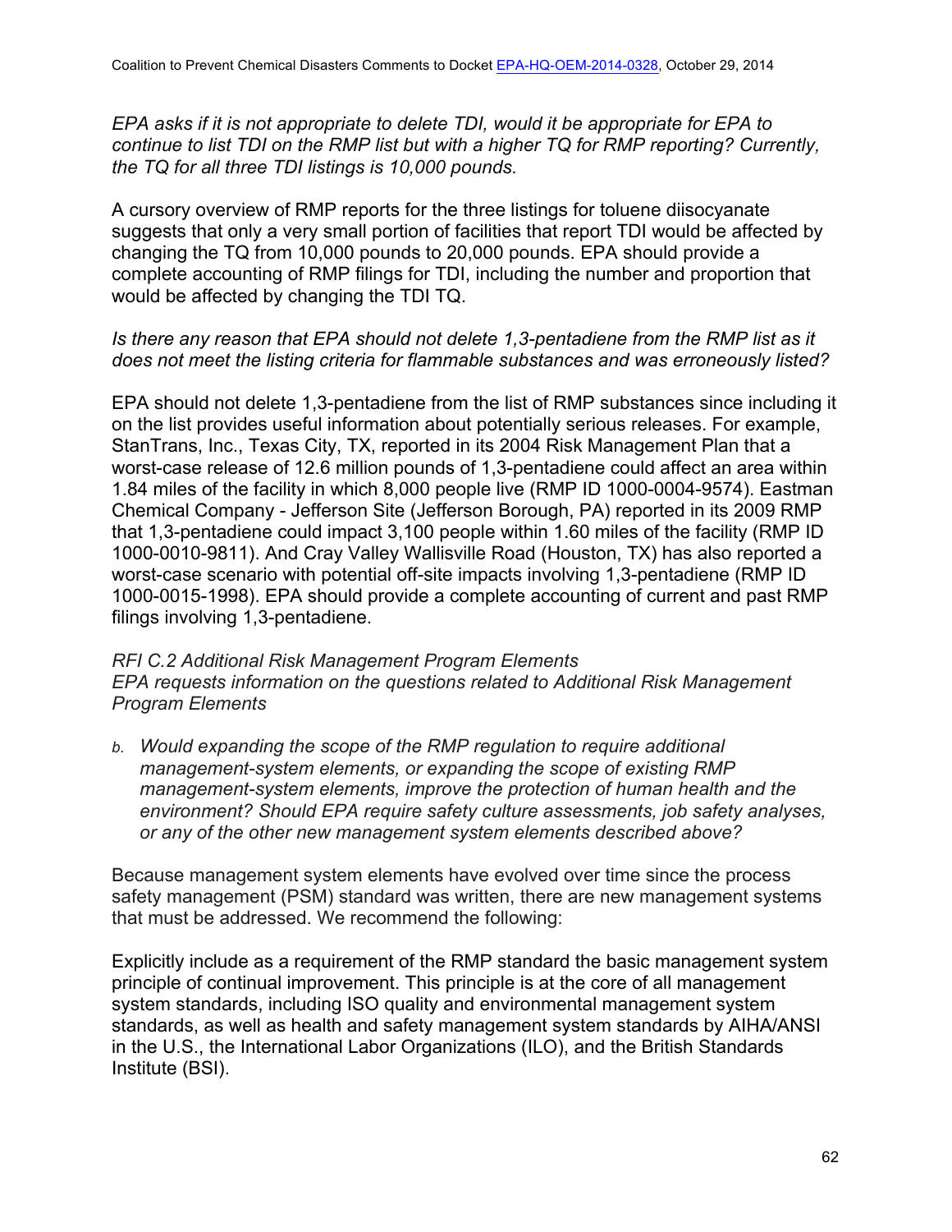*EPA asks if it is not appropriate to delete TDI, would it be appropriate for EPA to continue to list TDI on the RMP list but with a higher TQ for RMP reporting? Currently, the TQ for all three TDI listings is 10,000 pounds.*

A cursory overview of RMP reports for the three listings for toluene diisocyanate suggests that only a very small portion of facilities that report TDI would be affected by changing the TQ from 10,000 pounds to 20,000 pounds. EPA should provide a complete accounting of RMP filings for TDI, including the number and proportion that would be affected by changing the TDI TQ.

*Is there any reason that EPA should not delete 1,3-pentadiene from the RMP list as it does not meet the listing criteria for flammable substances and was erroneously listed?*

EPA should not delete 1,3-pentadiene from the list of RMP substances since including it on the list provides useful information about potentially serious releases. For example, StanTrans, Inc., Texas City, TX, reported in its 2004 Risk Management Plan that a worst-case release of 12.6 million pounds of 1,3-pentadiene could affect an area within 1.84 miles of the facility in which 8,000 people live (RMP ID 1000-0004-9574). Eastman Chemical Company - Jefferson Site (Jefferson Borough, PA) reported in its 2009 RMP that 1,3-pentadiene could impact 3,100 people within 1.60 miles of the facility (RMP ID 1000-0010-9811). And Cray Valley Wallisville Road (Houston, TX) has also reported a worst-case scenario with potential off-site impacts involving 1,3-pentadiene (RMP ID 1000-0015-1998). EPA should provide a complete accounting of current and past RMP filings involving 1,3-pentadiene.

*RFI C.2 Additional Risk Management Program Elements*
*EPA requests information on the questions related to Additional Risk Management Program Elements*

b. *Would expanding the scope of the RMP regulation to require additional management-system elements, or expanding the scope of existing RMP management-system elements, improve the protection of human health and the environment? Should EPA require safety culture assessments, job safety analyses, or any of the other new management system elements described above?*

Because management system elements have evolved over time since the process safety management (PSM) standard was written, there are new management systems that must be addressed. We recommend the following:

Explicitly include as a requirement of the RMP standard the basic management system principle of continual improvement. This principle is at the core of all management system standards, including ISO quality and environmental management system standards, as well as health and safety management system standards by AIHA/ANSI in the U.S., the International Labor Organizations (ILO), and the British Standards Institute (BSI).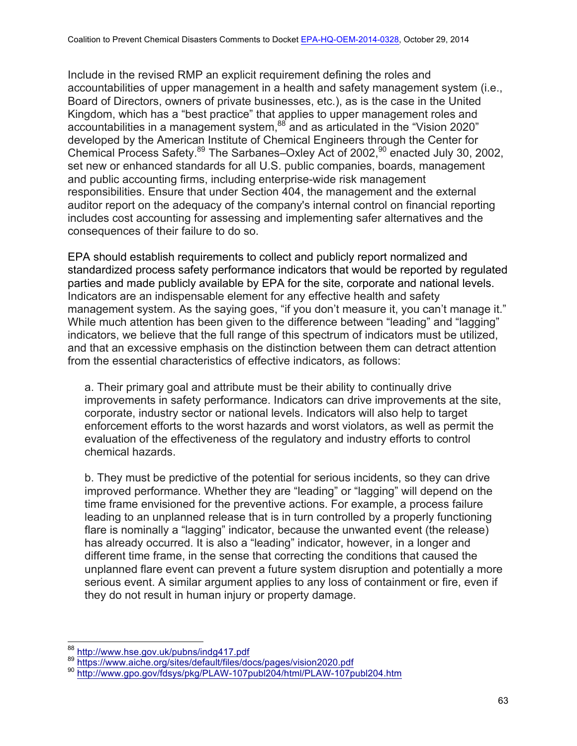Include in the revised RMP an explicit requirement defining the roles and accountabilities of upper management in a health and safety management system (i.e., Board of Directors, owners of private businesses, etc.), as is the case in the United Kingdom, which has a "best practice" that applies to upper management roles and accountabilities in a management system,[88] and as articulated in the "Vision 2020" developed by the American Institute of Chemical Engineers through the Center for Chemical Process Safety.[89] The Sarbanes–Oxley Act of 2002,[90] enacted July 30, 2002, set new or enhanced standards for all U.S. public companies, boards, management and public accounting firms, including enterprise-wide risk management responsibilities. Ensure that under Section 404, the management and the external auditor report on the adequacy of the company's internal control on financial reporting includes cost accounting for assessing and implementing safer alternatives and the consequences of their failure to do so.

EPA should establish requirements to collect and publicly report normalized and standardized process safety performance indicators that would be reported by regulated parties and made publicly available by EPA for the site, corporate and national levels. Indicators are an indispensable element for any effective health and safety management system. As the saying goes, "if you don't measure it, you can't manage it." While much attention has been given to the difference between "leading" and "lagging" indicators, we believe that the full range of this spectrum of indicators must be utilized, and that an excessive emphasis on the distinction between them can detract attention from the essential characteristics of effective indicators, as follows:

a. Their primary goal and attribute must be their ability to continually drive improvements in safety performance. Indicators can drive improvements at the site, corporate, industry sector or national levels. Indicators will also help to target enforcement efforts to the worst hazards and worst violators, as well as permit the evaluation of the effectiveness of the regulatory and industry efforts to control chemical hazards.

b. They must be predictive of the potential for serious incidents, so they can drive improved performance. Whether they are "leading" or "lagging" will depend on the time frame envisioned for the preventive actions. For example, a process failure leading to an unplanned release that is in turn controlled by a properly functioning flare is nominally a "lagging" indicator, because the unwanted event (the release) has already occurred. It is also a "leading" indicator, however, in a longer and different time frame, in the sense that correcting the conditions that caused the unplanned flare event can prevent a future system disruption and potentially a more serious event. A similar argument applies to any loss of containment or fire, even if they do not result in human injury or property damage.

---

[88] http://www.hse.gov.uk/pubns/indg417.pdf

[89] https://www.aiche.org/sites/default/files/docs/pages/vision2020.pdf

[90] http://www.gpo.gov/fdsys/pkg/PLAW-107publ204/html/PLAW-107publ204.htm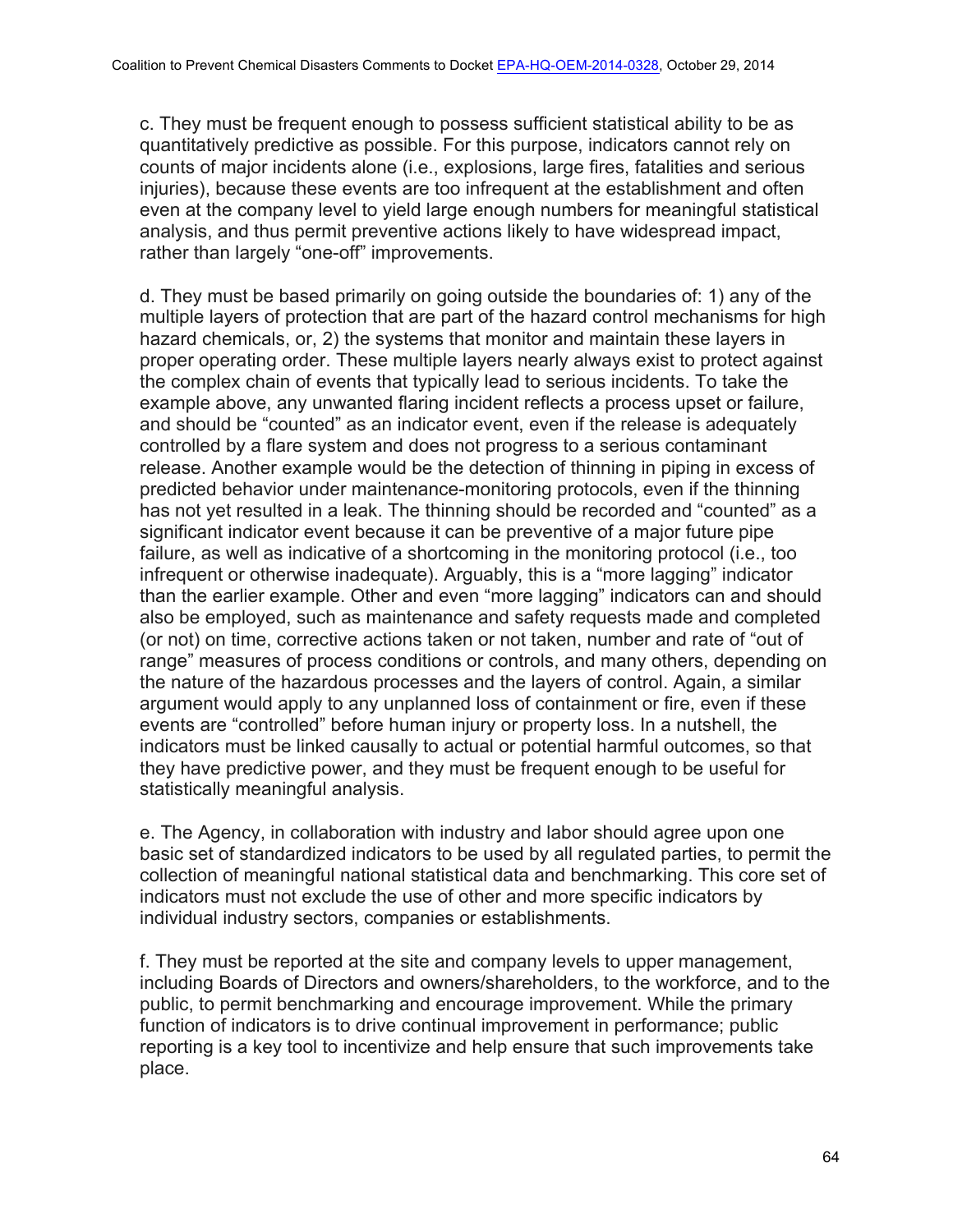c. They must be frequent enough to possess sufficient statistical ability to be as quantitatively predictive as possible. For this purpose, indicators cannot rely on counts of major incidents alone (i.e., explosions, large fires, fatalities and serious injuries), because these events are too infrequent at the establishment and often even at the company level to yield large enough numbers for meaningful statistical analysis, and thus permit preventive actions likely to have widespread impact, rather than largely “one-off” improvements.

d. They must be based primarily on going outside the boundaries of: 1) any of the multiple layers of protection that are part of the hazard control mechanisms for high hazard chemicals, or, 2) the systems that monitor and maintain these layers in proper operating order. These multiple layers nearly always exist to protect against the complex chain of events that typically lead to serious incidents. To take the example above, any unwanted flaring incident reflects a process upset or failure, and should be “counted” as an indicator event, even if the release is adequately controlled by a flare system and does not progress to a serious contaminant release. Another example would be the detection of thinning in piping in excess of predicted behavior under maintenance-monitoring protocols, even if the thinning has not yet resulted in a leak. The thinning should be recorded and “counted” as a significant indicator event because it can be preventive of a major future pipe failure, as well as indicative of a shortcoming in the monitoring protocol (i.e., too infrequent or otherwise inadequate). Arguably, this is a “more lagging” indicator than the earlier example. Other and even “more lagging” indicators can and should also be employed, such as maintenance and safety requests made and completed (or not) on time, corrective actions taken or not taken, number and rate of “out of range” measures of process conditions or controls, and many others, depending on the nature of the hazardous processes and the layers of control. Again, a similar argument would apply to any unplanned loss of containment or fire, even if these events are “controlled” before human injury or property loss. In a nutshell, the indicators must be linked causally to actual or potential harmful outcomes, so that they have predictive power, and they must be frequent enough to be useful for statistically meaningful analysis.

e. The Agency, in collaboration with industry and labor should agree upon one basic set of standardized indicators to be used by all regulated parties, to permit the collection of meaningful national statistical data and benchmarking. This core set of indicators must not exclude the use of other and more specific indicators by individual industry sectors, companies or establishments.

f. They must be reported at the site and company levels to upper management, including Boards of Directors and owners/shareholders, to the workforce, and to the public, to permit benchmarking and encourage improvement. While the primary function of indicators is to drive continual improvement in performance; public reporting is a key tool to incentivize and help ensure that such improvements take place.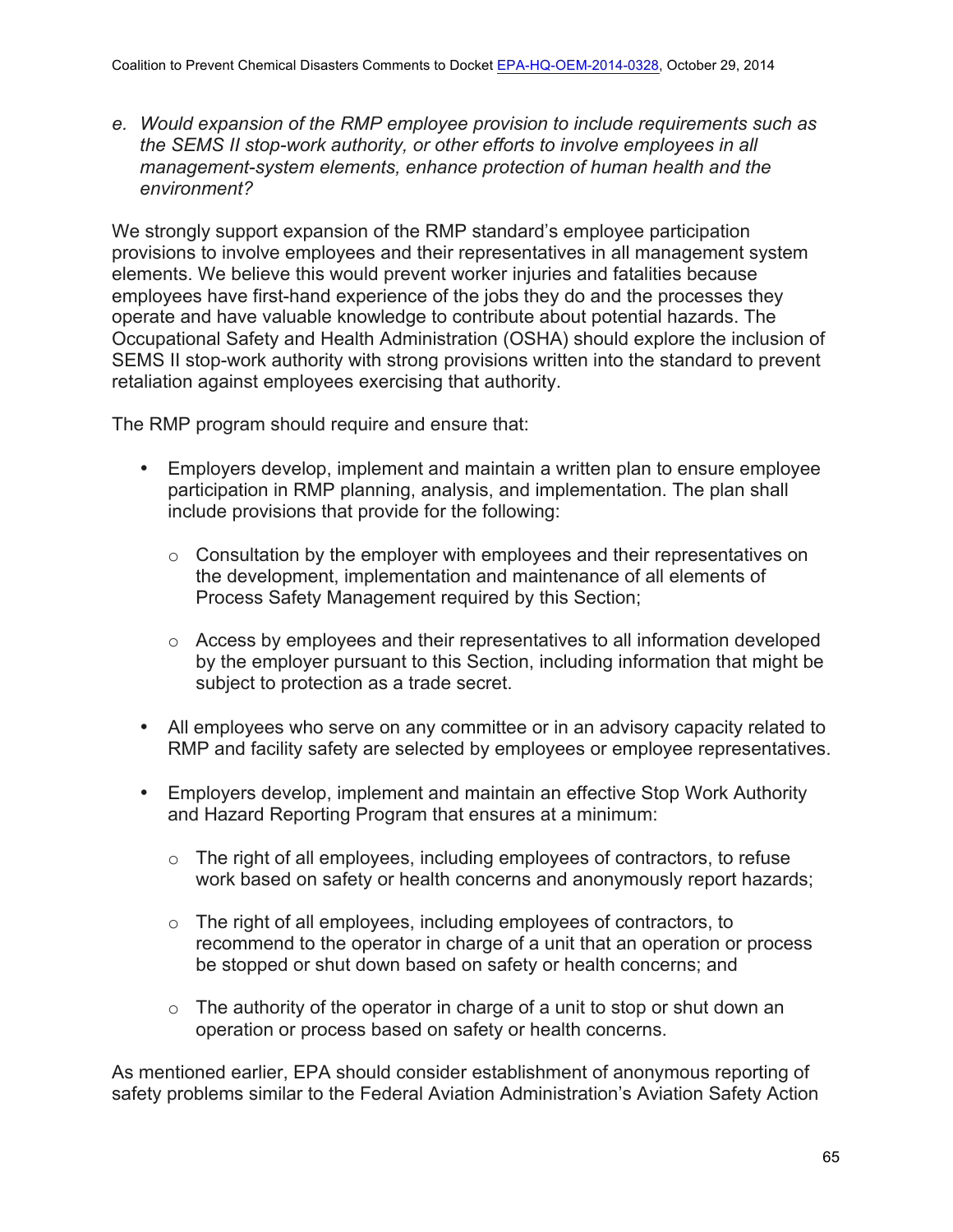*e. Would expansion of the RMP employee provision to include requirements such as the SEMS II stop-work authority, or other efforts to involve employees in all management-system elements, enhance protection of human health and the environment?*

We strongly support expansion of the RMP standard's employee participation provisions to involve employees and their representatives in all management system elements. We believe this would prevent worker injuries and fatalities because employees have first-hand experience of the jobs they do and the processes they operate and have valuable knowledge to contribute about potential hazards. The Occupational Safety and Health Administration (OSHA) should explore the inclusion of SEMS II stop-work authority with strong provisions written into the standard to prevent retaliation against employees exercising that authority.

The RMP program should require and ensure that:

- Employers develop, implement and maintain a written plan to ensure employee participation in RMP planning, analysis, and implementation. The plan shall include provisions that provide for the following:
  - Consultation by the employer with employees and their representatives on the development, implementation and maintenance of all elements of Process Safety Management required by this Section;
  - Access by employees and their representatives to all information developed by the employer pursuant to this Section, including information that might be subject to protection as a trade secret.
- All employees who serve on any committee or in an advisory capacity related to RMP and facility safety are selected by employees or employee representatives.
- Employers develop, implement and maintain an effective Stop Work Authority and Hazard Reporting Program that ensures at a minimum:
  - The right of all employees, including employees of contractors, to refuse work based on safety or health concerns and anonymously report hazards;
  - The right of all employees, including employees of contractors, to recommend to the operator in charge of a unit that an operation or process be stopped or shut down based on safety or health concerns; and
  - The authority of the operator in charge of a unit to stop or shut down an operation or process based on safety or health concerns.

As mentioned earlier, EPA should consider establishment of anonymous reporting of safety problems similar to the Federal Aviation Administration's Aviation Safety Action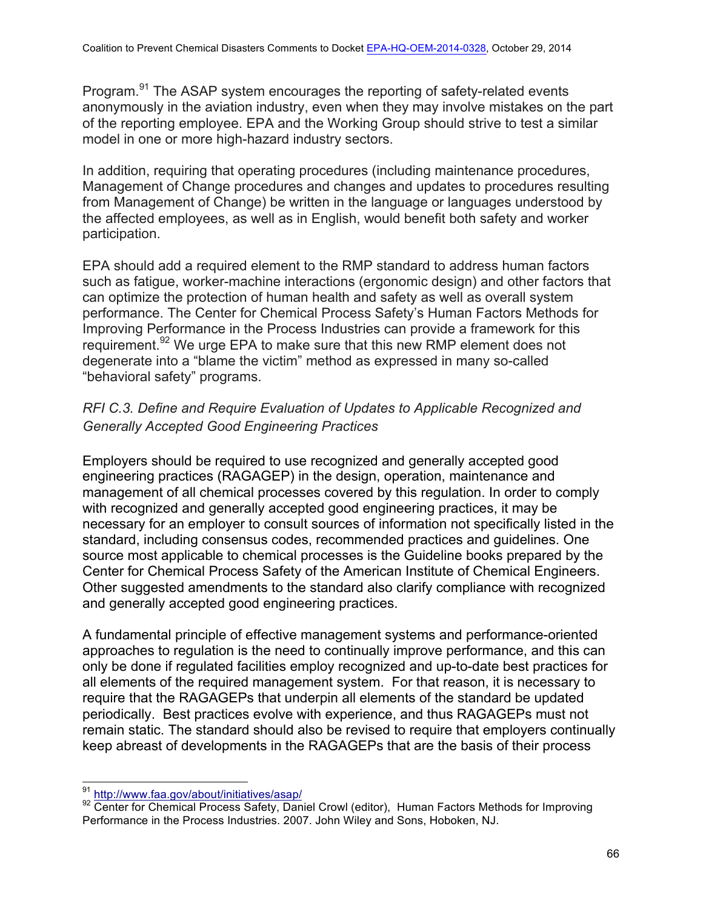Program.[91] The ASAP system encourages the reporting of safety-related events anonymously in the aviation industry, even when they may involve mistakes on the part of the reporting employee. EPA and the Working Group should strive to test a similar model in one or more high-hazard industry sectors.

In addition, requiring that operating procedures (including maintenance procedures, Management of Change procedures and changes and updates to procedures resulting from Management of Change) be written in the language or languages understood by the affected employees, as well as in English, would benefit both safety and worker participation.

EPA should add a required element to the RMP standard to address human factors such as fatigue, worker-machine interactions (ergonomic design) and other factors that can optimize the protection of human health and safety as well as overall system performance. The Center for Chemical Process Safety's Human Factors Methods for Improving Performance in the Process Industries can provide a framework for this requirement.[92] We urge EPA to make sure that this new RMP element does not degenerate into a "blame the victim" method as expressed in many so-called "behavioral safety" programs.

*RFI C.3. Define and Require Evaluation of Updates to Applicable Recognized and Generally Accepted Good Engineering Practices*

Employers should be required to use recognized and generally accepted good engineering practices (RAGAGEP) in the design, operation, maintenance and management of all chemical processes covered by this regulation. In order to comply with recognized and generally accepted good engineering practices, it may be necessary for an employer to consult sources of information not specifically listed in the standard, including consensus codes, recommended practices and guidelines. One source most applicable to chemical processes is the Guideline books prepared by the Center for Chemical Process Safety of the American Institute of Chemical Engineers. Other suggested amendments to the standard also clarify compliance with recognized and generally accepted good engineering practices.

A fundamental principle of effective management systems and performance-oriented approaches to regulation is the need to continually improve performance, and this can only be done if regulated facilities employ recognized and up-to-date best practices for all elements of the required management system. For that reason, it is necessary to require that the RAGAGEPs that underpin all elements of the standard be updated periodically. Best practices evolve with experience, and thus RAGAGEPs must not remain static. The standard should also be revised to require that employers continually keep abreast of developments in the RAGAGEPs that are the basis of their process

[91] http://www.faa.gov/about/initiatives/asap/

[92] Center for Chemical Process Safety, Daniel Crowl (editor), Human Factors Methods for Improving Performance in the Process Industries. 2007. John Wiley and Sons, Hoboken, NJ.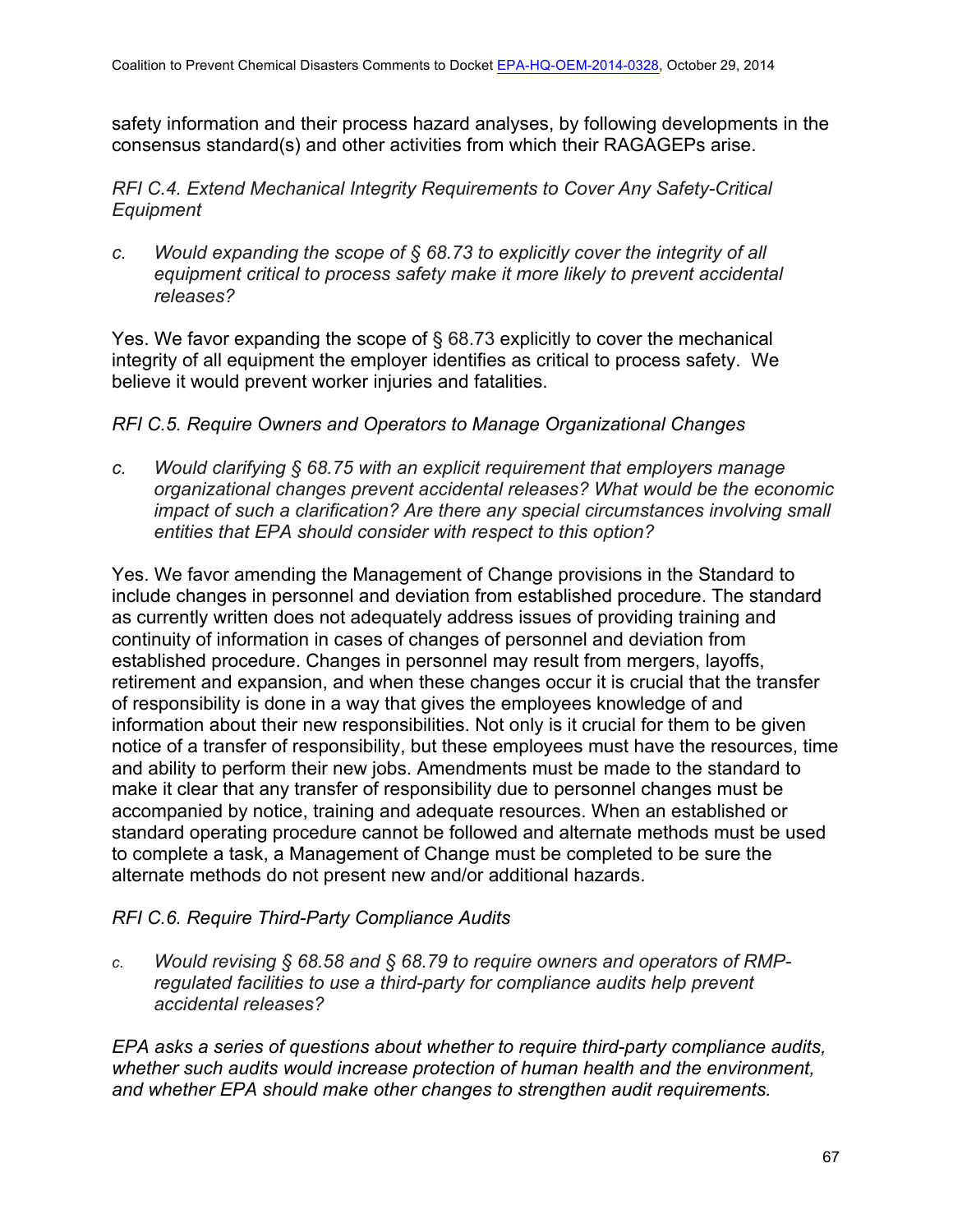safety information and their process hazard analyses, by following developments in the consensus standard(s) and other activities from which their RAGAGEPs arise.

*RFI C.4. Extend Mechanical Integrity Requirements to Cover Any Safety-Critical Equipment*

c. *Would expanding the scope of § 68.73 to explicitly cover the integrity of all equipment critical to process safety make it more likely to prevent accidental releases?*

Yes. We favor expanding the scope of § 68.73 explicitly to cover the mechanical integrity of all equipment the employer identifies as critical to process safety. We believe it would prevent worker injuries and fatalities.

*RFI C.5. Require Owners and Operators to Manage Organizational Changes*

c. *Would clarifying § 68.75 with an explicit requirement that employers manage organizational changes prevent accidental releases? What would be the economic impact of such a clarification? Are there any special circumstances involving small entities that EPA should consider with respect to this option?*

Yes. We favor amending the Management of Change provisions in the Standard to include changes in personnel and deviation from established procedure. The standard as currently written does not adequately address issues of providing training and continuity of information in cases of changes of personnel and deviation from established procedure. Changes in personnel may result from mergers, layoffs, retirement and expansion, and when these changes occur it is crucial that the transfer of responsibility is done in a way that gives the employees knowledge of and information about their new responsibilities. Not only is it crucial for them to be given notice of a transfer of responsibility, but these employees must have the resources, time and ability to perform their new jobs. Amendments must be made to the standard to make it clear that any transfer of responsibility due to personnel changes must be accompanied by notice, training and adequate resources. When an established or standard operating procedure cannot be followed and alternate methods must be used to complete a task, a Management of Change must be completed to be sure the alternate methods do not present new and/or additional hazards.

*RFI C.6. Require Third-Party Compliance Audits*

c. *Would revising § 68.58 and § 68.79 to require owners and operators of RMP-regulated facilities to use a third-party for compliance audits help prevent accidental releases?*

*EPA asks a series of questions about whether to require third-party compliance audits, whether such audits would increase protection of human health and the environment, and whether EPA should make other changes to strengthen audit requirements.*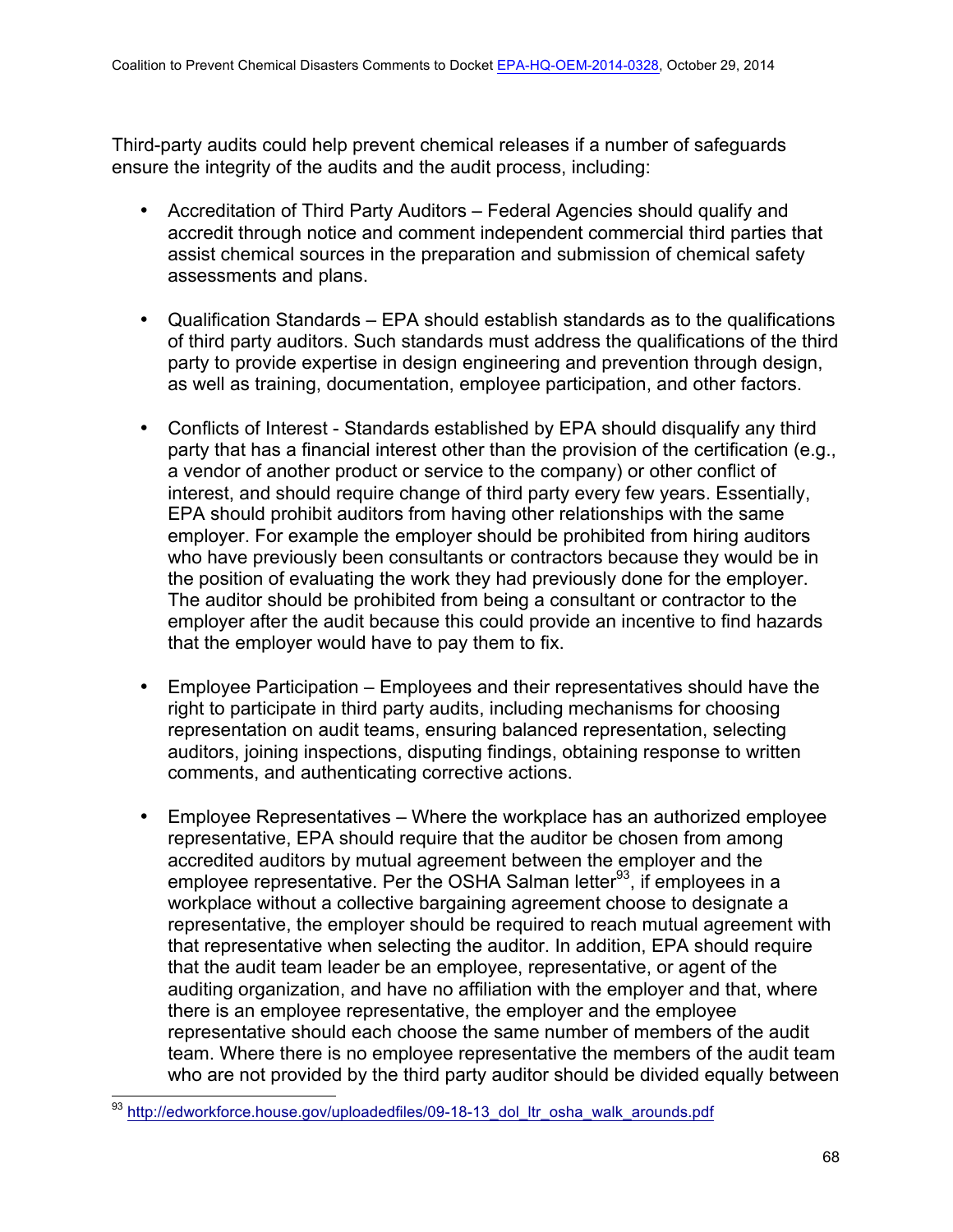Third-party audits could help prevent chemical releases if a number of safeguards ensure the integrity of the audits and the audit process, including:

- Accreditation of Third Party Auditors – Federal Agencies should qualify and accredit through notice and comment independent commercial third parties that assist chemical sources in the preparation and submission of chemical safety assessments and plans.

- Qualification Standards – EPA should establish standards as to the qualifications of third party auditors. Such standards must address the qualifications of the third party to provide expertise in design engineering and prevention through design, as well as training, documentation, employee participation, and other factors.

- Conflicts of Interest - Standards established by EPA should disqualify any third party that has a financial interest other than the provision of the certification (e.g., a vendor of another product or service to the company) or other conflict of interest, and should require change of third party every few years. Essentially, EPA should prohibit auditors from having other relationships with the same employer. For example the employer should be prohibited from hiring auditors who have previously been consultants or contractors because they would be in the position of evaluating the work they had previously done for the employer. The auditor should be prohibited from being a consultant or contractor to the employer after the audit because this could provide an incentive to find hazards that the employer would have to pay them to fix.

- Employee Participation – Employees and their representatives should have the right to participate in third party audits, including mechanisms for choosing representation on audit teams, ensuring balanced representation, selecting auditors, joining inspections, disputing findings, obtaining response to written comments, and authenticating corrective actions.

- Employee Representatives – Where the workplace has an authorized employee representative, EPA should require that the auditor be chosen from among accredited auditors by mutual agreement between the employer and the employee representative. Per the OSHA Salman letter[93], if employees in a workplace without a collective bargaining agreement choose to designate a representative, the employer should be required to reach mutual agreement with that representative when selecting the auditor. In addition, EPA should require that the audit team leader be an employee, representative, or agent of the auditing organization, and have no affiliation with the employer and that, where there is an employee representative, the employer and the employee representative should each choose the same number of members of the audit team. Where there is no employee representative the members of the audit team who are not provided by the third party auditor should be divided equally between

[93] http://edworkforce.house.gov/uploadedfiles/09-18-13_dol_ltr_osha_walk_arounds.pdf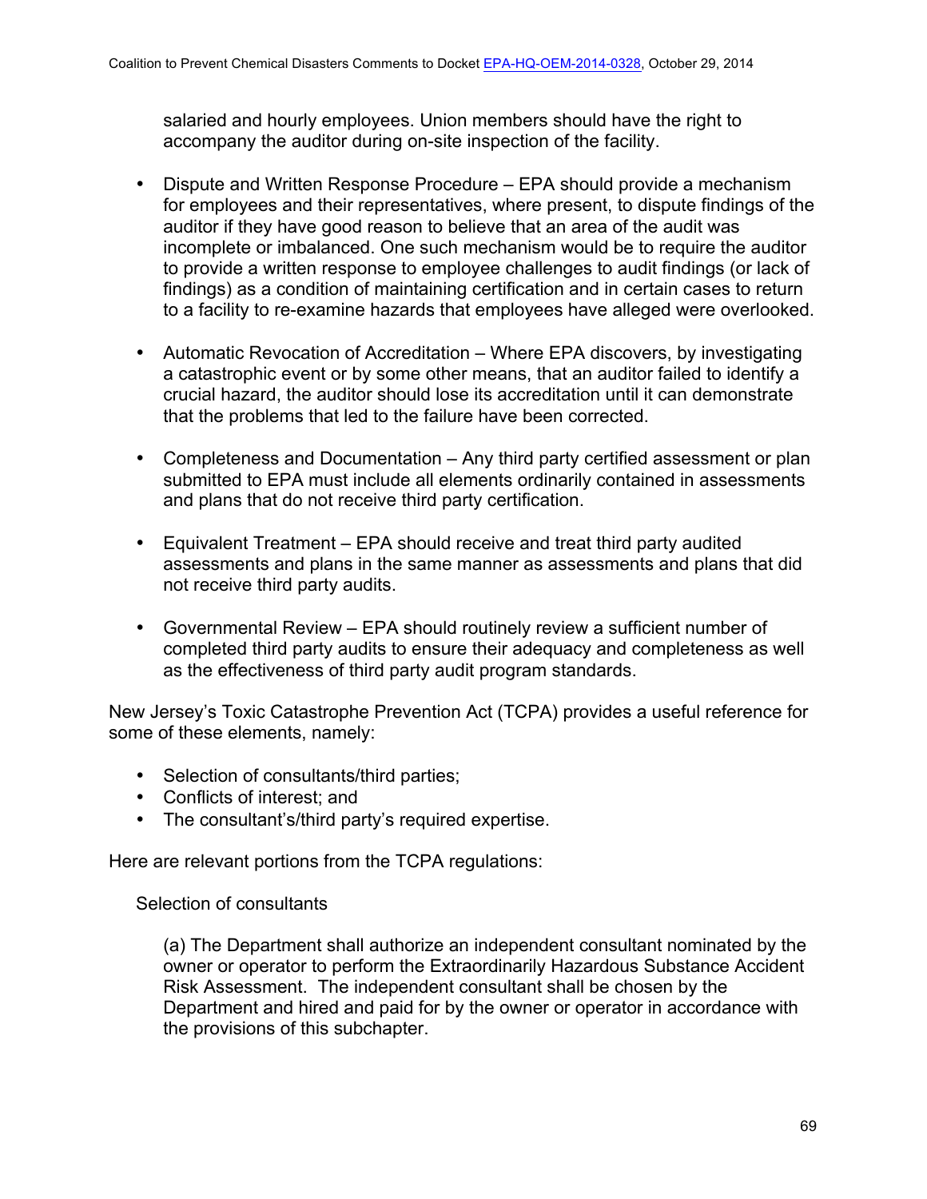salaried and hourly employees. Union members should have the right to accompany the auditor during on-site inspection of the facility.

- Dispute and Written Response Procedure – EPA should provide a mechanism for employees and their representatives, where present, to dispute findings of the auditor if they have good reason to believe that an area of the audit was incomplete or imbalanced. One such mechanism would be to require the auditor to provide a written response to employee challenges to audit findings (or lack of findings) as a condition of maintaining certification and in certain cases to return to a facility to re-examine hazards that employees have alleged were overlooked.

- Automatic Revocation of Accreditation – Where EPA discovers, by investigating a catastrophic event or by some other means, that an auditor failed to identify a crucial hazard, the auditor should lose its accreditation until it can demonstrate that the problems that led to the failure have been corrected.

- Completeness and Documentation – Any third party certified assessment or plan submitted to EPA must include all elements ordinarily contained in assessments and plans that do not receive third party certification.

- Equivalent Treatment – EPA should receive and treat third party audited assessments and plans in the same manner as assessments and plans that did not receive third party audits.

- Governmental Review – EPA should routinely review a sufficient number of completed third party audits to ensure their adequacy and completeness as well as the effectiveness of third party audit program standards.

New Jersey's Toxic Catastrophe Prevention Act (TCPA) provides a useful reference for some of these elements, namely:

- Selection of consultants/third parties;
- Conflicts of interest; and
- The consultant's/third party's required expertise.

Here are relevant portions from the TCPA regulations:

Selection of consultants

(a) The Department shall authorize an independent consultant nominated by the owner or operator to perform the Extraordinarily Hazardous Substance Accident Risk Assessment. The independent consultant shall be chosen by the Department and hired and paid for by the owner or operator in accordance with the provisions of this subchapter.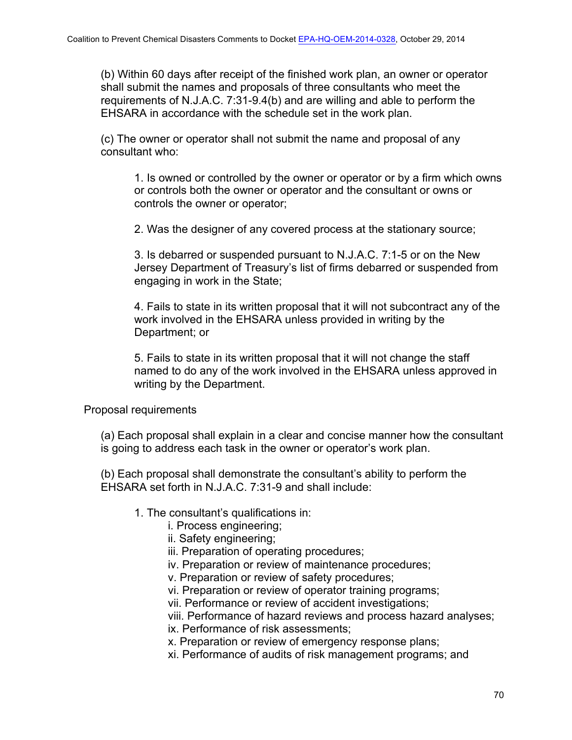(b) Within 60 days after receipt of the finished work plan, an owner or operator shall submit the names and proposals of three consultants who meet the requirements of N.J.A.C. 7:31-9.4(b) and are willing and able to perform the EHSARA in accordance with the schedule set in the work plan.

(c) The owner or operator shall not submit the name and proposal of any consultant who:

1. Is owned or controlled by the owner or operator or by a firm which owns or controls both the owner or operator and the consultant or owns or controls the owner or operator;

2. Was the designer of any covered process at the stationary source;

3. Is debarred or suspended pursuant to N.J.A.C. 7:1-5 or on the New Jersey Department of Treasury's list of firms debarred or suspended from engaging in work in the State;

4. Fails to state in its written proposal that it will not subcontract any of the work involved in the EHSARA unless provided in writing by the Department; or

5. Fails to state in its written proposal that it will not change the staff named to do any of the work involved in the EHSARA unless approved in writing by the Department.

Proposal requirements

(a) Each proposal shall explain in a clear and concise manner how the consultant is going to address each task in the owner or operator's work plan.

(b) Each proposal shall demonstrate the consultant's ability to perform the EHSARA set forth in N.J.A.C. 7:31-9 and shall include:

1. The consultant's qualifications in:
    - i. Process engineering;
    - ii. Safety engineering;
    - iii. Preparation of operating procedures;
    - iv. Preparation or review of maintenance procedures;
    - v. Preparation or review of safety procedures;
    - vi. Preparation or review of operator training programs;
    - vii. Performance or review of accident investigations;
    - viii. Performance of hazard reviews and process hazard analyses;
    - ix. Performance of risk assessments;
    - x. Preparation or review of emergency response plans;
    - xi. Performance of audits of risk management programs; and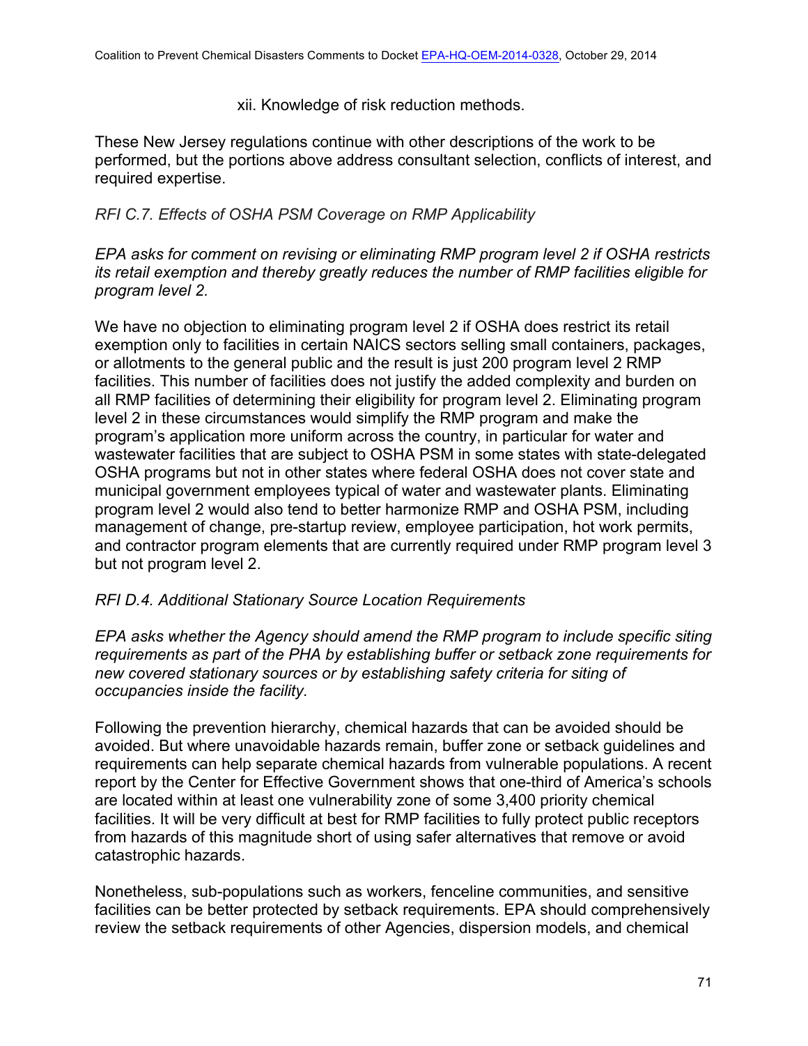xii. Knowledge of risk reduction methods.

These New Jersey regulations continue with other descriptions of the work to be performed, but the portions above address consultant selection, conflicts of interest, and required expertise.

*RFI C.7. Effects of OSHA PSM Coverage on RMP Applicability*

*EPA asks for comment on revising or eliminating RMP program level 2 if OSHA restricts its retail exemption and thereby greatly reduces the number of RMP facilities eligible for program level 2.*

We have no objection to eliminating program level 2 if OSHA does restrict its retail exemption only to facilities in certain NAICS sectors selling small containers, packages, or allotments to the general public and the result is just 200 program level 2 RMP facilities. This number of facilities does not justify the added complexity and burden on all RMP facilities of determining their eligibility for program level 2. Eliminating program level 2 in these circumstances would simplify the RMP program and make the program's application more uniform across the country, in particular for water and wastewater facilities that are subject to OSHA PSM in some states with state-delegated OSHA programs but not in other states where federal OSHA does not cover state and municipal government employees typical of water and wastewater plants. Eliminating program level 2 would also tend to better harmonize RMP and OSHA PSM, including management of change, pre-startup review, employee participation, hot work permits, and contractor program elements that are currently required under RMP program level 3 but not program level 2.

*RFI D.4. Additional Stationary Source Location Requirements*

*EPA asks whether the Agency should amend the RMP program to include specific siting requirements as part of the PHA by establishing buffer or setback zone requirements for new covered stationary sources or by establishing safety criteria for siting of occupancies inside the facility.*

Following the prevention hierarchy, chemical hazards that can be avoided should be avoided. But where unavoidable hazards remain, buffer zone or setback guidelines and requirements can help separate chemical hazards from vulnerable populations. A recent report by the Center for Effective Government shows that one-third of America's schools are located within at least one vulnerability zone of some 3,400 priority chemical facilities. It will be very difficult at best for RMP facilities to fully protect public receptors from hazards of this magnitude short of using safer alternatives that remove or avoid catastrophic hazards.

Nonetheless, sub-populations such as workers, fenceline communities, and sensitive facilities can be better protected by setback requirements. EPA should comprehensively review the setback requirements of other Agencies, dispersion models, and chemical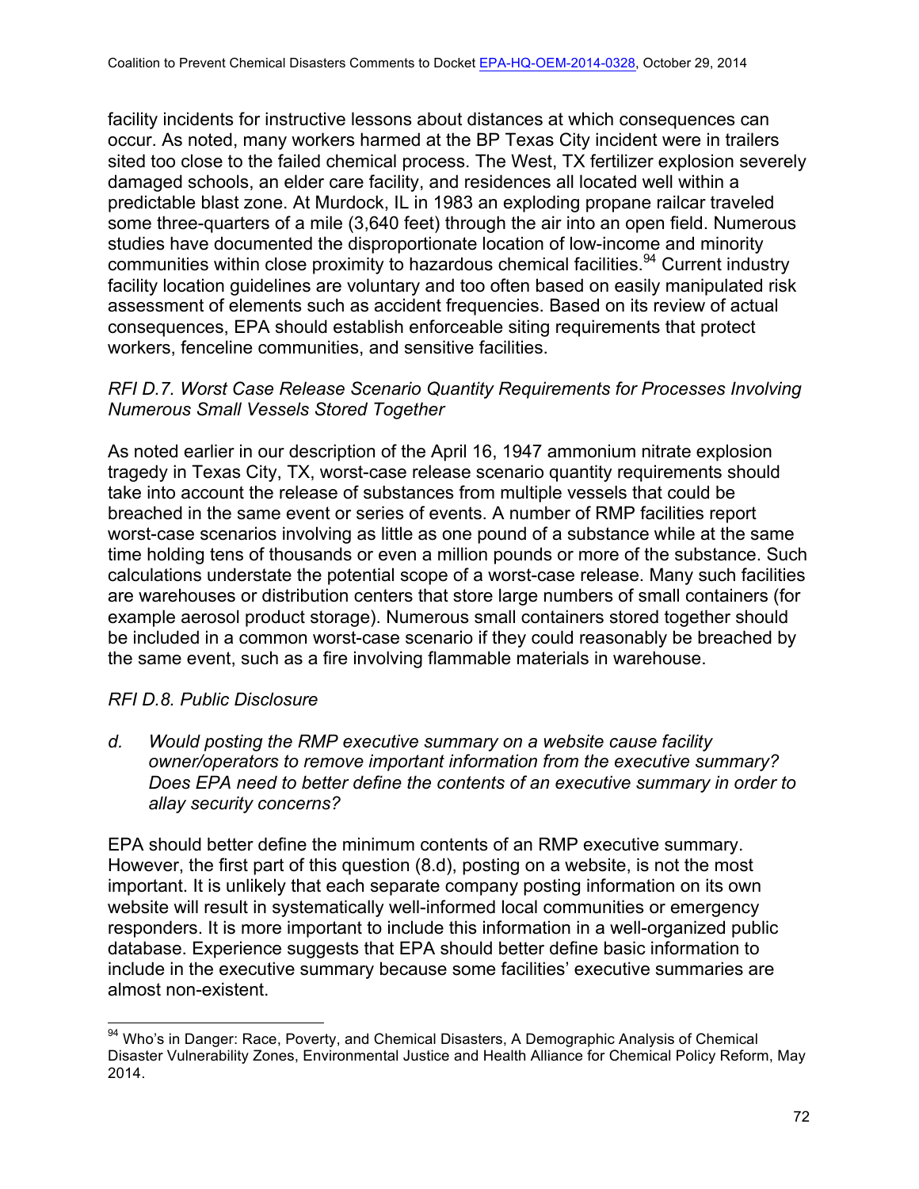facility incidents for instructive lessons about distances at which consequences can occur. As noted, many workers harmed at the BP Texas City incident were in trailers sited too close to the failed chemical process. The West, TX fertilizer explosion severely damaged schools, an elder care facility, and residences all located well within a predictable blast zone. At Murdock, IL in 1983 an exploding propane railcar traveled some three-quarters of a mile (3,640 feet) through the air into an open field. Numerous studies have documented the disproportionate location of low-income and minority communities within close proximity to hazardous chemical facilities.[94] Current industry facility location guidelines are voluntary and too often based on easily manipulated risk assessment of elements such as accident frequencies. Based on its review of actual consequences, EPA should establish enforceable siting requirements that protect workers, fenceline communities, and sensitive facilities.

*RFI D.7. Worst Case Release Scenario Quantity Requirements for Processes Involving Numerous Small Vessels Stored Together*

As noted earlier in our description of the April 16, 1947 ammonium nitrate explosion tragedy in Texas City, TX, worst-case release scenario quantity requirements should take into account the release of substances from multiple vessels that could be breached in the same event or series of events. A number of RMP facilities report worst-case scenarios involving as little as one pound of a substance while at the same time holding tens of thousands or even a million pounds or more of the substance. Such calculations understate the potential scope of a worst-case release. Many such facilities are warehouses or distribution centers that store large numbers of small containers (for example aerosol product storage). Numerous small containers stored together should be included in a common worst-case scenario if they could reasonably be breached by the same event, such as a fire involving flammable materials in warehouse.

*RFI D.8. Public Disclosure*

*d. Would posting the RMP executive summary on a website cause facility owner/operators to remove important information from the executive summary? Does EPA need to better define the contents of an executive summary in order to allay security concerns?*

EPA should better define the minimum contents of an RMP executive summary. However, the first part of this question (8.d), posting on a website, is not the most important. It is unlikely that each separate company posting information on its own website will result in systematically well-informed local communities or emergency responders. It is more important to include this information in a well-organized public database. Experience suggests that EPA should better define basic information to include in the executive summary because some facilities' executive summaries are almost non-existent.

---

[94] Who's in Danger: Race, Poverty, and Chemical Disasters, A Demographic Analysis of Chemical Disaster Vulnerability Zones, Environmental Justice and Health Alliance for Chemical Policy Reform, May 2014.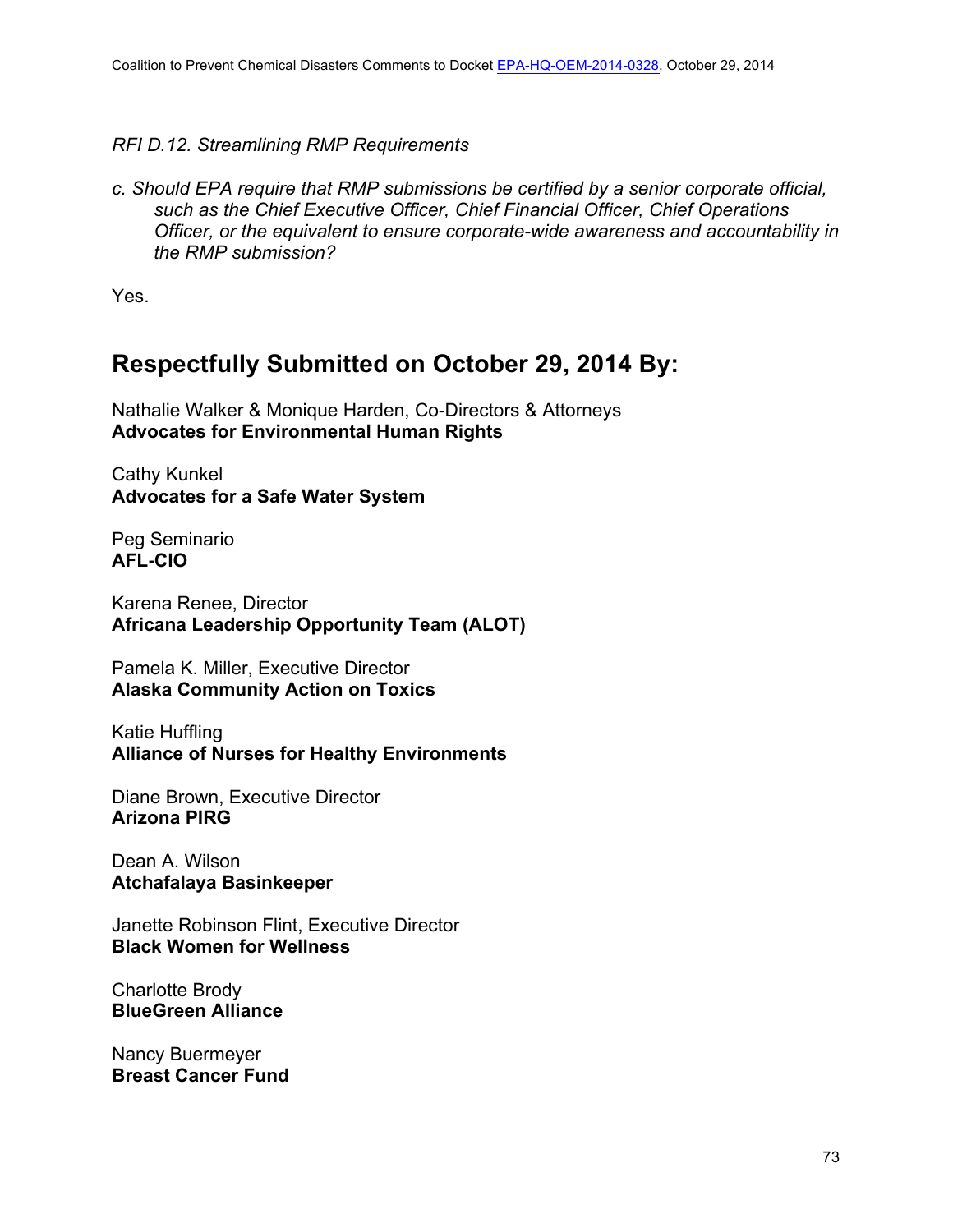*RFI D.12. Streamlining RMP Requirements*

*c. Should EPA require that RMP submissions be certified by a senior corporate official, such as the Chief Executive Officer, Chief Financial Officer, Chief Operations Officer, or the equivalent to ensure corporate-wide awareness and accountability in the RMP submission?*

Yes.

## Respectfully Submitted on October 29, 2014 By:

Nathalie Walker & Monique Harden, Co-Directors & Attorneys
**Advocates for Environmental Human Rights**

Cathy Kunkel
**Advocates for a Safe Water System**

Peg Seminario
**AFL-CIO**

Karena Renee, Director
**Africana Leadership Opportunity Team (ALOT)**

Pamela K. Miller, Executive Director
**Alaska Community Action on Toxics**

Katie Huffling
**Alliance of Nurses for Healthy Environments**

Diane Brown, Executive Director
**Arizona PIRG**

Dean A. Wilson
**Atchafalaya Basinkeeper**

Janette Robinson Flint, Executive Director
**Black Women for Wellness**

Charlotte Brody
**BlueGreen Alliance**

Nancy Buermeyer
**Breast Cancer Fund**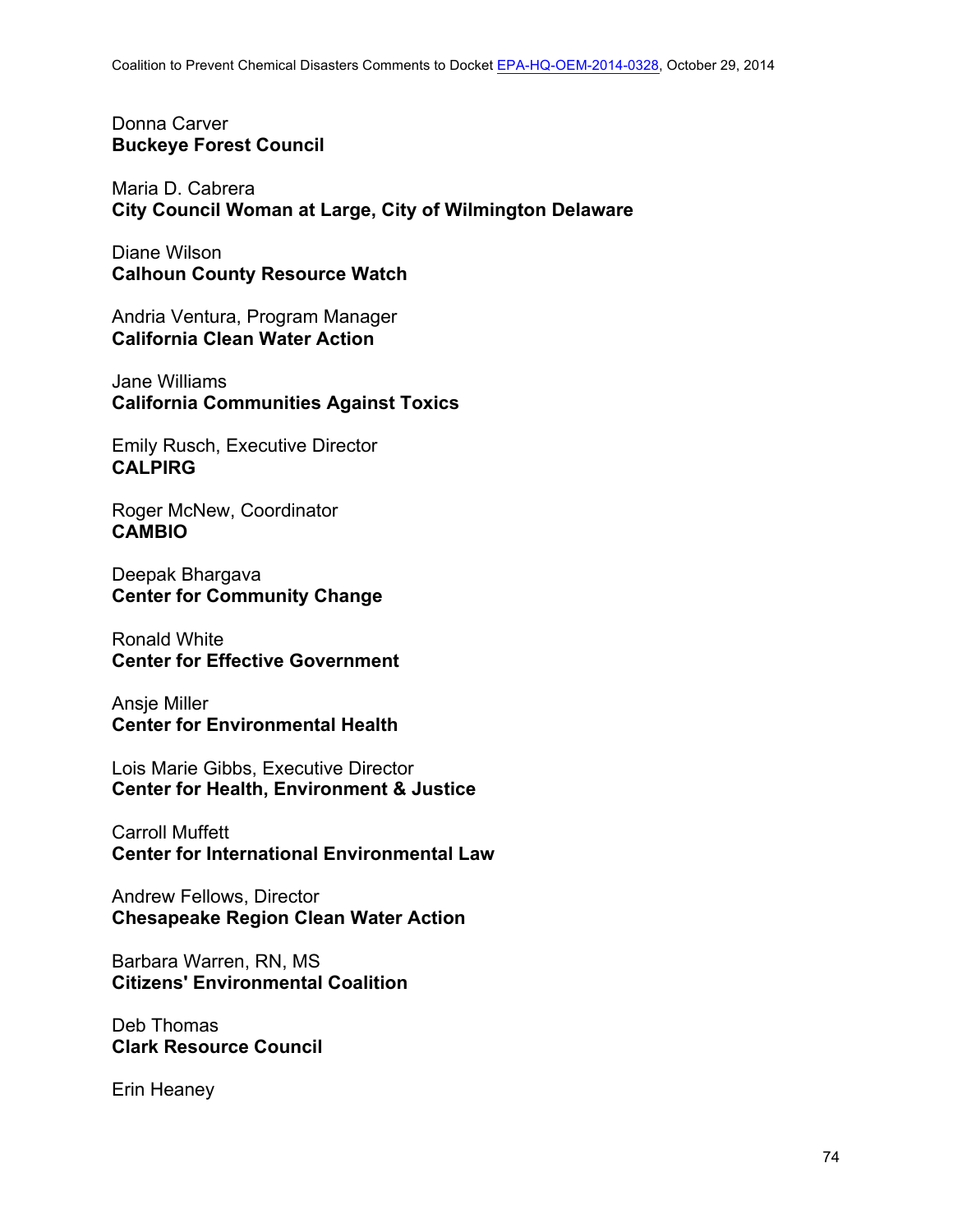Donna Carver
**Buckeye Forest Council**

Maria D. Cabrera
**City Council Woman at Large, City of Wilmington Delaware**

Diane Wilson
**Calhoun County Resource Watch**

Andria Ventura, Program Manager
**California Clean Water Action**

Jane Williams
**California Communities Against Toxics**

Emily Rusch, Executive Director
**CALPIRG**

Roger McNew, Coordinator
**CAMBIO**

Deepak Bhargava
**Center for Community Change**

Ronald White
**Center for Effective Government**

Ansje Miller
**Center for Environmental Health**

Lois Marie Gibbs, Executive Director
**Center for Health, Environment & Justice**

Carroll Muffett
**Center for International Environmental Law**

Andrew Fellows, Director
**Chesapeake Region Clean Water Action**

Barbara Warren, RN, MS
**Citizens' Environmental Coalition**

Deb Thomas
**Clark Resource Council**

Erin Heaney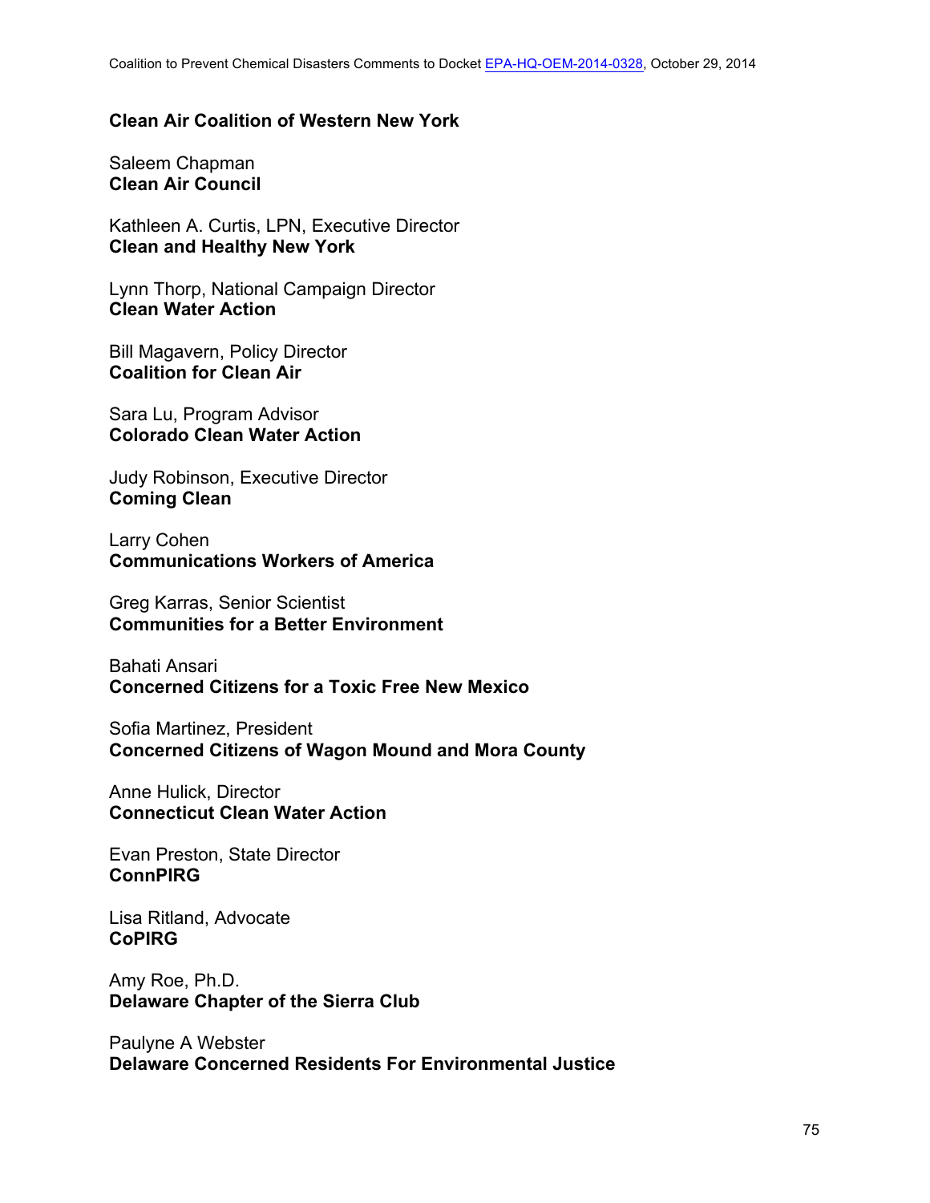**Clean Air Coalition of Western New York**

Saleem Chapman
**Clean Air Council**

Kathleen A. Curtis, LPN, Executive Director
**Clean and Healthy New York**

Lynn Thorp, National Campaign Director
**Clean Water Action**

Bill Magavern, Policy Director
**Coalition for Clean Air**

Sara Lu, Program Advisor
**Colorado Clean Water Action**

Judy Robinson, Executive Director
**Coming Clean**

Larry Cohen
**Communications Workers of America**

Greg Karras, Senior Scientist
**Communities for a Better Environment**

Bahati Ansari
**Concerned Citizens for a Toxic Free New Mexico**

Sofia Martinez, President
**Concerned Citizens of Wagon Mound and Mora County**

Anne Hulick, Director
**Connecticut Clean Water Action**

Evan Preston, State Director
**ConnPIRG**

Lisa Ritland, Advocate
**CoPIRG**

Amy Roe, Ph.D.
**Delaware Chapter of the Sierra Club**

Paulyne A Webster
**Delaware Concerned Residents For Environmental Justice**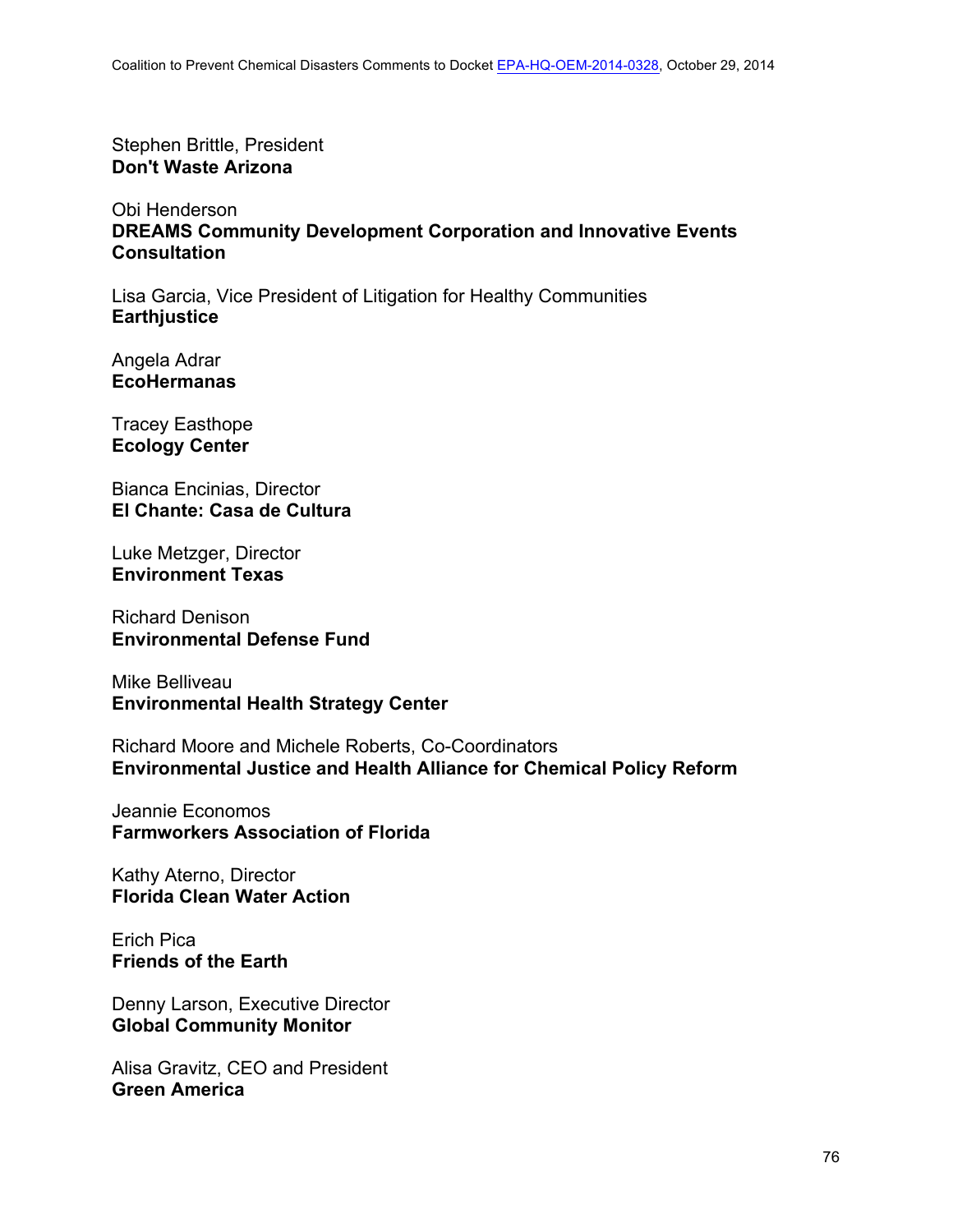Stephen Brittle, President
**Don't Waste Arizona**

Obi Henderson
**DREAMS Community Development Corporation and Innovative Events Consultation**

Lisa Garcia, Vice President of Litigation for Healthy Communities
**Earthjustice**

Angela Adrar
**EcoHermanas**

Tracey Easthope
**Ecology Center**

Bianca Encinias, Director
**El Chante: Casa de Cultura**

Luke Metzger, Director
**Environment Texas**

Richard Denison
**Environmental Defense Fund**

Mike Belliveau
**Environmental Health Strategy Center**

Richard Moore and Michele Roberts, Co-Coordinators
**Environmental Justice and Health Alliance for Chemical Policy Reform**

Jeannie Economos
**Farmworkers Association of Florida**

Kathy Aterno, Director
**Florida Clean Water Action**

Erich Pica
**Friends of the Earth**

Denny Larson, Executive Director
**Global Community Monitor**

Alisa Gravitz, CEO and President
**Green America**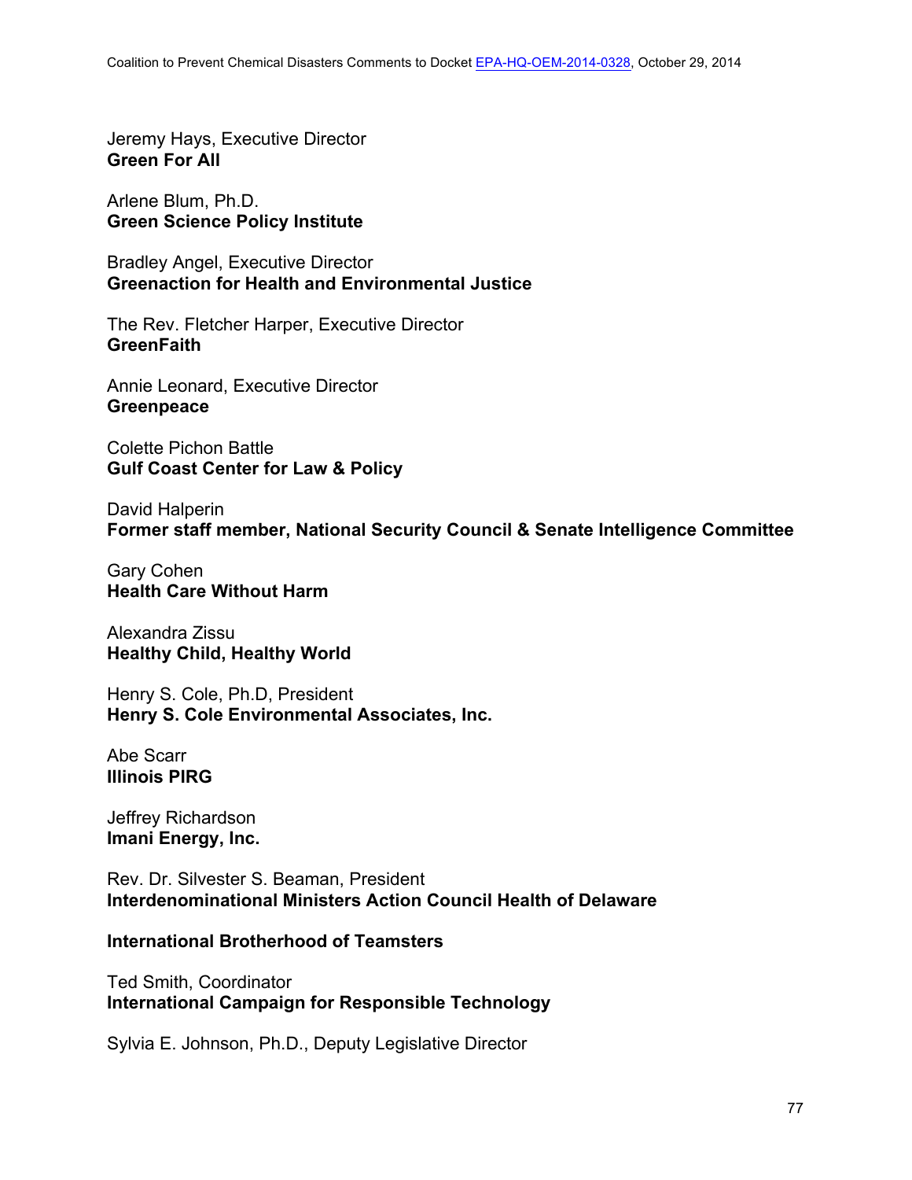Jeremy Hays, Executive Director
**Green For All**

Arlene Blum, Ph.D.
**Green Science Policy Institute**

Bradley Angel, Executive Director
**Greenaction for Health and Environmental Justice**

The Rev. Fletcher Harper, Executive Director
**GreenFaith**

Annie Leonard, Executive Director
**Greenpeace**

Colette Pichon Battle
**Gulf Coast Center for Law & Policy**

David Halperin
**Former staff member, National Security Council & Senate Intelligence Committee**

Gary Cohen
**Health Care Without Harm**

Alexandra Zissu
**Healthy Child, Healthy World**

Henry S. Cole, Ph.D, President
**Henry S. Cole Environmental Associates, Inc.**

Abe Scarr
**Illinois PIRG**

Jeffrey Richardson
**Imani Energy, Inc.**

Rev. Dr. Silvester S. Beaman, President
**Interdenominational Ministers Action Council Health of Delaware**

**International Brotherhood of Teamsters**

Ted Smith, Coordinator
**International Campaign for Responsible Technology**

Sylvia E. Johnson, Ph.D., Deputy Legislative Director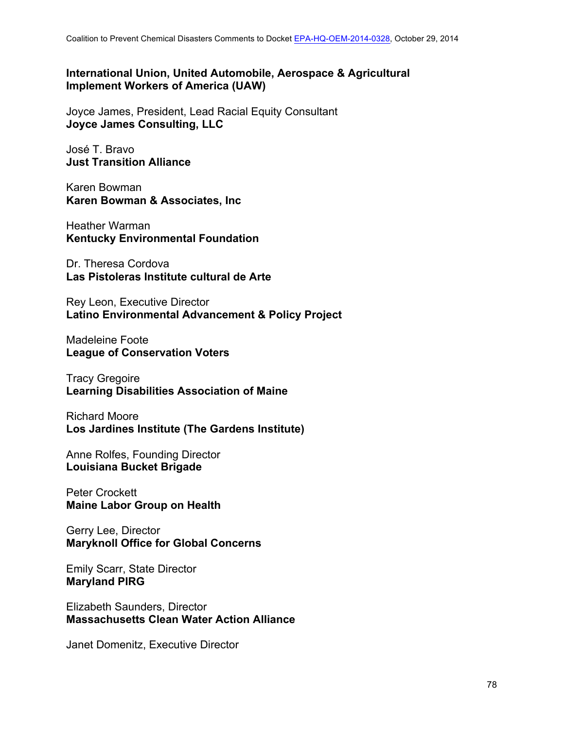**International Union, United Automobile, Aerospace & Agricultural Implement Workers of America (UAW)**

Joyce James, President, Lead Racial Equity Consultant
**Joyce James Consulting, LLC**

José T. Bravo
**Just Transition Alliance**

Karen Bowman
**Karen Bowman & Associates, Inc**

Heather Warman
**Kentucky Environmental Foundation**

Dr. Theresa Cordova
**Las Pistoleras Institute cultural de Arte**

Rey Leon, Executive Director
**Latino Environmental Advancement & Policy Project**

Madeleine Foote
**League of Conservation Voters**

Tracy Gregoire
**Learning Disabilities Association of Maine**

Richard Moore
**Los Jardines Institute (The Gardens Institute)**

Anne Rolfes, Founding Director
**Louisiana Bucket Brigade**

Peter Crockett
**Maine Labor Group on Health**

Gerry Lee, Director
**Maryknoll Office for Global Concerns**

Emily Scarr, State Director
**Maryland PIRG**

Elizabeth Saunders, Director
**Massachusetts Clean Water Action Alliance**

Janet Domenitz, Executive Director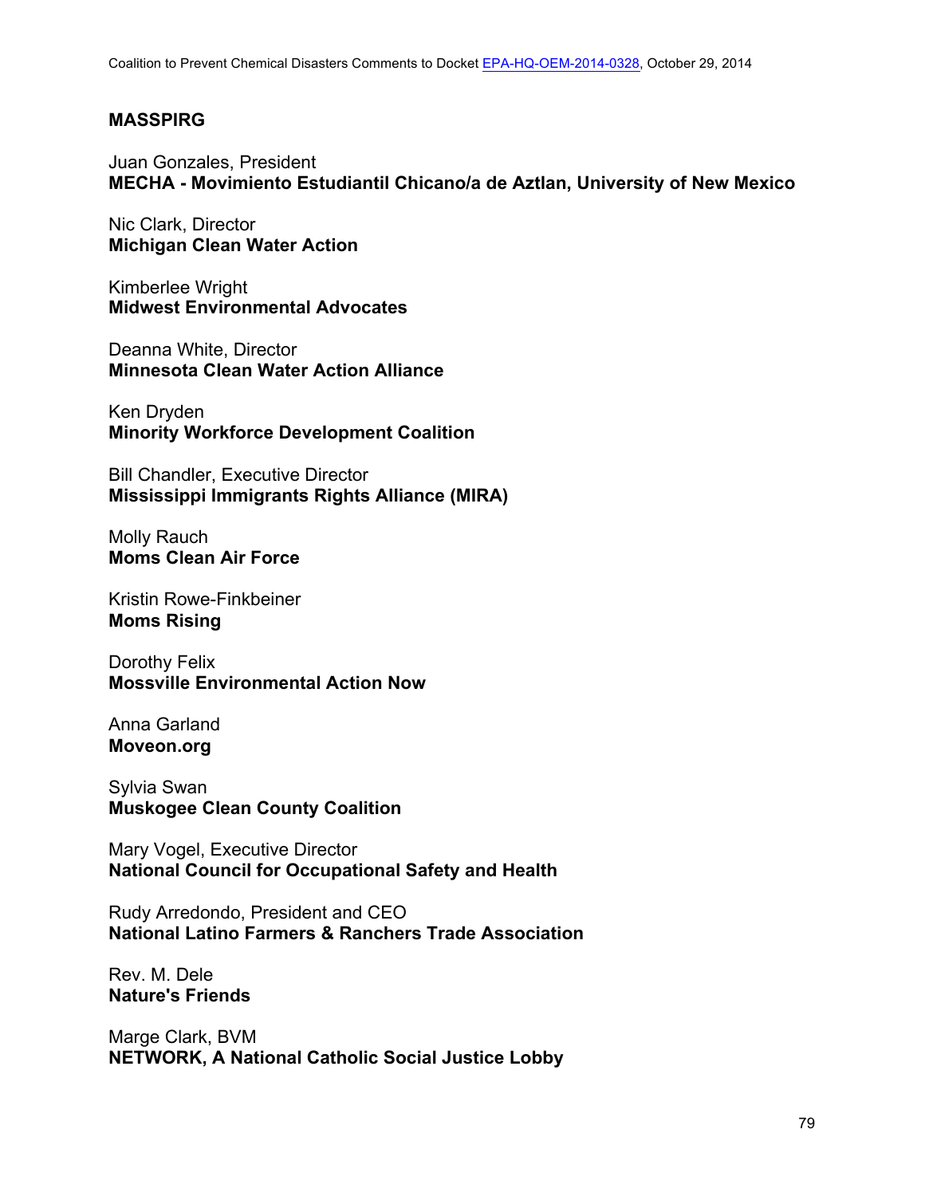**MASSPIRG**

Juan Gonzales, President
**MECHA - Movimiento Estudiantil Chicano/a de Aztlan, University of New Mexico**

Nic Clark, Director
**Michigan Clean Water Action**

Kimberlee Wright
**Midwest Environmental Advocates**

Deanna White, Director
**Minnesota Clean Water Action Alliance**

Ken Dryden
**Minority Workforce Development Coalition**

Bill Chandler, Executive Director
**Mississippi Immigrants Rights Alliance (MIRA)**

Molly Rauch
**Moms Clean Air Force**

Kristin Rowe-Finkbeiner
**Moms Rising**

Dorothy Felix
**Mossville Environmental Action Now**

Anna Garland
**Moveon.org**

Sylvia Swan
**Muskogee Clean County Coalition**

Mary Vogel, Executive Director
**National Council for Occupational Safety and Health**

Rudy Arredondo, President and CEO
**National Latino Farmers & Ranchers Trade Association**

Rev. M. Dele
**Nature's Friends**

Marge Clark, BVM
**NETWORK, A National Catholic Social Justice Lobby**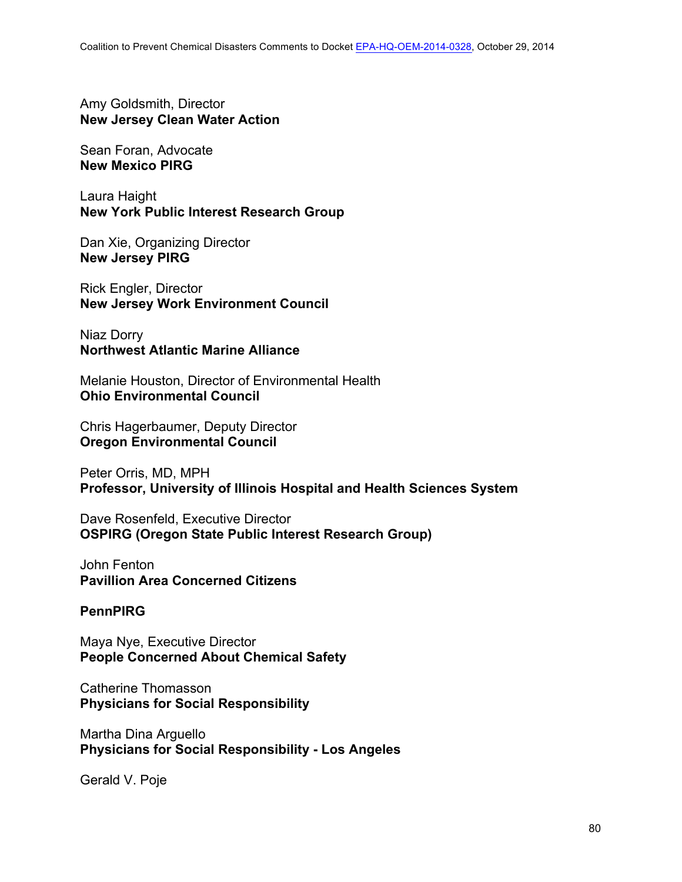Amy Goldsmith, Director
**New Jersey Clean Water Action**

Sean Foran, Advocate
**New Mexico PIRG**

Laura Haight
**New York Public Interest Research Group**

Dan Xie, Organizing Director
**New Jersey PIRG**

Rick Engler, Director
**New Jersey Work Environment Council**

Niaz Dorry
**Northwest Atlantic Marine Alliance**

Melanie Houston, Director of Environmental Health
**Ohio Environmental Council**

Chris Hagerbaumer, Deputy Director
**Oregon Environmental Council**

Peter Orris, MD, MPH
**Professor, University of Illinois Hospital and Health Sciences System**

Dave Rosenfeld, Executive Director
**OSPIRG (Oregon State Public Interest Research Group)**

John Fenton
**Pavillion Area Concerned Citizens**

**PennPIRG**

Maya Nye, Executive Director
**People Concerned About Chemical Safety**

Catherine Thomasson
**Physicians for Social Responsibility**

Martha Dina Arguello
**Physicians for Social Responsibility - Los Angeles**

Gerald V. Poje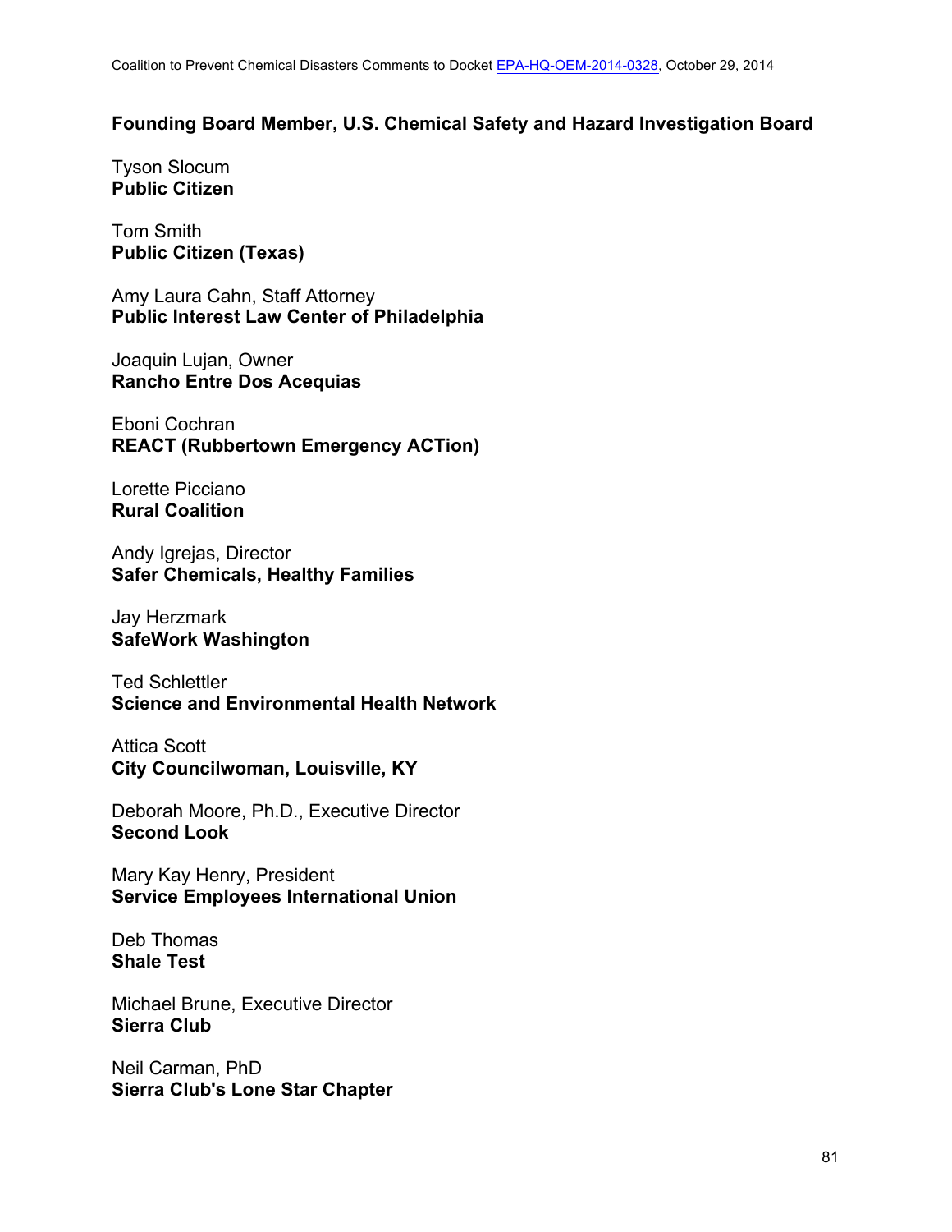**Founding Board Member, U.S. Chemical Safety and Hazard Investigation Board**

Tyson Slocum
**Public Citizen**

Tom Smith
**Public Citizen (Texas)**

Amy Laura Cahn, Staff Attorney
**Public Interest Law Center of Philadelphia**

Joaquin Lujan, Owner
**Rancho Entre Dos Acequias**

Eboni Cochran
**REACT (Rubbertown Emergency ACTion)**

Lorette Picciano
**Rural Coalition**

Andy Igrejas, Director
**Safer Chemicals, Healthy Families**

Jay Herzmark
**SafeWork Washington**

Ted Schlettler
**Science and Environmental Health Network**

Attica Scott
**City Councilwoman, Louisville, KY**

Deborah Moore, Ph.D., Executive Director
**Second Look**

Mary Kay Henry, President
**Service Employees International Union**

Deb Thomas
**Shale Test**

Michael Brune, Executive Director
**Sierra Club**

Neil Carman, PhD
**Sierra Club's Lone Star Chapter**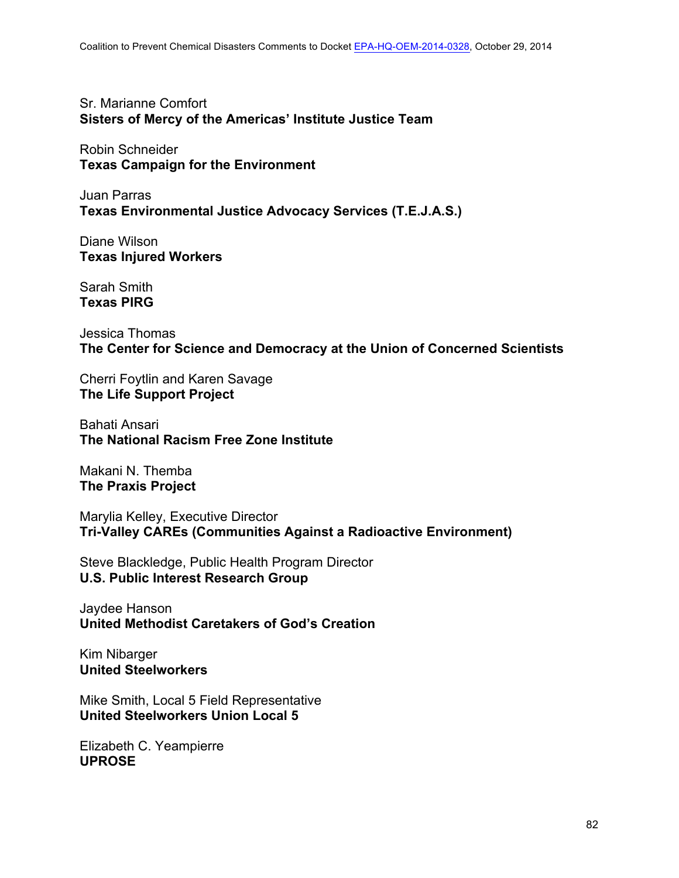Sr. Marianne Comfort
**Sisters of Mercy of the Americas' Institute Justice Team**

Robin Schneider
**Texas Campaign for the Environment**

Juan Parras
**Texas Environmental Justice Advocacy Services (T.E.J.A.S.)**

Diane Wilson
**Texas Injured Workers**

Sarah Smith
**Texas PIRG**

Jessica Thomas
**The Center for Science and Democracy at the Union of Concerned Scientists**

Cherri Foytlin and Karen Savage
**The Life Support Project**

Bahati Ansari
**The National Racism Free Zone Institute**

Makani N. Themba
**The Praxis Project**

Marylia Kelley, Executive Director
**Tri-Valley CAREs (Communities Against a Radioactive Environment)**

Steve Blackledge, Public Health Program Director
**U.S. Public Interest Research Group**

Jaydee Hanson
**United Methodist Caretakers of God's Creation**

Kim Nibarger
**United Steelworkers**

Mike Smith, Local 5 Field Representative
**United Steelworkers Union Local 5**

Elizabeth C. Yeampierre
**UPROSE**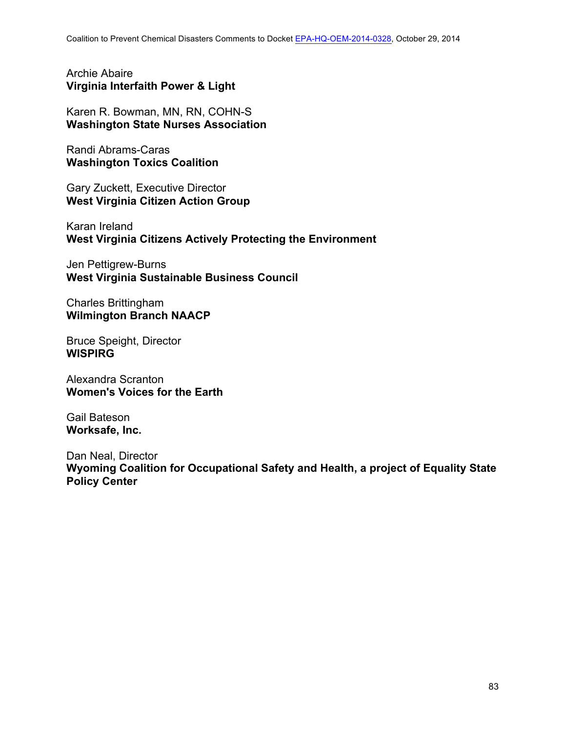Archie Abaire
**Virginia Interfaith Power & Light**

Karen R. Bowman, MN, RN, COHN-S
**Washington State Nurses Association**

Randi Abrams-Caras
**Washington Toxics Coalition**

Gary Zuckett, Executive Director
**West Virginia Citizen Action Group**

Karan Ireland
**West Virginia Citizens Actively Protecting the Environment**

Jen Pettigrew-Burns
**West Virginia Sustainable Business Council**

Charles Brittingham
**Wilmington Branch NAACP**

Bruce Speight, Director
**WISPIRG**

Alexandra Scranton
**Women's Voices for the Earth**

Gail Bateson
**Worksafe, Inc.**

Dan Neal, Director
**Wyoming Coalition for Occupational Safety and Health, a project of Equality State Policy Center**